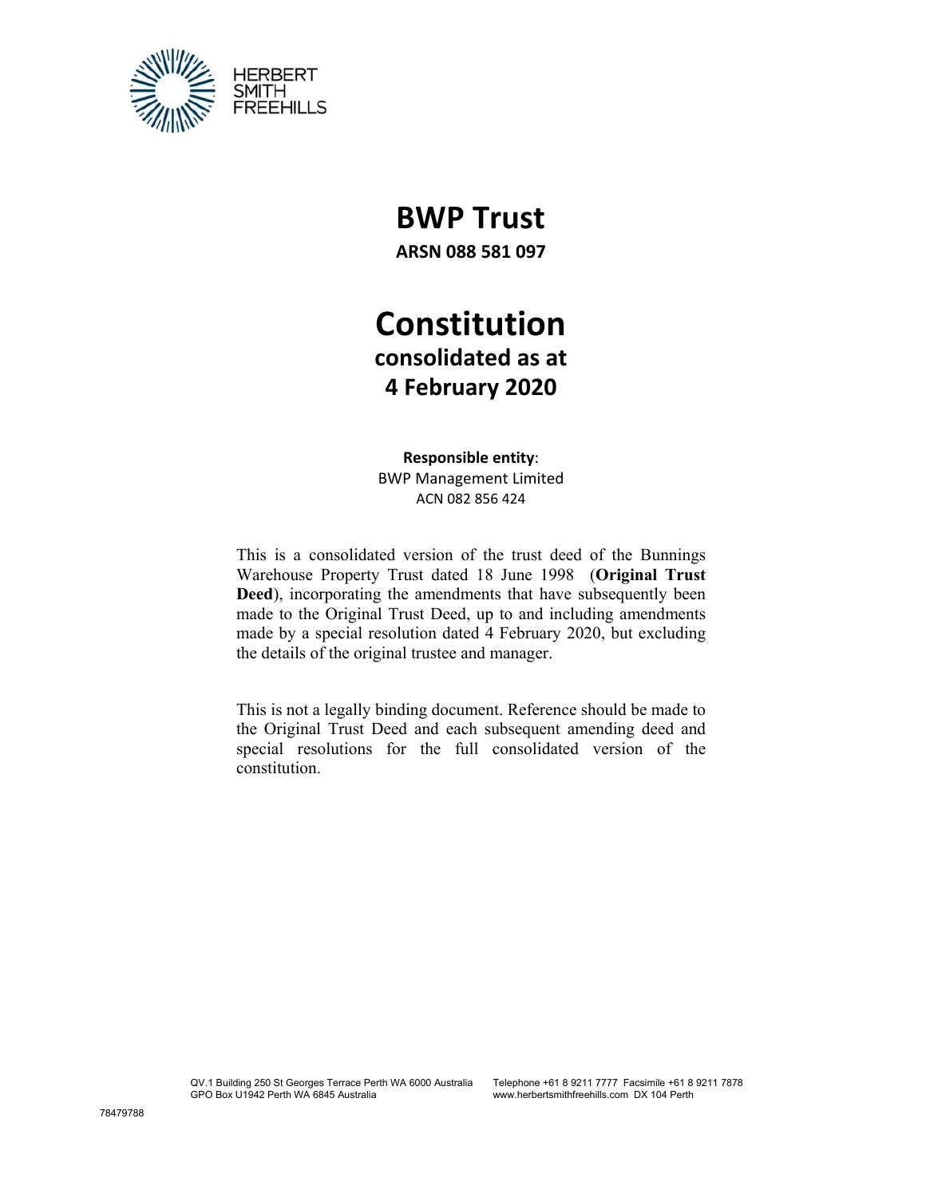HERBERT
SMITH
FREEHILLS

# BWP Trust

**ARSN 088 581 097**

# Constitution

## consolidated as at 4 February 2020

**Responsible entity**:
BWP Management Limited
ACN 082 856 424

This is a consolidated version of the trust deed of the Bunnings Warehouse Property Trust dated 18 June 1998 (**Original Trust Deed**), incorporating the amendments that have subsequently been made to the Original Trust Deed, up to and including amendments made by a special resolution dated 4 February 2020, but excluding the details of the original trustee and manager.

This is not a legally binding document. Reference should be made to the Original Trust Deed and each subsequent amending deed and special resolutions for the full consolidated version of the constitution.

QV.1 Building 250 St Georges Terrace Perth WA 6000 Australia
GPO Box U1942 Perth WA 6845 Australia

Telephone +61 8 9211 7777 Facsimile +61 8 9211 7878
www.herbertsmithfreehills.com DX 104 Perth

78479788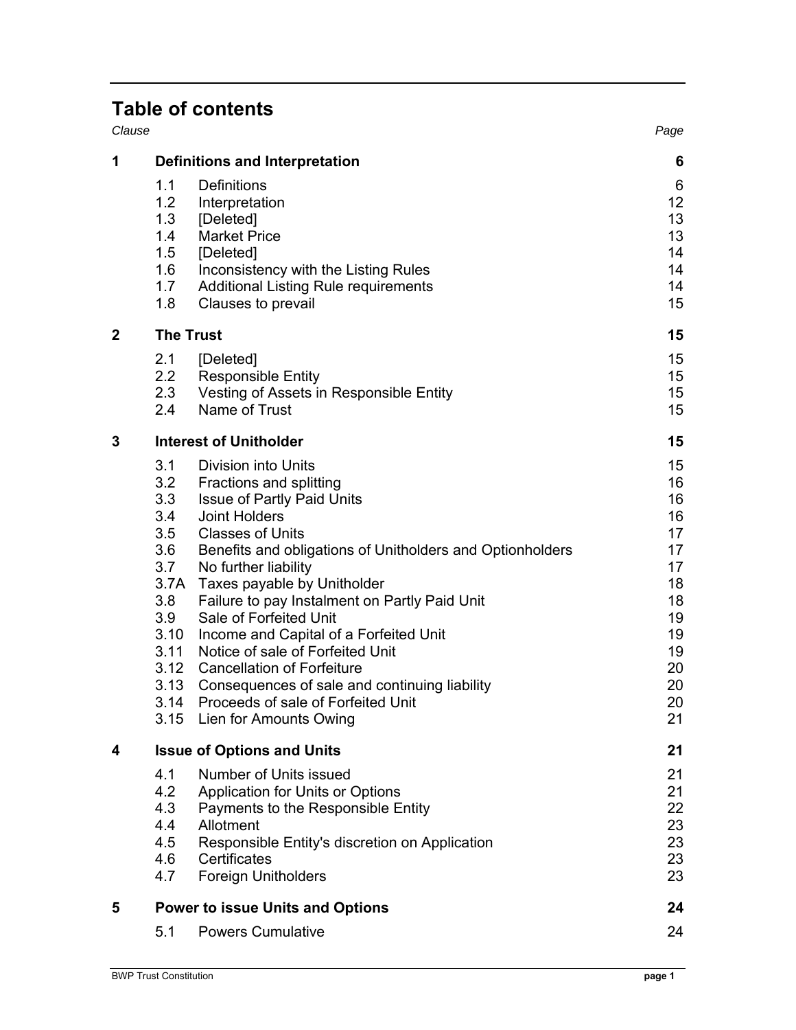# Table of contents

| Clause | | | Page |
|---|---|---|---|
| **1** | **Definitions and Interpretation** | | **6** |
| | 1.1 | Definitions | 6 |
| | 1.2 | Interpretation | 12 |
| | 1.3 | [Deleted] | 13 |
| | 1.4 | Market Price | 13 |
| | 1.5 | [Deleted] | 14 |
| | 1.6 | Inconsistency with the Listing Rules | 14 |
| | 1.7 | Additional Listing Rule requirements | 14 |
| | 1.8 | Clauses to prevail | 15 |
| **2** | **The Trust** | | **15** |
| | 2.1 | [Deleted] | 15 |
| | 2.2 | Responsible Entity | 15 |
| | 2.3 | Vesting of Assets in Responsible Entity | 15 |
| | 2.4 | Name of Trust | 15 |
| **3** | **Interest of Unitholder** | | **15** |
| | 3.1 | Division into Units | 15 |
| | 3.2 | Fractions and splitting | 16 |
| | 3.3 | Issue of Partly Paid Units | 16 |
| | 3.4 | Joint Holders | 16 |
| | 3.5 | Classes of Units | 17 |
| | 3.6 | Benefits and obligations of Unitholders and Optionholders | 17 |
| | 3.7 | No further liability | 17 |
| | 3.7A | Taxes payable by Unitholder | 18 |
| | 3.8 | Failure to pay Instalment on Partly Paid Unit | 18 |
| | 3.9 | Sale of Forfeited Unit | 19 |
| | 3.10 | Income and Capital of a Forfeited Unit | 19 |
| | 3.11 | Notice of sale of Forfeited Unit | 19 |
| | 3.12 | Cancellation of Forfeiture | 20 |
| | 3.13 | Consequences of sale and continuing liability | 20 |
| | 3.14 | Proceeds of sale of Forfeited Unit | 20 |
| | 3.15 | Lien for Amounts Owing | 21 |
| **4** | **Issue of Options and Units** | | **21** |
| | 4.1 | Number of Units issued | 21 |
| | 4.2 | Application for Units or Options | 21 |
| | 4.3 | Payments to the Responsible Entity | 22 |
| | 4.4 | Allotment | 23 |
| | 4.5 | Responsible Entity's discretion on Application | 23 |
| | 4.6 | Certificates | 23 |
| | 4.7 | Foreign Unitholders | 23 |
| **5** | **Power to issue Units and Options** | | **24** |
| | 5.1 | Powers Cumulative | 24 |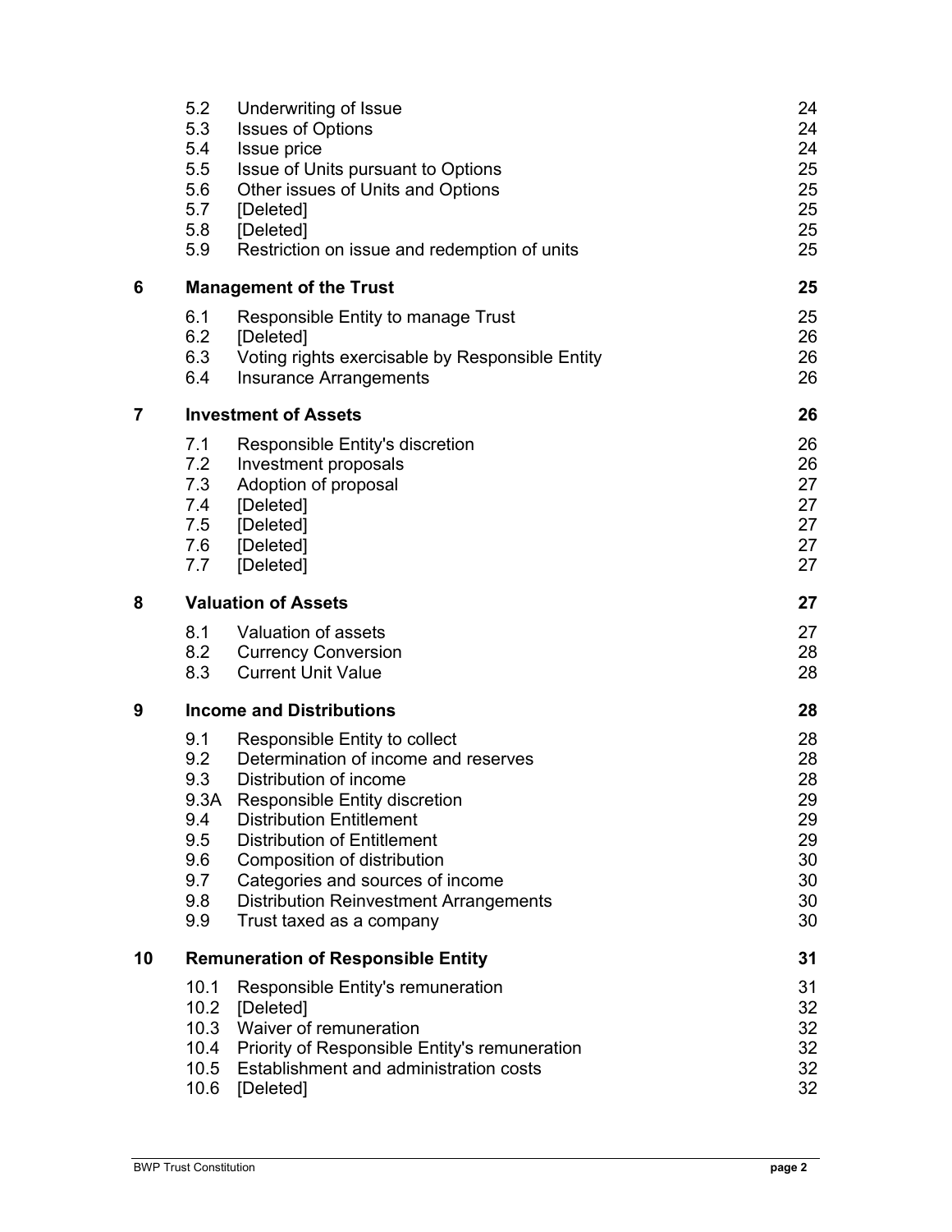| | | |
|---|---|---|
| 5.2 | Underwriting of Issue | 24 |
| 5.3 | Issues of Options | 24 |
| 5.4 | Issue price | 24 |
| 5.5 | Issue of Units pursuant to Options | 25 |
| 5.6 | Other issues of Units and Options | 25 |
| 5.7 | [Deleted] | 25 |
| 5.8 | [Deleted] | 25 |
| 5.9 | Restriction on issue and redemption of units | 25 |
| **6** | **Management of the Trust** | **25** |
| 6.1 | Responsible Entity to manage Trust | 25 |
| 6.2 | [Deleted] | 26 |
| 6.3 | Voting rights exercisable by Responsible Entity | 26 |
| 6.4 | Insurance Arrangements | 26 |
| **7** | **Investment of Assets** | **26** |
| 7.1 | Responsible Entity's discretion | 26 |
| 7.2 | Investment proposals | 26 |
| 7.3 | Adoption of proposal | 27 |
| 7.4 | [Deleted] | 27 |
| 7.5 | [Deleted] | 27 |
| 7.6 | [Deleted] | 27 |
| 7.7 | [Deleted] | 27 |
| **8** | **Valuation of Assets** | **27** |
| 8.1 | Valuation of assets | 27 |
| 8.2 | Currency Conversion | 28 |
| 8.3 | Current Unit Value | 28 |
| **9** | **Income and Distributions** | **28** |
| 9.1 | Responsible Entity to collect | 28 |
| 9.2 | Determination of income and reserves | 28 |
| 9.3 | Distribution of income | 28 |
| 9.3A | Responsible Entity discretion | 29 |
| 9.4 | Distribution Entitlement | 29 |
| 9.5 | Distribution of Entitlement | 29 |
| 9.6 | Composition of distribution | 30 |
| 9.7 | Categories and sources of income | 30 |
| 9.8 | Distribution Reinvestment Arrangements | 30 |
| 9.9 | Trust taxed as a company | 30 |
| **10** | **Remuneration of Responsible Entity** | **31** |
| 10.1 | Responsible Entity's remuneration | 31 |
| 10.2 | [Deleted] | 32 |
| 10.3 | Waiver of remuneration | 32 |
| 10.4 | Priority of Responsible Entity's remuneration | 32 |
| 10.5 | Establishment and administration costs | 32 |
| 10.6 | [Deleted] | 32 |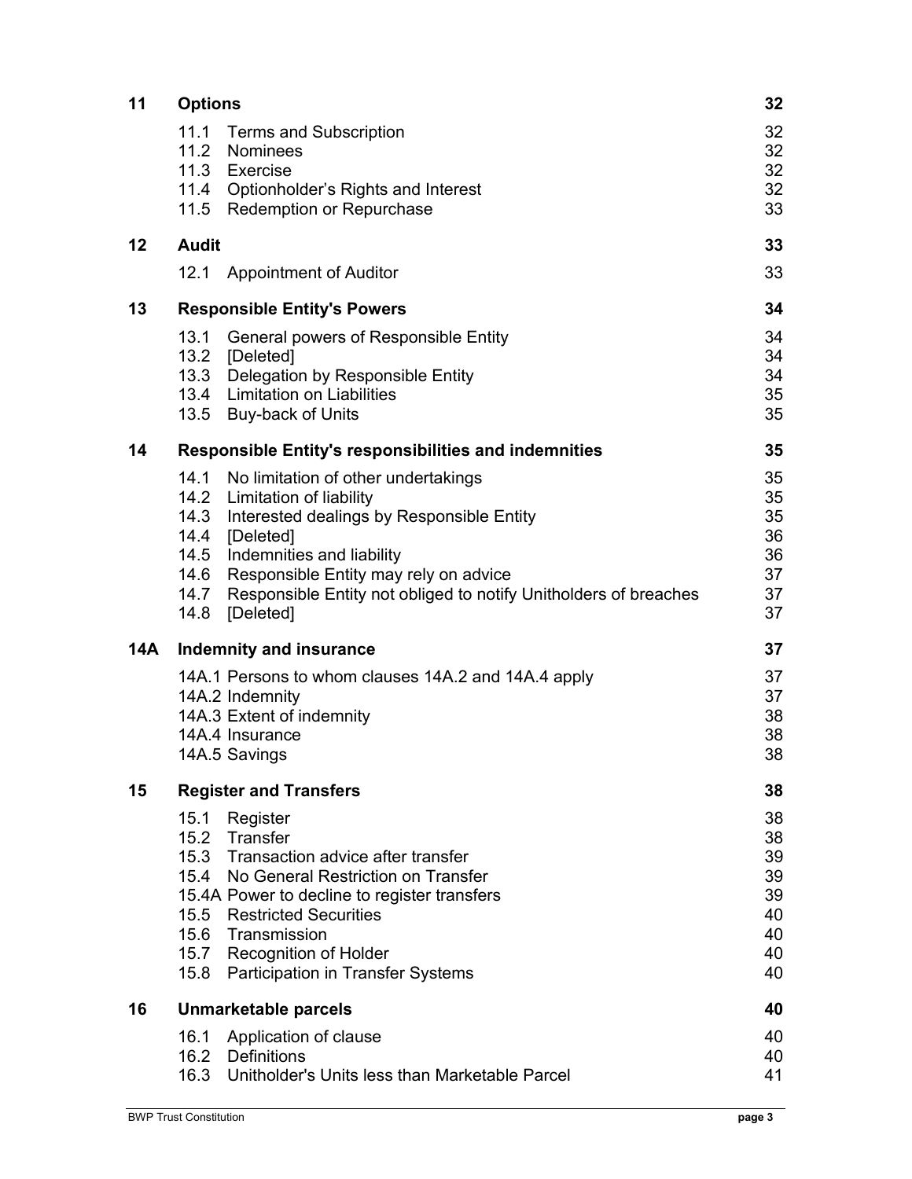| | | |
|---|---|---|
| **11** | **Options** | **32** |
| | 11.1 Terms and Subscription | 32 |
| | 11.2 Nominees | 32 |
| | 11.3 Exercise | 32 |
| | 11.4 Optionholder's Rights and Interest | 32 |
| | 11.5 Redemption or Repurchase | 33 |
| **12** | **Audit** | **33** |
| | 12.1 Appointment of Auditor | 33 |
| **13** | **Responsible Entity's Powers** | **34** |
| | 13.1 General powers of Responsible Entity | 34 |
| | 13.2 [Deleted] | 34 |
| | 13.3 Delegation by Responsible Entity | 34 |
| | 13.4 Limitation on Liabilities | 35 |
| | 13.5 Buy-back of Units | 35 |
| **14** | **Responsible Entity's responsibilities and indemnities** | **35** |
| | 14.1 No limitation of other undertakings | 35 |
| | 14.2 Limitation of liability | 35 |
| | 14.3 Interested dealings by Responsible Entity | 35 |
| | 14.4 [Deleted] | 36 |
| | 14.5 Indemnities and liability | 36 |
| | 14.6 Responsible Entity may rely on advice | 37 |
| | 14.7 Responsible Entity not obliged to notify Unitholders of breaches | 37 |
| | 14.8 [Deleted] | 37 |
| **14A** | **Indemnity and insurance** | **37** |
| | 14A.1 Persons to whom clauses 14A.2 and 14A.4 apply | 37 |
| | 14A.2 Indemnity | 37 |
| | 14A.3 Extent of indemnity | 38 |
| | 14A.4 Insurance | 38 |
| | 14A.5 Savings | 38 |
| **15** | **Register and Transfers** | **38** |
| | 15.1 Register | 38 |
| | 15.2 Transfer | 38 |
| | 15.3 Transaction advice after transfer | 39 |
| | 15.4 No General Restriction on Transfer | 39 |
| | 15.4A Power to decline to register transfers | 39 |
| | 15.5 Restricted Securities | 40 |
| | 15.6 Transmission | 40 |
| | 15.7 Recognition of Holder | 40 |
| | 15.8 Participation in Transfer Systems | 40 |
| **16** | **Unmarketable parcels** | **40** |
| | 16.1 Application of clause | 40 |
| | 16.2 Definitions | 40 |
| | 16.3 Unitholder's Units less than Marketable Parcel | 41 |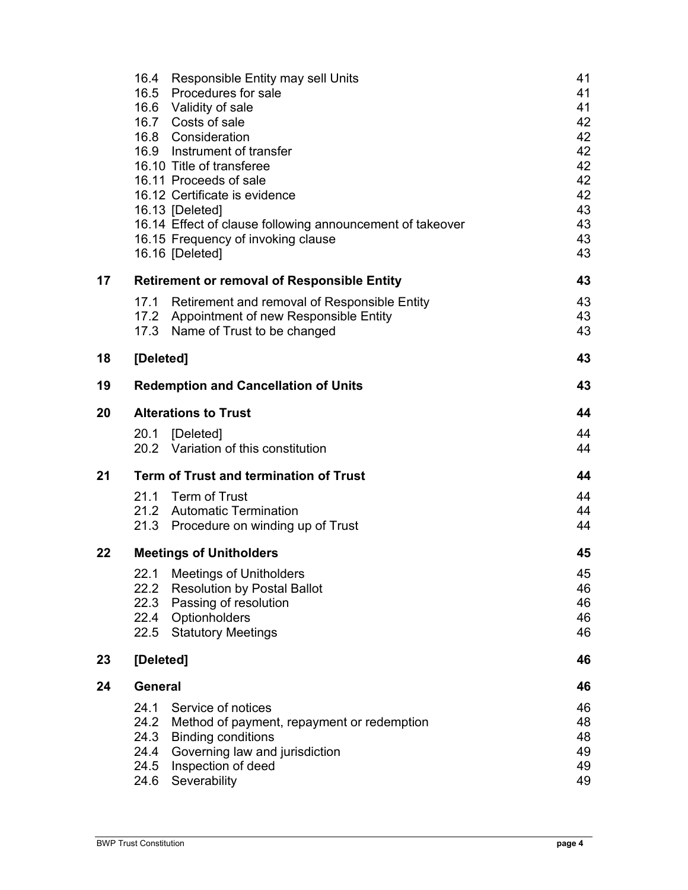| | | |
|---|---|---|
| 16.4 | Responsible Entity may sell Units | 41 |
| 16.5 | Procedures for sale | 41 |
| 16.6 | Validity of sale | 41 |
| 16.7 | Costs of sale | 42 |
| 16.8 | Consideration | 42 |
| 16.9 | Instrument of transfer | 42 |
| 16.10 | Title of transferee | 42 |
| 16.11 | Proceeds of sale | 42 |
| 16.12 | Certificate is evidence | 42 |
| 16.13 | [Deleted] | 43 |
| 16.14 | Effect of clause following announcement of takeover | 43 |
| 16.15 | Frequency of invoking clause | 43 |
| 16.16 | [Deleted] | 43 |
| **17** | **Retirement or removal of Responsible Entity** | **43** |
| 17.1 | Retirement and removal of Responsible Entity | 43 |
| 17.2 | Appointment of new Responsible Entity | 43 |
| 17.3 | Name of Trust to be changed | 43 |
| **18** | **[Deleted]** | **43** |
| **19** | **Redemption and Cancellation of Units** | **43** |
| **20** | **Alterations to Trust** | **44** |
| 20.1 | [Deleted] | 44 |
| 20.2 | Variation of this constitution | 44 |
| **21** | **Term of Trust and termination of Trust** | **44** |
| 21.1 | Term of Trust | 44 |
| 21.2 | Automatic Termination | 44 |
| 21.3 | Procedure on winding up of Trust | 44 |
| **22** | **Meetings of Unitholders** | **45** |
| 22.1 | Meetings of Unitholders | 45 |
| 22.2 | Resolution by Postal Ballot | 46 |
| 22.3 | Passing of resolution | 46 |
| 22.4 | Optionholders | 46 |
| 22.5 | Statutory Meetings | 46 |
| **23** | **[Deleted]** | **46** |
| **24** | **General** | **46** |
| 24.1 | Service of notices | 46 |
| 24.2 | Method of payment, repayment or redemption | 48 |
| 24.3 | Binding conditions | 48 |
| 24.4 | Governing law and jurisdiction | 49 |
| 24.5 | Inspection of deed | 49 |
| 24.6 | Severability | 49 |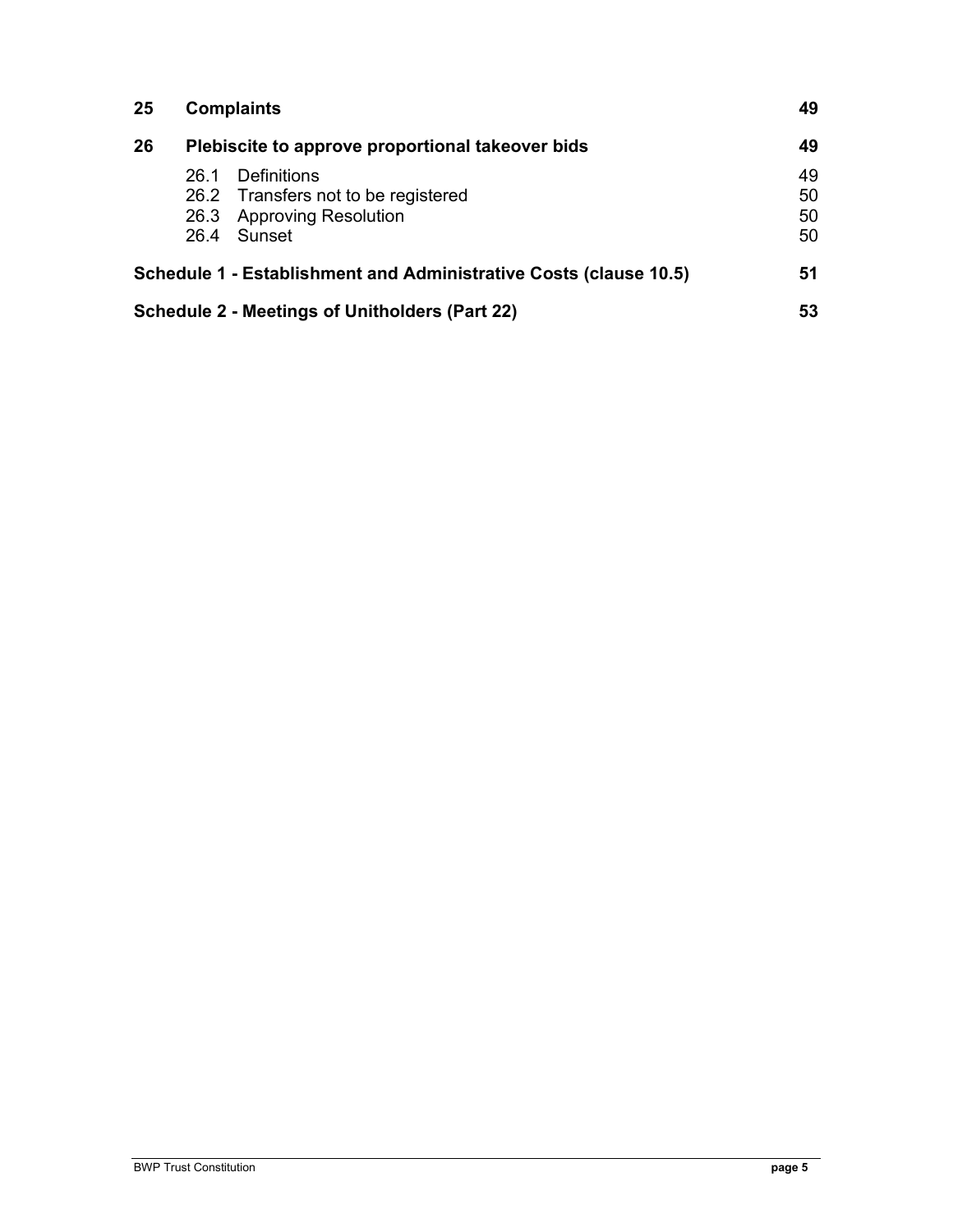| | | |
|---|---|---|
| **25** | **Complaints** | **49** |
| **26** | **Plebiscite to approve proportional takeover bids** | **49** |
| | 26.1 Definitions | 49 |
| | 26.2 Transfers not to be registered | 50 |
| | 26.3 Approving Resolution | 50 |
| | 26.4 Sunset | 50 |
| **Schedule 1 - Establishment and Administrative Costs (clause 10.5)** | | **51** |
| **Schedule 2 - Meetings of Unitholders (Part 22)** | | **53** |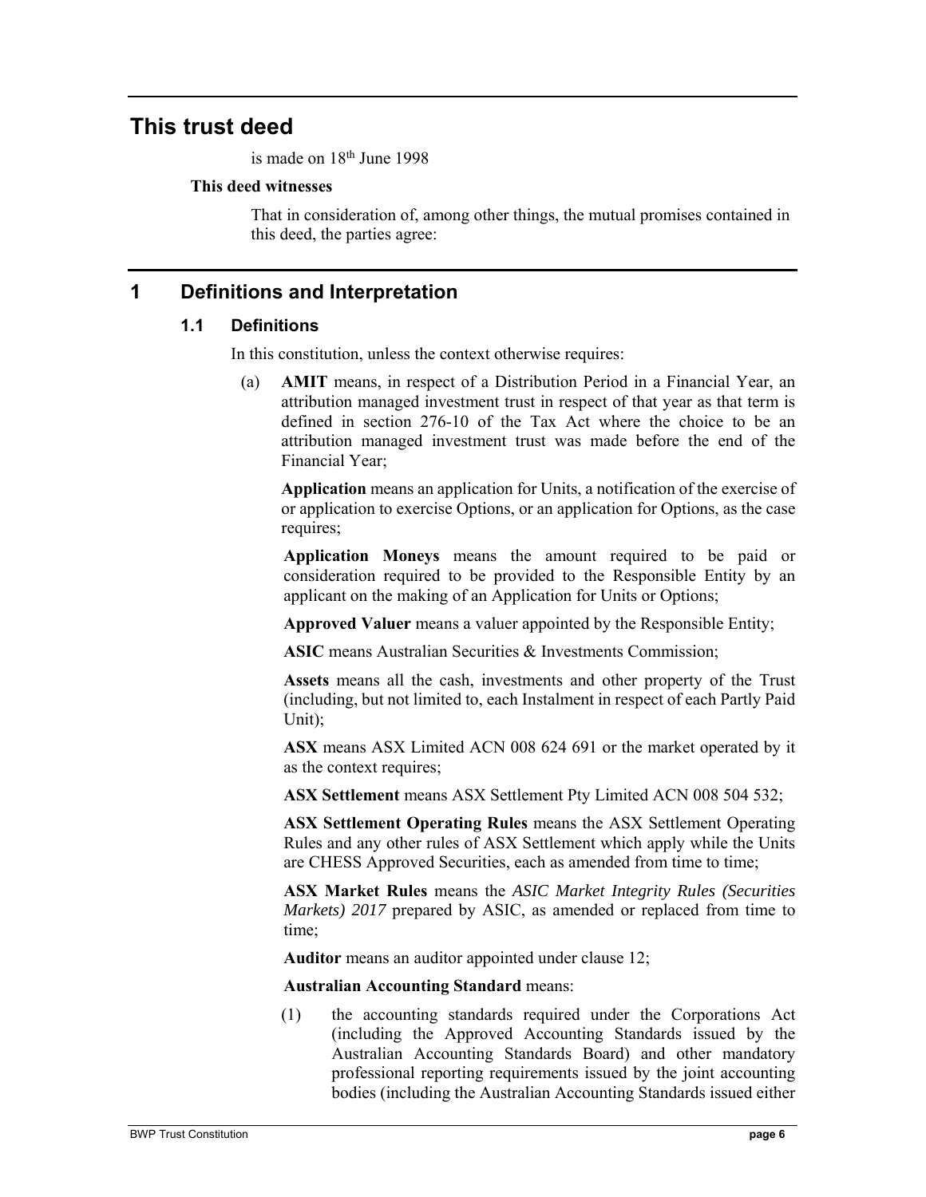# This trust deed

is made on 18th June 1998

**This deed witnesses**

That in consideration of, among other things, the mutual promises contained in this deed, the parties agree:

# 1 Definitions and Interpretation

## 1.1 Definitions

In this constitution, unless the context otherwise requires:

(a) **AMIT** means, in respect of a Distribution Period in a Financial Year, an attribution managed investment trust in respect of that year as that term is defined in section 276-10 of the Tax Act where the choice to be an attribution managed investment trust was made before the end of the Financial Year;

**Application** means an application for Units, a notification of the exercise of or application to exercise Options, or an application for Options, as the case requires;

**Application Moneys** means the amount required to be paid or consideration required to be provided to the Responsible Entity by an applicant on the making of an Application for Units or Options;

**Approved Valuer** means a valuer appointed by the Responsible Entity;

**ASIC** means Australian Securities & Investments Commission;

**Assets** means all the cash, investments and other property of the Trust (including, but not limited to, each Instalment in respect of each Partly Paid Unit);

**ASX** means ASX Limited ACN 008 624 691 or the market operated by it as the context requires;

**ASX Settlement** means ASX Settlement Pty Limited ACN 008 504 532;

**ASX Settlement Operating Rules** means the ASX Settlement Operating Rules and any other rules of ASX Settlement which apply while the Units are CHESS Approved Securities, each as amended from time to time;

**ASX Market Rules** means the *ASIC Market Integrity Rules (Securities Markets) 2017* prepared by ASIC, as amended or replaced from time to time;

**Auditor** means an auditor appointed under clause 12;

**Australian Accounting Standard** means:

(1) the accounting standards required under the Corporations Act (including the Approved Accounting Standards issued by the Australian Accounting Standards Board) and other mandatory professional reporting requirements issued by the joint accounting bodies (including the Australian Accounting Standards issued either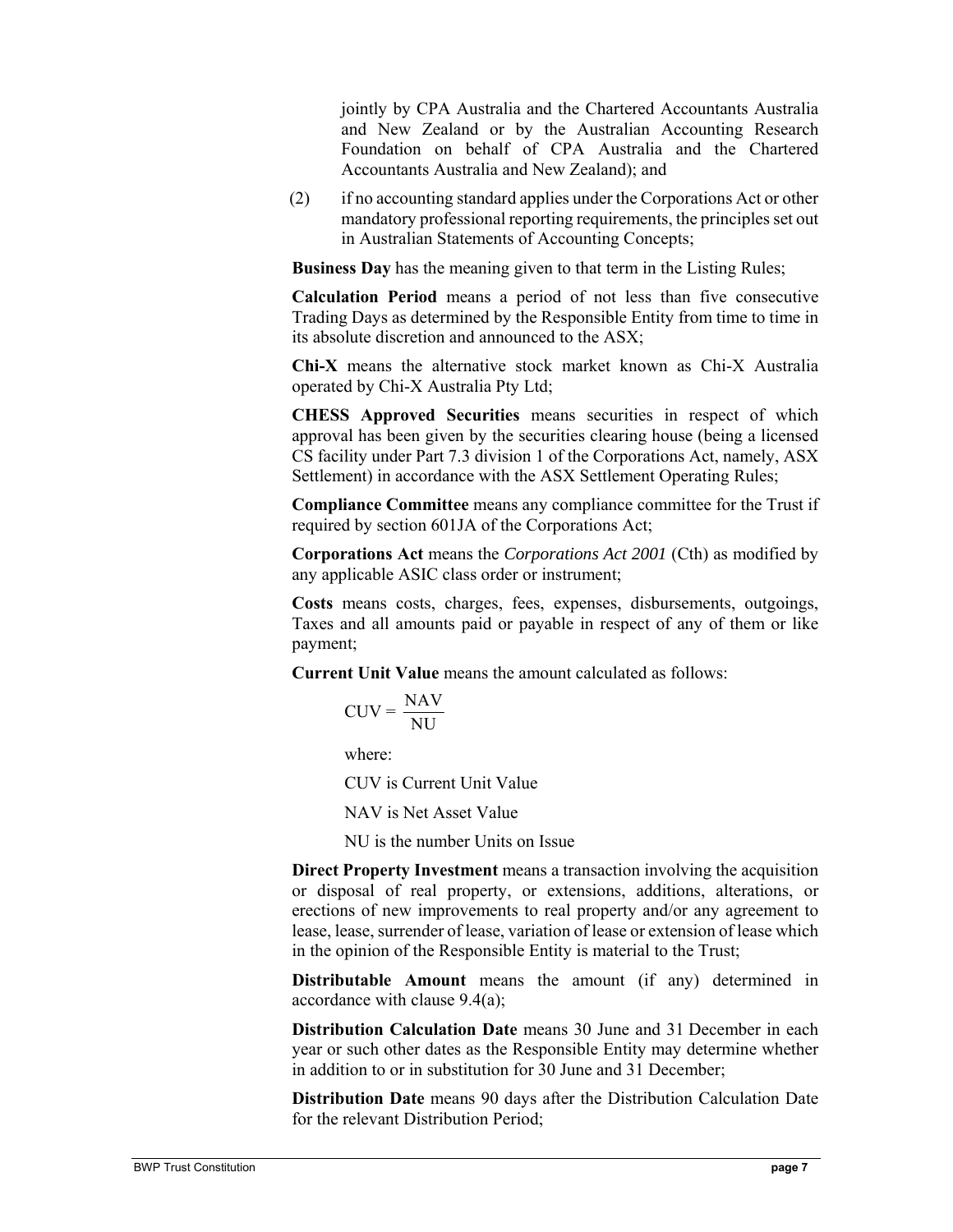jointly by CPA Australia and the Chartered Accountants Australia and New Zealand or by the Australian Accounting Research Foundation on behalf of CPA Australia and the Chartered Accountants Australia and New Zealand); and

(2) if no accounting standard applies under the Corporations Act or other mandatory professional reporting requirements, the principles set out in Australian Statements of Accounting Concepts;

**Business Day** has the meaning given to that term in the Listing Rules;

**Calculation Period** means a period of not less than five consecutive Trading Days as determined by the Responsible Entity from time to time in its absolute discretion and announced to the ASX;

**Chi-X** means the alternative stock market known as Chi-X Australia operated by Chi-X Australia Pty Ltd;

**CHESS Approved Securities** means securities in respect of which approval has been given by the securities clearing house (being a licensed CS facility under Part 7.3 division 1 of the Corporations Act, namely, ASX Settlement) in accordance with the ASX Settlement Operating Rules;

**Compliance Committee** means any compliance committee for the Trust if required by section 601JA of the Corporations Act;

**Corporations Act** means the *Corporations Act 2001* (Cth) as modified by any applicable ASIC class order or instrument;

**Costs** means costs, charges, fees, expenses, disbursements, outgoings, Taxes and all amounts paid or payable in respect of any of them or like payment;

**Current Unit Value** means the amount calculated as follows:

$$\text{CUV} = \frac{\text{NAV}}{\text{NU}}$$

where:

CUV is Current Unit Value

NAV is Net Asset Value

NU is the number Units on Issue

**Direct Property Investment** means a transaction involving the acquisition or disposal of real property, or extensions, additions, alterations, or erections of new improvements to real property and/or any agreement to lease, lease, surrender of lease, variation of lease or extension of lease which in the opinion of the Responsible Entity is material to the Trust;

**Distributable Amount** means the amount (if any) determined in accordance with clause 9.4(a);

**Distribution Calculation Date** means 30 June and 31 December in each year or such other dates as the Responsible Entity may determine whether in addition to or in substitution for 30 June and 31 December;

**Distribution Date** means 90 days after the Distribution Calculation Date for the relevant Distribution Period;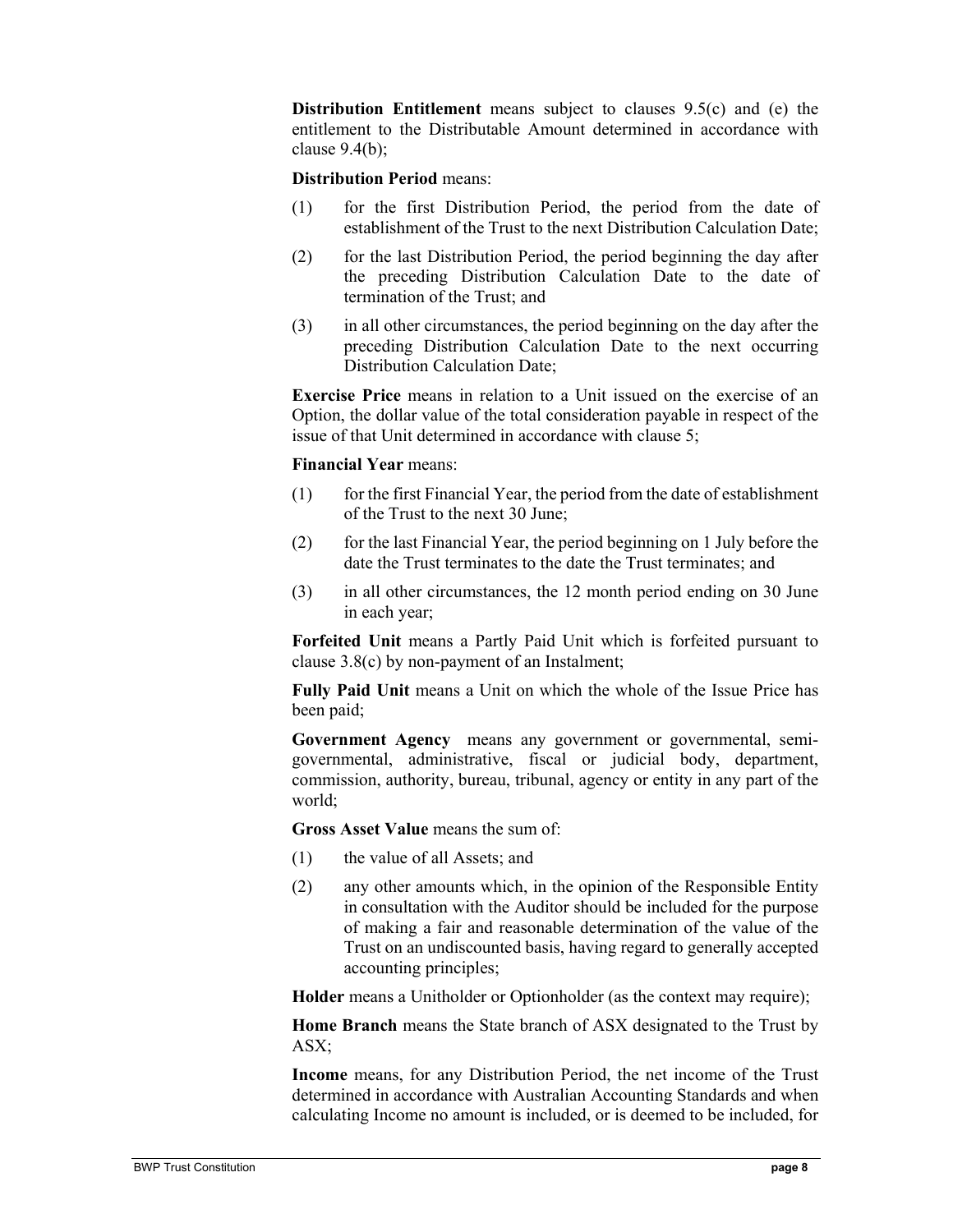**Distribution Entitlement** means subject to clauses 9.5(c) and (e) the entitlement to the Distributable Amount determined in accordance with clause 9.4(b);

**Distribution Period** means:

(1) for the first Distribution Period, the period from the date of establishment of the Trust to the next Distribution Calculation Date;

(2) for the last Distribution Period, the period beginning the day after the preceding Distribution Calculation Date to the date of termination of the Trust; and

(3) in all other circumstances, the period beginning on the day after the preceding Distribution Calculation Date to the next occurring Distribution Calculation Date;

**Exercise Price** means in relation to a Unit issued on the exercise of an Option, the dollar value of the total consideration payable in respect of the issue of that Unit determined in accordance with clause 5;

**Financial Year** means:

(1) for the first Financial Year, the period from the date of establishment of the Trust to the next 30 June;

(2) for the last Financial Year, the period beginning on 1 July before the date the Trust terminates to the date the Trust terminates; and

(3) in all other circumstances, the 12 month period ending on 30 June in each year;

**Forfeited Unit** means a Partly Paid Unit which is forfeited pursuant to clause 3.8(c) by non-payment of an Instalment;

**Fully Paid Unit** means a Unit on which the whole of the Issue Price has been paid;

**Government Agency** means any government or governmental, semi-governmental, administrative, fiscal or judicial body, department, commission, authority, bureau, tribunal, agency or entity in any part of the world;

**Gross Asset Value** means the sum of:

(1) the value of all Assets; and

(2) any other amounts which, in the opinion of the Responsible Entity in consultation with the Auditor should be included for the purpose of making a fair and reasonable determination of the value of the Trust on an undiscounted basis, having regard to generally accepted accounting principles;

**Holder** means a Unitholder or Optionholder (as the context may require);

**Home Branch** means the State branch of ASX designated to the Trust by ASX;

**Income** means, for any Distribution Period, the net income of the Trust determined in accordance with Australian Accounting Standards and when calculating Income no amount is included, or is deemed to be included, for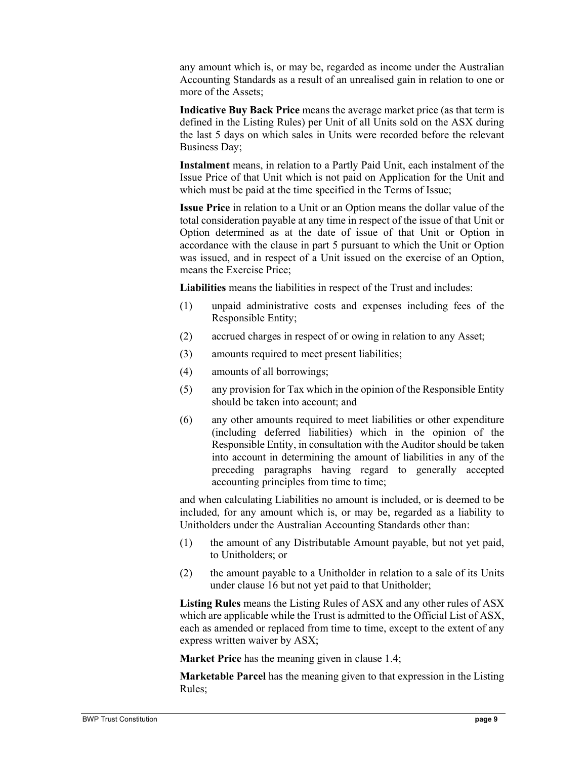any amount which is, or may be, regarded as income under the Australian Accounting Standards as a result of an unrealised gain in relation to one or more of the Assets;

**Indicative Buy Back Price** means the average market price (as that term is defined in the Listing Rules) per Unit of all Units sold on the ASX during the last 5 days on which sales in Units were recorded before the relevant Business Day;

**Instalment** means, in relation to a Partly Paid Unit, each instalment of the Issue Price of that Unit which is not paid on Application for the Unit and which must be paid at the time specified in the Terms of Issue;

**Issue Price** in relation to a Unit or an Option means the dollar value of the total consideration payable at any time in respect of the issue of that Unit or Option determined as at the date of issue of that Unit or Option in accordance with the clause in part 5 pursuant to which the Unit or Option was issued, and in respect of a Unit issued on the exercise of an Option, means the Exercise Price;

**Liabilities** means the liabilities in respect of the Trust and includes:

(1) unpaid administrative costs and expenses including fees of the Responsible Entity;

(2) accrued charges in respect of or owing in relation to any Asset;

(3) amounts required to meet present liabilities;

(4) amounts of all borrowings;

(5) any provision for Tax which in the opinion of the Responsible Entity should be taken into account; and

(6) any other amounts required to meet liabilities or other expenditure (including deferred liabilities) which in the opinion of the Responsible Entity, in consultation with the Auditor should be taken into account in determining the amount of liabilities in any of the preceding paragraphs having regard to generally accepted accounting principles from time to time;

and when calculating Liabilities no amount is included, or is deemed to be included, for any amount which is, or may be, regarded as a liability to Unitholders under the Australian Accounting Standards other than:

(1) the amount of any Distributable Amount payable, but not yet paid, to Unitholders; or

(2) the amount payable to a Unitholder in relation to a sale of its Units under clause 16 but not yet paid to that Unitholder;

**Listing Rules** means the Listing Rules of ASX and any other rules of ASX which are applicable while the Trust is admitted to the Official List of ASX, each as amended or replaced from time to time, except to the extent of any express written waiver by ASX;

**Market Price** has the meaning given in clause 1.4;

**Marketable Parcel** has the meaning given to that expression in the Listing Rules;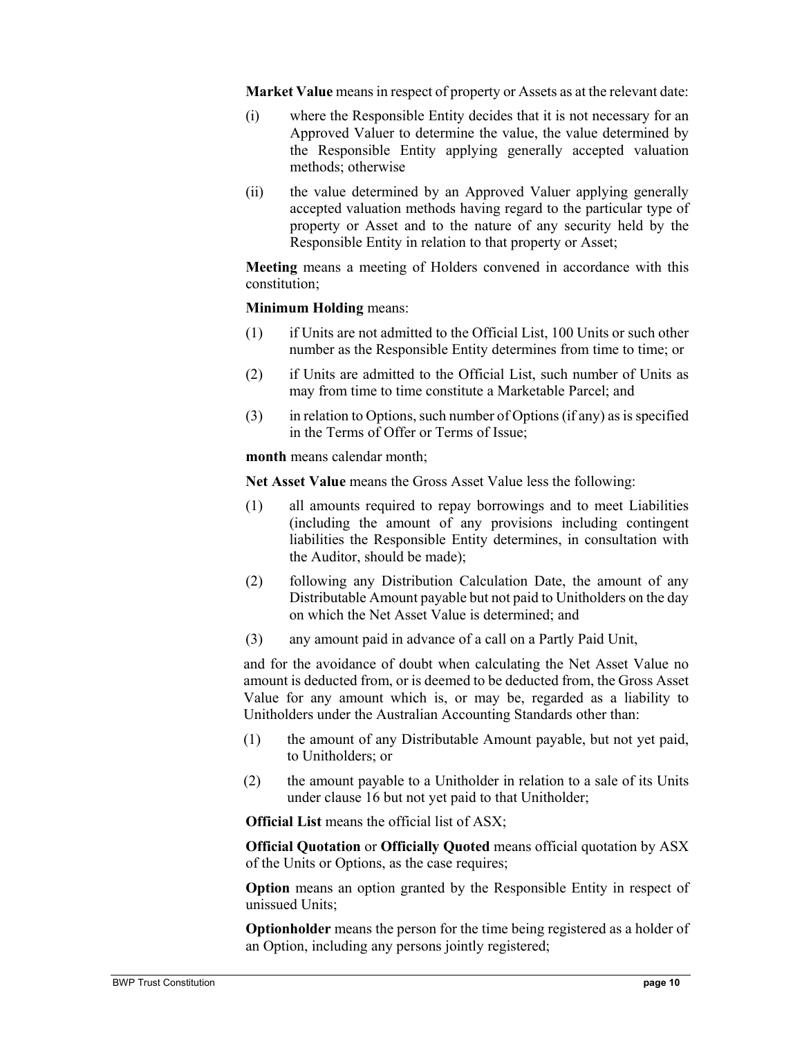**Market Value** means in respect of property or Assets as at the relevant date:

(i) where the Responsible Entity decides that it is not necessary for an Approved Valuer to determine the value, the value determined by the Responsible Entity applying generally accepted valuation methods; otherwise

(ii) the value determined by an Approved Valuer applying generally accepted valuation methods having regard to the particular type of property or Asset and to the nature of any security held by the Responsible Entity in relation to that property or Asset;

**Meeting** means a meeting of Holders convened in accordance with this constitution;

**Minimum Holding** means:

(1) if Units are not admitted to the Official List, 100 Units or such other number as the Responsible Entity determines from time to time; or

(2) if Units are admitted to the Official List, such number of Units as may from time to time constitute a Marketable Parcel; and

(3) in relation to Options, such number of Options (if any) as is specified in the Terms of Offer or Terms of Issue;

**month** means calendar month;

**Net Asset Value** means the Gross Asset Value less the following:

(1) all amounts required to repay borrowings and to meet Liabilities (including the amount of any provisions including contingent liabilities the Responsible Entity determines, in consultation with the Auditor, should be made);

(2) following any Distribution Calculation Date, the amount of any Distributable Amount payable but not paid to Unitholders on the day on which the Net Asset Value is determined; and

(3) any amount paid in advance of a call on a Partly Paid Unit,

and for the avoidance of doubt when calculating the Net Asset Value no amount is deducted from, or is deemed to be deducted from, the Gross Asset Value for any amount which is, or may be, regarded as a liability to Unitholders under the Australian Accounting Standards other than:

(1) the amount of any Distributable Amount payable, but not yet paid, to Unitholders; or

(2) the amount payable to a Unitholder in relation to a sale of its Units under clause 16 but not yet paid to that Unitholder;

**Official List** means the official list of ASX;

**Official Quotation** or **Officially Quoted** means official quotation by ASX of the Units or Options, as the case requires;

**Option** means an option granted by the Responsible Entity in respect of unissued Units;

**Optionholder** means the person for the time being registered as a holder of an Option, including any persons jointly registered;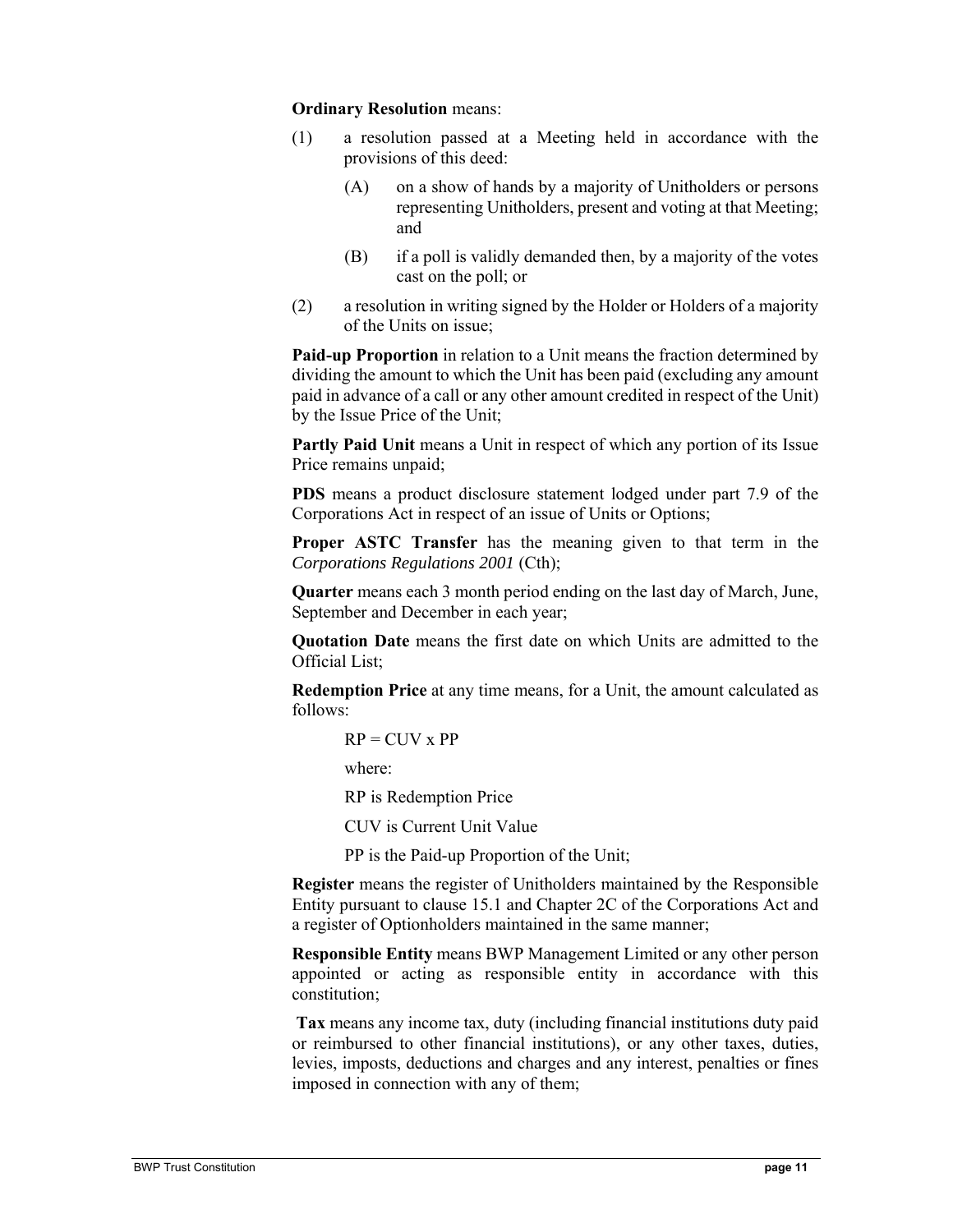**Ordinary Resolution** means:

(1) a resolution passed at a Meeting held in accordance with the provisions of this deed:

   (A) on a show of hands by a majority of Unitholders or persons representing Unitholders, present and voting at that Meeting; and

   (B) if a poll is validly demanded then, by a majority of the votes cast on the poll; or

(2) a resolution in writing signed by the Holder or Holders of a majority of the Units on issue;

**Paid-up Proportion** in relation to a Unit means the fraction determined by dividing the amount to which the Unit has been paid (excluding any amount paid in advance of a call or any other amount credited in respect of the Unit) by the Issue Price of the Unit;

**Partly Paid Unit** means a Unit in respect of which any portion of its Issue Price remains unpaid;

**PDS** means a product disclosure statement lodged under part 7.9 of the Corporations Act in respect of an issue of Units or Options;

**Proper ASTC Transfer** has the meaning given to that term in the *Corporations Regulations 2001* (Cth);

**Quarter** means each 3 month period ending on the last day of March, June, September and December in each year;

**Quotation Date** means the first date on which Units are admitted to the Official List;

**Redemption Price** at any time means, for a Unit, the amount calculated as follows:

$$RP = CUV \times PP$$

where:

RP is Redemption Price

CUV is Current Unit Value

PP is the Paid-up Proportion of the Unit;

**Register** means the register of Unitholders maintained by the Responsible Entity pursuant to clause 15.1 and Chapter 2C of the Corporations Act and a register of Optionholders maintained in the same manner;

**Responsible Entity** means BWP Management Limited or any other person appointed or acting as responsible entity in accordance with this constitution;

**Tax** means any income tax, duty (including financial institutions duty paid or reimbursed to other financial institutions), or any other taxes, duties, levies, imposts, deductions and charges and any interest, penalties or fines imposed in connection with any of them;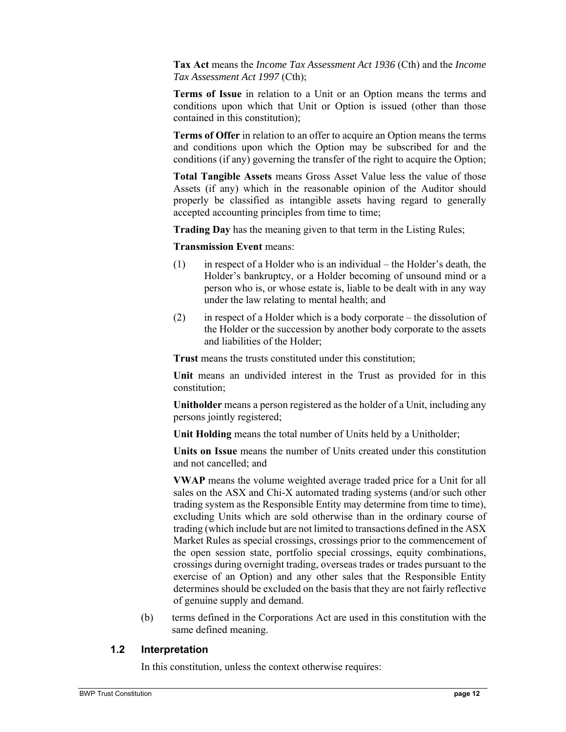**Tax Act** means the *Income Tax Assessment Act 1936* (Cth) and the *Income Tax Assessment Act 1997* (Cth);

**Terms of Issue** in relation to a Unit or an Option means the terms and conditions upon which that Unit or Option is issued (other than those contained in this constitution);

**Terms of Offer** in relation to an offer to acquire an Option means the terms and conditions upon which the Option may be subscribed for and the conditions (if any) governing the transfer of the right to acquire the Option;

**Total Tangible Assets** means Gross Asset Value less the value of those Assets (if any) which in the reasonable opinion of the Auditor should properly be classified as intangible assets having regard to generally accepted accounting principles from time to time;

**Trading Day** has the meaning given to that term in the Listing Rules;

**Transmission Event** means:

(1) in respect of a Holder who is an individual – the Holder's death, the Holder's bankruptcy, or a Holder becoming of unsound mind or a person who is, or whose estate is, liable to be dealt with in any way under the law relating to mental health; and

(2) in respect of a Holder which is a body corporate – the dissolution of the Holder or the succession by another body corporate to the assets and liabilities of the Holder;

**Trust** means the trusts constituted under this constitution;

**Unit** means an undivided interest in the Trust as provided for in this constitution;

**Unitholder** means a person registered as the holder of a Unit, including any persons jointly registered;

**Unit Holding** means the total number of Units held by a Unitholder;

**Units on Issue** means the number of Units created under this constitution and not cancelled; and

**VWAP** means the volume weighted average traded price for a Unit for all sales on the ASX and Chi-X automated trading systems (and/or such other trading system as the Responsible Entity may determine from time to time), excluding Units which are sold otherwise than in the ordinary course of trading (which include but are not limited to transactions defined in the ASX Market Rules as special crossings, crossings prior to the commencement of the open session state, portfolio special crossings, equity combinations, crossings during overnight trading, overseas trades or trades pursuant to the exercise of an Option) and any other sales that the Responsible Entity determines should be excluded on the basis that they are not fairly reflective of genuine supply and demand.

(b) terms defined in the Corporations Act are used in this constitution with the same defined meaning.

## 1.2 Interpretation

In this constitution, unless the context otherwise requires: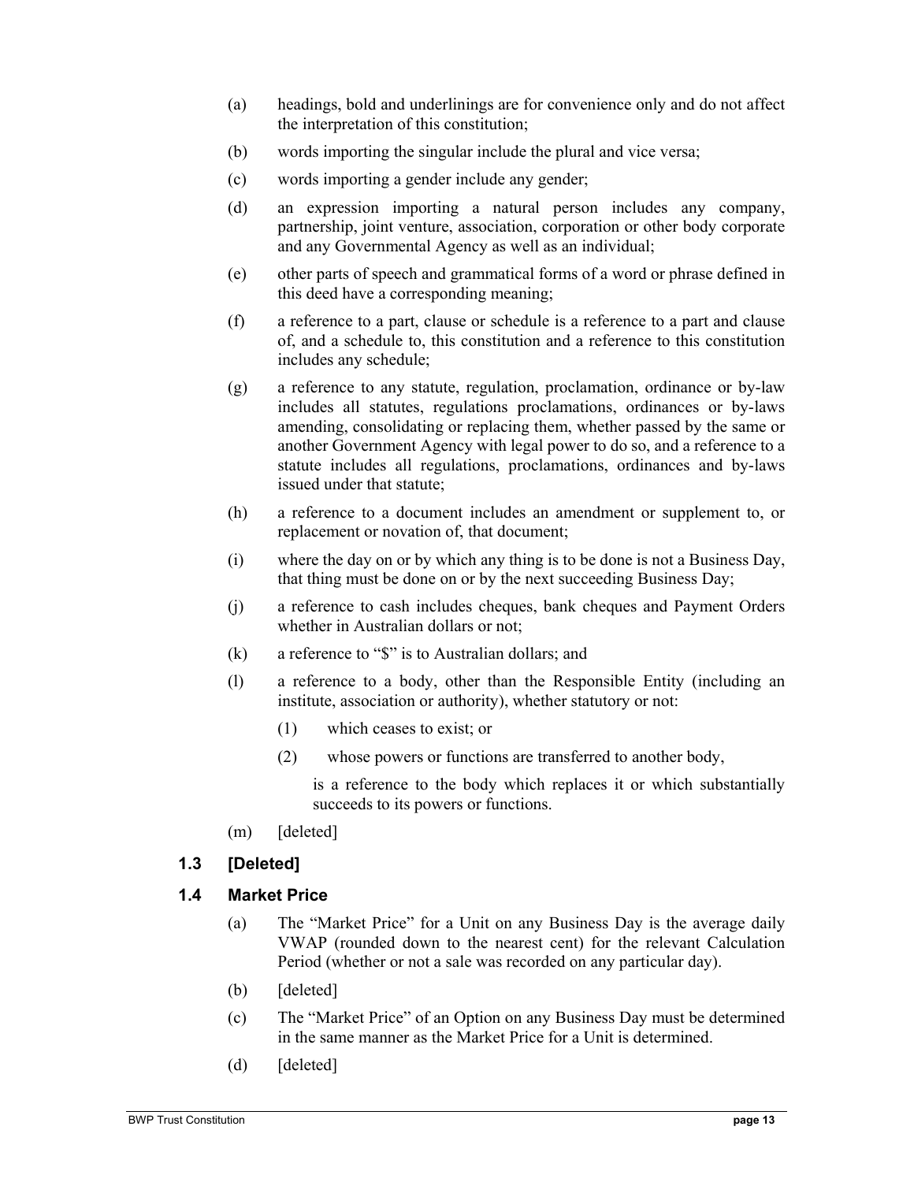(a) headings, bold and underlinings are for convenience only and do not affect the interpretation of this constitution;

(b) words importing the singular include the plural and vice versa;

(c) words importing a gender include any gender;

(d) an expression importing a natural person includes any company, partnership, joint venture, association, corporation or other body corporate and any Governmental Agency as well as an individual;

(e) other parts of speech and grammatical forms of a word or phrase defined in this deed have a corresponding meaning;

(f) a reference to a part, clause or schedule is a reference to a part and clause of, and a schedule to, this constitution and a reference to this constitution includes any schedule;

(g) a reference to any statute, regulation, proclamation, ordinance or by-law includes all statutes, regulations proclamations, ordinances or by-laws amending, consolidating or replacing them, whether passed by the same or another Government Agency with legal power to do so, and a reference to a statute includes all regulations, proclamations, ordinances and by-laws issued under that statute;

(h) a reference to a document includes an amendment or supplement to, or replacement or novation of, that document;

(i) where the day on or by which any thing is to be done is not a Business Day, that thing must be done on or by the next succeeding Business Day;

(j) a reference to cash includes cheques, bank cheques and Payment Orders whether in Australian dollars or not;

(k) a reference to "$" is to Australian dollars; and

(l) a reference to a body, other than the Responsible Entity (including an institute, association or authority), whether statutory or not:

    (1) which ceases to exist; or

    (2) whose powers or functions are transferred to another body,

    is a reference to the body which replaces it or which substantially succeeds to its powers or functions.

(m) [deleted]

### 1.3 [Deleted]

### 1.4 Market Price

(a) The "Market Price" for a Unit on any Business Day is the average daily VWAP (rounded down to the nearest cent) for the relevant Calculation Period (whether or not a sale was recorded on any particular day).

(b) [deleted]

(c) The "Market Price" of an Option on any Business Day must be determined in the same manner as the Market Price for a Unit is determined.

(d) [deleted]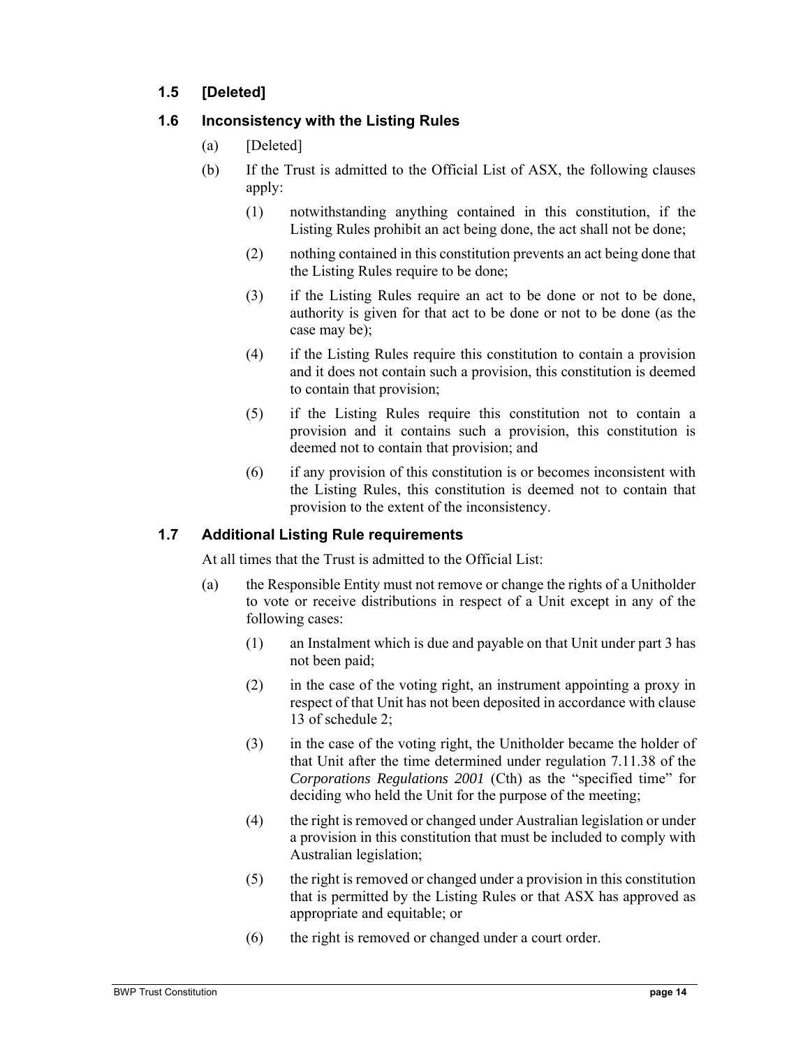### 1.5 [Deleted]

### 1.6 Inconsistency with the Listing Rules

(a) [Deleted]

(b) If the Trust is admitted to the Official List of ASX, the following clauses apply:

  (1) notwithstanding anything contained in this constitution, if the Listing Rules prohibit an act being done, the act shall not be done;

  (2) nothing contained in this constitution prevents an act being done that the Listing Rules require to be done;

  (3) if the Listing Rules require an act to be done or not to be done, authority is given for that act to be done or not to be done (as the case may be);

  (4) if the Listing Rules require this constitution to contain a provision and it does not contain such a provision, this constitution is deemed to contain that provision;

  (5) if the Listing Rules require this constitution not to contain a provision and it contains such a provision, this constitution is deemed not to contain that provision; and

  (6) if any provision of this constitution is or becomes inconsistent with the Listing Rules, this constitution is deemed not to contain that provision to the extent of the inconsistency.

### 1.7 Additional Listing Rule requirements

At all times that the Trust is admitted to the Official List:

(a) the Responsible Entity must not remove or change the rights of a Unitholder to vote or receive distributions in respect of a Unit except in any of the following cases:

  (1) an Instalment which is due and payable on that Unit under part 3 has not been paid;

  (2) in the case of the voting right, an instrument appointing a proxy in respect of that Unit has not been deposited in accordance with clause 13 of schedule 2;

  (3) in the case of the voting right, the Unitholder became the holder of that Unit after the time determined under regulation 7.11.38 of the *Corporations Regulations 2001* (Cth) as the "specified time" for deciding who held the Unit for the purpose of the meeting;

  (4) the right is removed or changed under Australian legislation or under a provision in this constitution that must be included to comply with Australian legislation;

  (5) the right is removed or changed under a provision in this constitution that is permitted by the Listing Rules or that ASX has approved as appropriate and equitable; or

  (6) the right is removed or changed under a court order.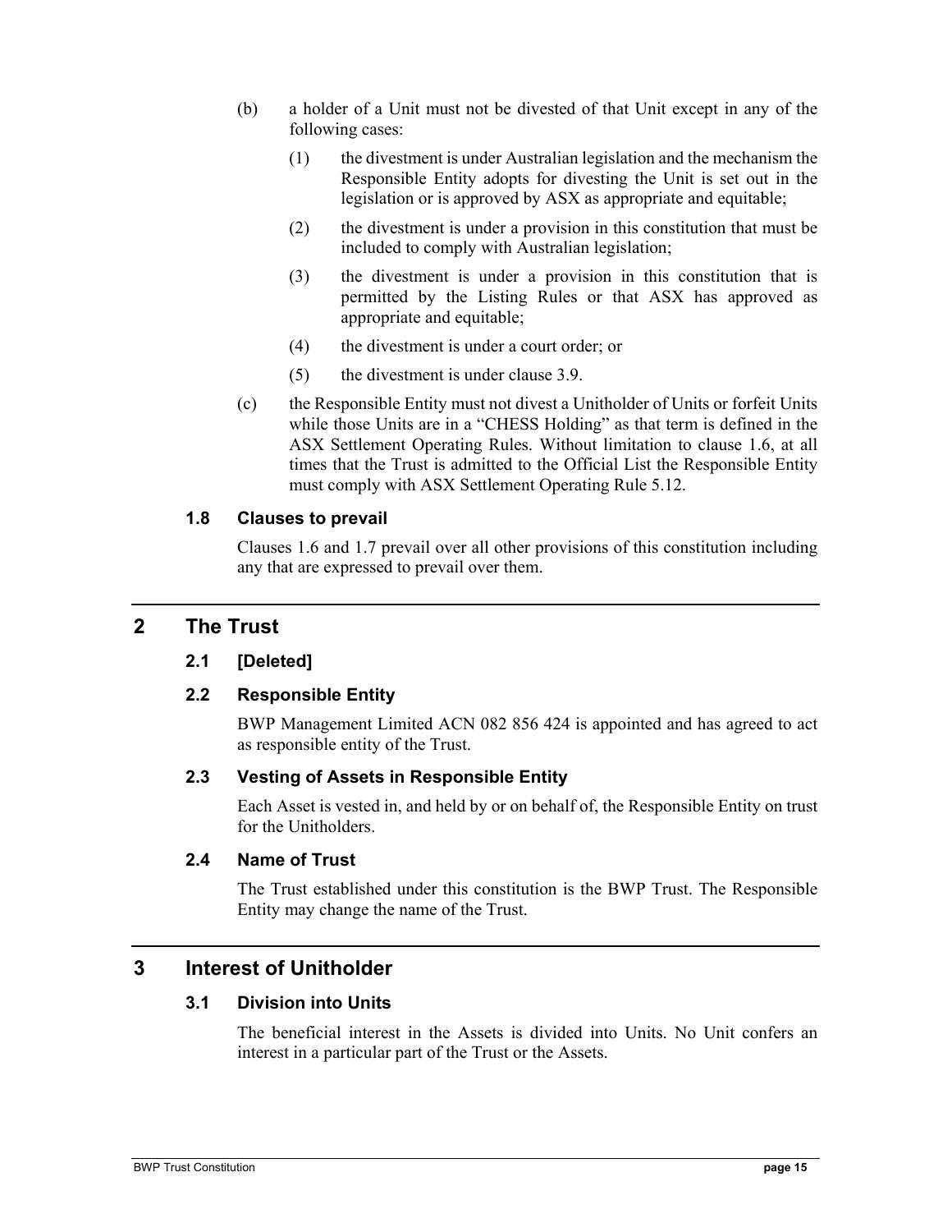(b) a holder of a Unit must not be divested of that Unit except in any of the following cases:

(1) the divestment is under Australian legislation and the mechanism the Responsible Entity adopts for divesting the Unit is set out in the legislation or is approved by ASX as appropriate and equitable;

(2) the divestment is under a provision in this constitution that must be included to comply with Australian legislation;

(3) the divestment is under a provision in this constitution that is permitted by the Listing Rules or that ASX has approved as appropriate and equitable;

(4) the divestment is under a court order; or

(5) the divestment is under clause 3.9.

(c) the Responsible Entity must not divest a Unitholder of Units or forfeit Units while those Units are in a "CHESS Holding" as that term is defined in the ASX Settlement Operating Rules. Without limitation to clause 1.6, at all times that the Trust is admitted to the Official List the Responsible Entity must comply with ASX Settlement Operating Rule 5.12.

### 1.8 Clauses to prevail

Clauses 1.6 and 1.7 prevail over all other provisions of this constitution including any that are expressed to prevail over them.

## 2 The Trust

### 2.1 [Deleted]

### 2.2 Responsible Entity

BWP Management Limited ACN 082 856 424 is appointed and has agreed to act as responsible entity of the Trust.

### 2.3 Vesting of Assets in Responsible Entity

Each Asset is vested in, and held by or on behalf of, the Responsible Entity on trust for the Unitholders.

### 2.4 Name of Trust

The Trust established under this constitution is the BWP Trust. The Responsible Entity may change the name of the Trust.

## 3 Interest of Unitholder

### 3.1 Division into Units

The beneficial interest in the Assets is divided into Units. No Unit confers an interest in a particular part of the Trust or the Assets.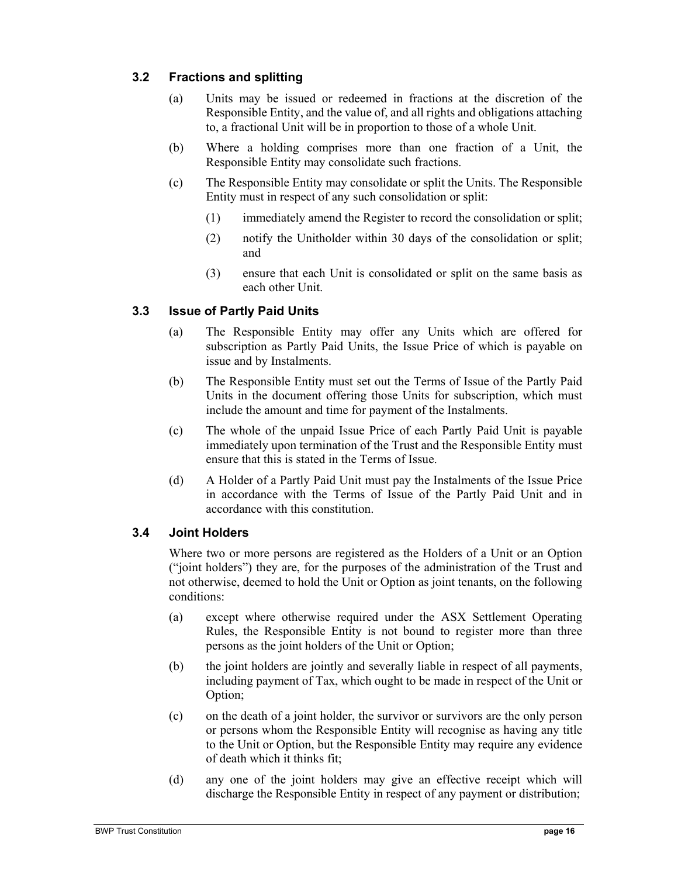### 3.2 Fractions and splitting

(a) Units may be issued or redeemed in fractions at the discretion of the Responsible Entity, and the value of, and all rights and obligations attaching to, a fractional Unit will be in proportion to those of a whole Unit.

(b) Where a holding comprises more than one fraction of a Unit, the Responsible Entity may consolidate such fractions.

(c) The Responsible Entity may consolidate or split the Units. The Responsible Entity must in respect of any such consolidation or split:

   (1) immediately amend the Register to record the consolidation or split;

   (2) notify the Unitholder within 30 days of the consolidation or split; and

   (3) ensure that each Unit is consolidated or split on the same basis as each other Unit.

### 3.3 Issue of Partly Paid Units

(a) The Responsible Entity may offer any Units which are offered for subscription as Partly Paid Units, the Issue Price of which is payable on issue and by Instalments.

(b) The Responsible Entity must set out the Terms of Issue of the Partly Paid Units in the document offering those Units for subscription, which must include the amount and time for payment of the Instalments.

(c) The whole of the unpaid Issue Price of each Partly Paid Unit is payable immediately upon termination of the Trust and the Responsible Entity must ensure that this is stated in the Terms of Issue.

(d) A Holder of a Partly Paid Unit must pay the Instalments of the Issue Price in accordance with the Terms of Issue of the Partly Paid Unit and in accordance with this constitution.

### 3.4 Joint Holders

Where two or more persons are registered as the Holders of a Unit or an Option ("joint holders") they are, for the purposes of the administration of the Trust and not otherwise, deemed to hold the Unit or Option as joint tenants, on the following conditions:

(a) except where otherwise required under the ASX Settlement Operating Rules, the Responsible Entity is not bound to register more than three persons as the joint holders of the Unit or Option;

(b) the joint holders are jointly and severally liable in respect of all payments, including payment of Tax, which ought to be made in respect of the Unit or Option;

(c) on the death of a joint holder, the survivor or survivors are the only person or persons whom the Responsible Entity will recognise as having any title to the Unit or Option, but the Responsible Entity may require any evidence of death which it thinks fit;

(d) any one of the joint holders may give an effective receipt which will discharge the Responsible Entity in respect of any payment or distribution;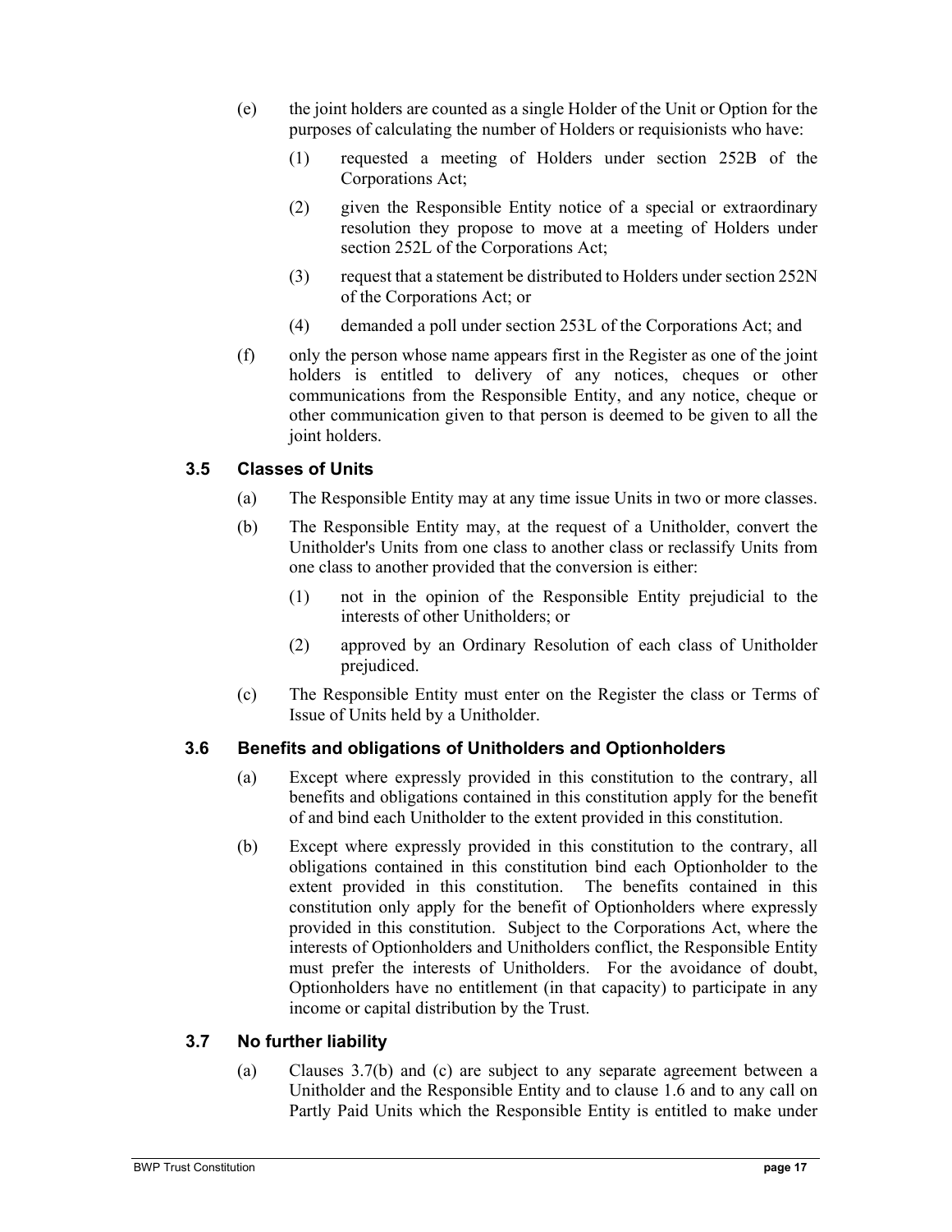(e) the joint holders are counted as a single Holder of the Unit or Option for the purposes of calculating the number of Holders or requisionists who have:

   (1) requested a meeting of Holders under section 252B of the Corporations Act;

   (2) given the Responsible Entity notice of a special or extraordinary resolution they propose to move at a meeting of Holders under section 252L of the Corporations Act;

   (3) request that a statement be distributed to Holders under section 252N of the Corporations Act; or

   (4) demanded a poll under section 253L of the Corporations Act; and

(f) only the person whose name appears first in the Register as one of the joint holders is entitled to delivery of any notices, cheques or other communications from the Responsible Entity, and any notice, cheque or other communication given to that person is deemed to be given to all the joint holders.

### 3.5 Classes of Units

(a) The Responsible Entity may at any time issue Units in two or more classes.

(b) The Responsible Entity may, at the request of a Unitholder, convert the Unitholder's Units from one class to another class or reclassify Units from one class to another provided that the conversion is either:

   (1) not in the opinion of the Responsible Entity prejudicial to the interests of other Unitholders; or

   (2) approved by an Ordinary Resolution of each class of Unitholder prejudiced.

(c) The Responsible Entity must enter on the Register the class or Terms of Issue of Units held by a Unitholder.

### 3.6 Benefits and obligations of Unitholders and Optionholders

(a) Except where expressly provided in this constitution to the contrary, all benefits and obligations contained in this constitution apply for the benefit of and bind each Unitholder to the extent provided in this constitution.

(b) Except where expressly provided in this constitution to the contrary, all obligations contained in this constitution bind each Optionholder to the extent provided in this constitution. The benefits contained in this constitution only apply for the benefit of Optionholders where expressly provided in this constitution. Subject to the Corporations Act, where the interests of Optionholders and Unitholders conflict, the Responsible Entity must prefer the interests of Unitholders. For the avoidance of doubt, Optionholders have no entitlement (in that capacity) to participate in any income or capital distribution by the Trust.

### 3.7 No further liability

(a) Clauses 3.7(b) and (c) are subject to any separate agreement between a Unitholder and the Responsible Entity and to clause 1.6 and to any call on Partly Paid Units which the Responsible Entity is entitled to make under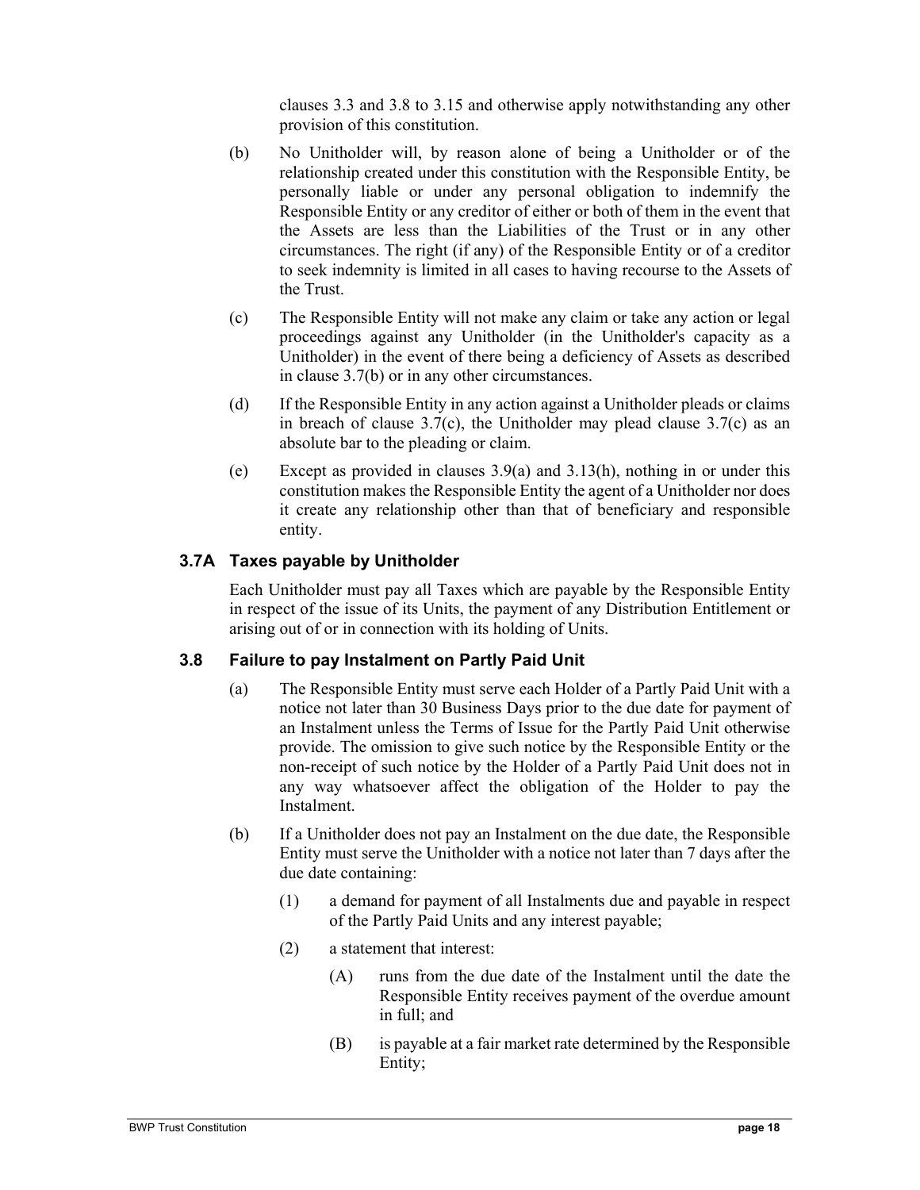clauses 3.3 and 3.8 to 3.15 and otherwise apply notwithstanding any other provision of this constitution.

(b) No Unitholder will, by reason alone of being a Unitholder or of the relationship created under this constitution with the Responsible Entity, be personally liable or under any personal obligation to indemnify the Responsible Entity or any creditor of either or both of them in the event that the Assets are less than the Liabilities of the Trust or in any other circumstances. The right (if any) of the Responsible Entity or of a creditor to seek indemnity is limited in all cases to having recourse to the Assets of the Trust.

(c) The Responsible Entity will not make any claim or take any action or legal proceedings against any Unitholder (in the Unitholder's capacity as a Unitholder) in the event of there being a deficiency of Assets as described in clause 3.7(b) or in any other circumstances.

(d) If the Responsible Entity in any action against a Unitholder pleads or claims in breach of clause 3.7(c), the Unitholder may plead clause 3.7(c) as an absolute bar to the pleading or claim.

(e) Except as provided in clauses 3.9(a) and 3.13(h), nothing in or under this constitution makes the Responsible Entity the agent of a Unitholder nor does it create any relationship other than that of beneficiary and responsible entity.

### 3.7A Taxes payable by Unitholder

Each Unitholder must pay all Taxes which are payable by the Responsible Entity in respect of the issue of its Units, the payment of any Distribution Entitlement or arising out of or in connection with its holding of Units.

### 3.8 Failure to pay Instalment on Partly Paid Unit

(a) The Responsible Entity must serve each Holder of a Partly Paid Unit with a notice not later than 30 Business Days prior to the due date for payment of an Instalment unless the Terms of Issue for the Partly Paid Unit otherwise provide. The omission to give such notice by the Responsible Entity or the non-receipt of such notice by the Holder of a Partly Paid Unit does not in any way whatsoever affect the obligation of the Holder to pay the Instalment.

(b) If a Unitholder does not pay an Instalment on the due date, the Responsible Entity must serve the Unitholder with a notice not later than 7 days after the due date containing:

(1) a demand for payment of all Instalments due and payable in respect of the Partly Paid Units and any interest payable;

(2) a statement that interest:

(A) runs from the due date of the Instalment until the date the Responsible Entity receives payment of the overdue amount in full; and

(B) is payable at a fair market rate determined by the Responsible Entity;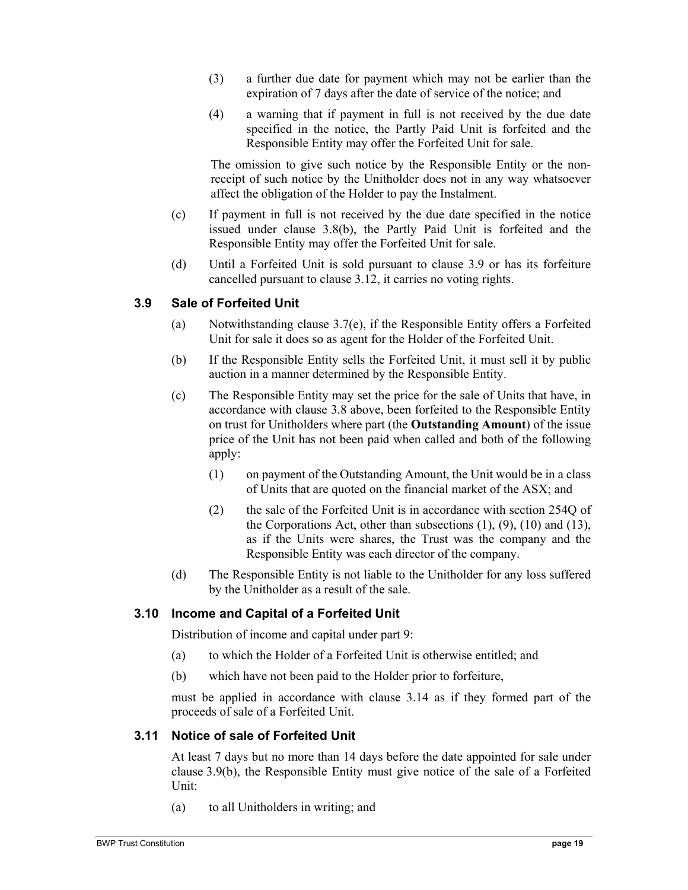(3) a further due date for payment which may not be earlier than the expiration of 7 days after the date of service of the notice; and

(4) a warning that if payment in full is not received by the due date specified in the notice, the Partly Paid Unit is forfeited and the Responsible Entity may offer the Forfeited Unit for sale.

The omission to give such notice by the Responsible Entity or the non-receipt of such notice by the Unitholder does not in any way whatsoever affect the obligation of the Holder to pay the Instalment.

(c) If payment in full is not received by the due date specified in the notice issued under clause 3.8(b), the Partly Paid Unit is forfeited and the Responsible Entity may offer the Forfeited Unit for sale.

(d) Until a Forfeited Unit is sold pursuant to clause 3.9 or has its forfeiture cancelled pursuant to clause 3.12, it carries no voting rights.

### 3.9 Sale of Forfeited Unit

(a) Notwithstanding clause 3.7(e), if the Responsible Entity offers a Forfeited Unit for sale it does so as agent for the Holder of the Forfeited Unit.

(b) If the Responsible Entity sells the Forfeited Unit, it must sell it by public auction in a manner determined by the Responsible Entity.

(c) The Responsible Entity may set the price for the sale of Units that have, in accordance with clause 3.8 above, been forfeited to the Responsible Entity on trust for Unitholders where part (the **Outstanding Amount**) of the issue price of the Unit has not been paid when called and both of the following apply:

(1) on payment of the Outstanding Amount, the Unit would be in a class of Units that are quoted on the financial market of the ASX; and

(2) the sale of the Forfeited Unit is in accordance with section 254Q of the Corporations Act, other than subsections (1), (9), (10) and (13), as if the Units were shares, the Trust was the company and the Responsible Entity was each director of the company.

(d) The Responsible Entity is not liable to the Unitholder for any loss suffered by the Unitholder as a result of the sale.

### 3.10 Income and Capital of a Forfeited Unit

Distribution of income and capital under part 9:

(a) to which the Holder of a Forfeited Unit is otherwise entitled; and

(b) which have not been paid to the Holder prior to forfeiture,

must be applied in accordance with clause 3.14 as if they formed part of the proceeds of sale of a Forfeited Unit.

### 3.11 Notice of sale of Forfeited Unit

At least 7 days but no more than 14 days before the date appointed for sale under clause 3.9(b), the Responsible Entity must give notice of the sale of a Forfeited Unit:

(a) to all Unitholders in writing; and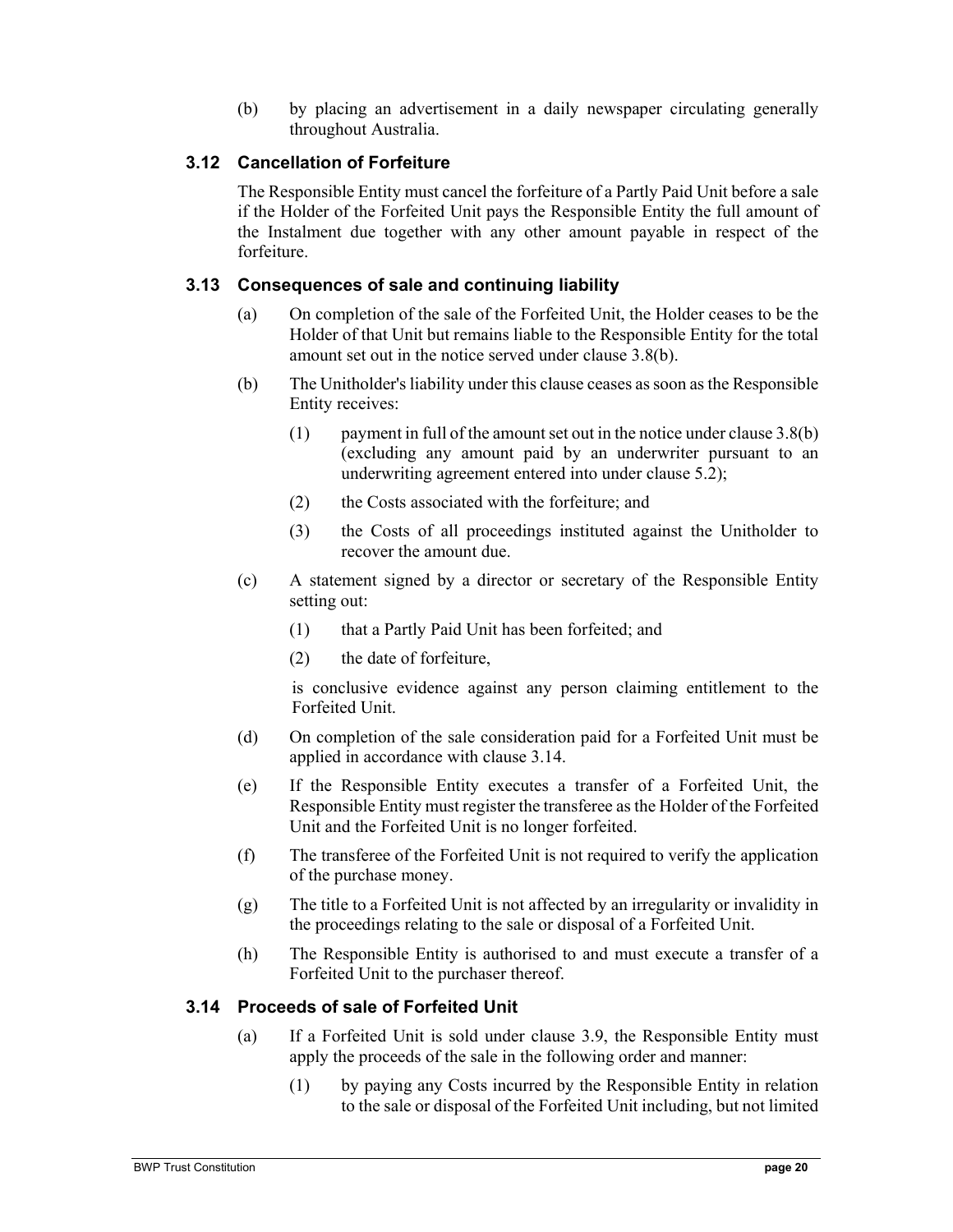(b) by placing an advertisement in a daily newspaper circulating generally throughout Australia.

### 3.12 Cancellation of Forfeiture

The Responsible Entity must cancel the forfeiture of a Partly Paid Unit before a sale if the Holder of the Forfeited Unit pays the Responsible Entity the full amount of the Instalment due together with any other amount payable in respect of the forfeiture.

### 3.13 Consequences of sale and continuing liability

(a) On completion of the sale of the Forfeited Unit, the Holder ceases to be the Holder of that Unit but remains liable to the Responsible Entity for the total amount set out in the notice served under clause 3.8(b).

(b) The Unitholder's liability under this clause ceases as soon as the Responsible Entity receives:

(1) payment in full of the amount set out in the notice under clause 3.8(b) (excluding any amount paid by an underwriter pursuant to an underwriting agreement entered into under clause 5.2);

(2) the Costs associated with the forfeiture; and

(3) the Costs of all proceedings instituted against the Unitholder to recover the amount due.

(c) A statement signed by a director or secretary of the Responsible Entity setting out:

(1) that a Partly Paid Unit has been forfeited; and

(2) the date of forfeiture,

is conclusive evidence against any person claiming entitlement to the Forfeited Unit.

(d) On completion of the sale consideration paid for a Forfeited Unit must be applied in accordance with clause 3.14.

(e) If the Responsible Entity executes a transfer of a Forfeited Unit, the Responsible Entity must register the transferee as the Holder of the Forfeited Unit and the Forfeited Unit is no longer forfeited.

(f) The transferee of the Forfeited Unit is not required to verify the application of the purchase money.

(g) The title to a Forfeited Unit is not affected by an irregularity or invalidity in the proceedings relating to the sale or disposal of a Forfeited Unit.

(h) The Responsible Entity is authorised to and must execute a transfer of a Forfeited Unit to the purchaser thereof.

### 3.14 Proceeds of sale of Forfeited Unit

(a) If a Forfeited Unit is sold under clause 3.9, the Responsible Entity must apply the proceeds of the sale in the following order and manner:

(1) by paying any Costs incurred by the Responsible Entity in relation to the sale or disposal of the Forfeited Unit including, but not limited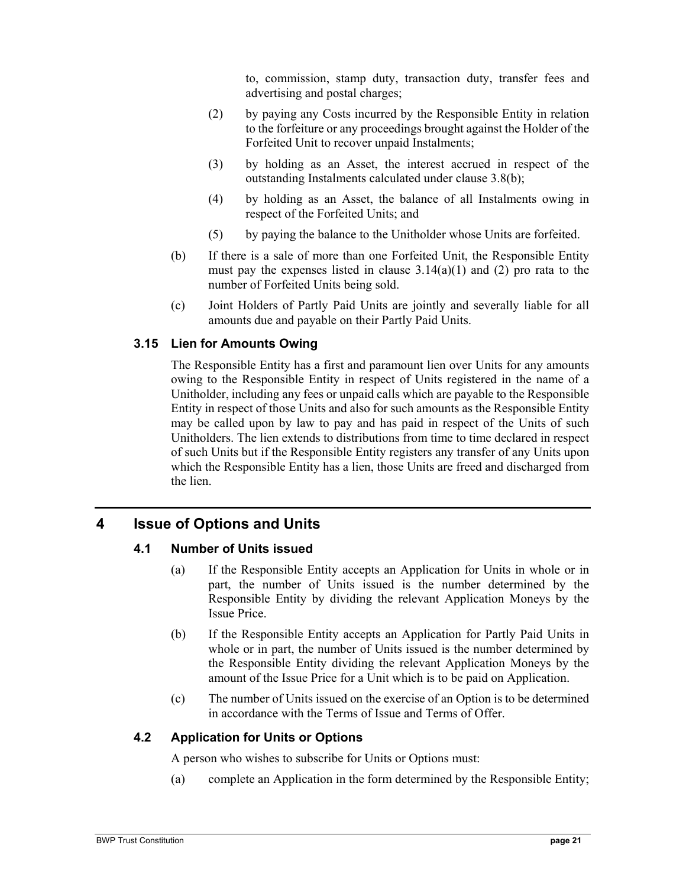to, commission, stamp duty, transaction duty, transfer fees and advertising and postal charges;

(2) by paying any Costs incurred by the Responsible Entity in relation to the forfeiture or any proceedings brought against the Holder of the Forfeited Unit to recover unpaid Instalments;

(3) by holding as an Asset, the interest accrued in respect of the outstanding Instalments calculated under clause 3.8(b);

(4) by holding as an Asset, the balance of all Instalments owing in respect of the Forfeited Units; and

(5) by paying the balance to the Unitholder whose Units are forfeited.

(b) If there is a sale of more than one Forfeited Unit, the Responsible Entity must pay the expenses listed in clause 3.14(a)(1) and (2) pro rata to the number of Forfeited Units being sold.

(c) Joint Holders of Partly Paid Units are jointly and severally liable for all amounts due and payable on their Partly Paid Units.

### 3.15 Lien for Amounts Owing

The Responsible Entity has a first and paramount lien over Units for any amounts owing to the Responsible Entity in respect of Units registered in the name of a Unitholder, including any fees or unpaid calls which are payable to the Responsible Entity in respect of those Units and also for such amounts as the Responsible Entity may be called upon by law to pay and has paid in respect of the Units of such Unitholders. The lien extends to distributions from time to time declared in respect of such Units but if the Responsible Entity registers any transfer of any Units upon which the Responsible Entity has a lien, those Units are freed and discharged from the lien.

## 4 Issue of Options and Units

### 4.1 Number of Units issued

(a) If the Responsible Entity accepts an Application for Units in whole or in part, the number of Units issued is the number determined by the Responsible Entity by dividing the relevant Application Moneys by the Issue Price.

(b) If the Responsible Entity accepts an Application for Partly Paid Units in whole or in part, the number of Units issued is the number determined by the Responsible Entity dividing the relevant Application Moneys by the amount of the Issue Price for a Unit which is to be paid on Application.

(c) The number of Units issued on the exercise of an Option is to be determined in accordance with the Terms of Issue and Terms of Offer.

### 4.2 Application for Units or Options

A person who wishes to subscribe for Units or Options must:

(a) complete an Application in the form determined by the Responsible Entity;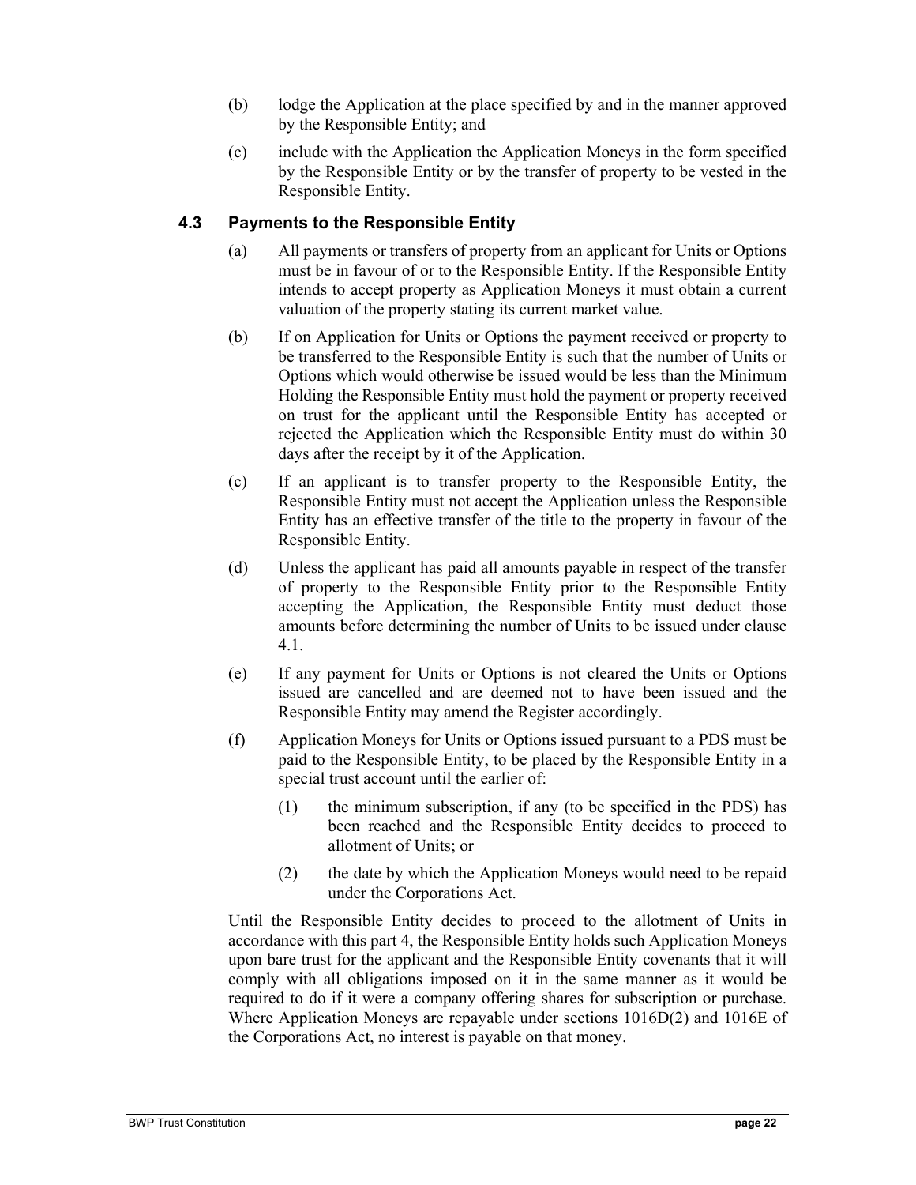(b) lodge the Application at the place specified by and in the manner approved by the Responsible Entity; and

(c) include with the Application the Application Moneys in the form specified by the Responsible Entity or by the transfer of property to be vested in the Responsible Entity.

### 4.3 Payments to the Responsible Entity

(a) All payments or transfers of property from an applicant for Units or Options must be in favour of or to the Responsible Entity. If the Responsible Entity intends to accept property as Application Moneys it must obtain a current valuation of the property stating its current market value.

(b) If on Application for Units or Options the payment received or property to be transferred to the Responsible Entity is such that the number of Units or Options which would otherwise be issued would be less than the Minimum Holding the Responsible Entity must hold the payment or property received on trust for the applicant until the Responsible Entity has accepted or rejected the Application which the Responsible Entity must do within 30 days after the receipt by it of the Application.

(c) If an applicant is to transfer property to the Responsible Entity, the Responsible Entity must not accept the Application unless the Responsible Entity has an effective transfer of the title to the property in favour of the Responsible Entity.

(d) Unless the applicant has paid all amounts payable in respect of the transfer of property to the Responsible Entity prior to the Responsible Entity accepting the Application, the Responsible Entity must deduct those amounts before determining the number of Units to be issued under clause 4.1.

(e) If any payment for Units or Options is not cleared the Units or Options issued are cancelled and are deemed not to have been issued and the Responsible Entity may amend the Register accordingly.

(f) Application Moneys for Units or Options issued pursuant to a PDS must be paid to the Responsible Entity, to be placed by the Responsible Entity in a special trust account until the earlier of:

   (1) the minimum subscription, if any (to be specified in the PDS) has been reached and the Responsible Entity decides to proceed to allotment of Units; or

   (2) the date by which the Application Moneys would need to be repaid under the Corporations Act.

Until the Responsible Entity decides to proceed to the allotment of Units in accordance with this part 4, the Responsible Entity holds such Application Moneys upon bare trust for the applicant and the Responsible Entity covenants that it will comply with all obligations imposed on it in the same manner as it would be required to do if it were a company offering shares for subscription or purchase. Where Application Moneys are repayable under sections 1016D(2) and 1016E of the Corporations Act, no interest is payable on that money.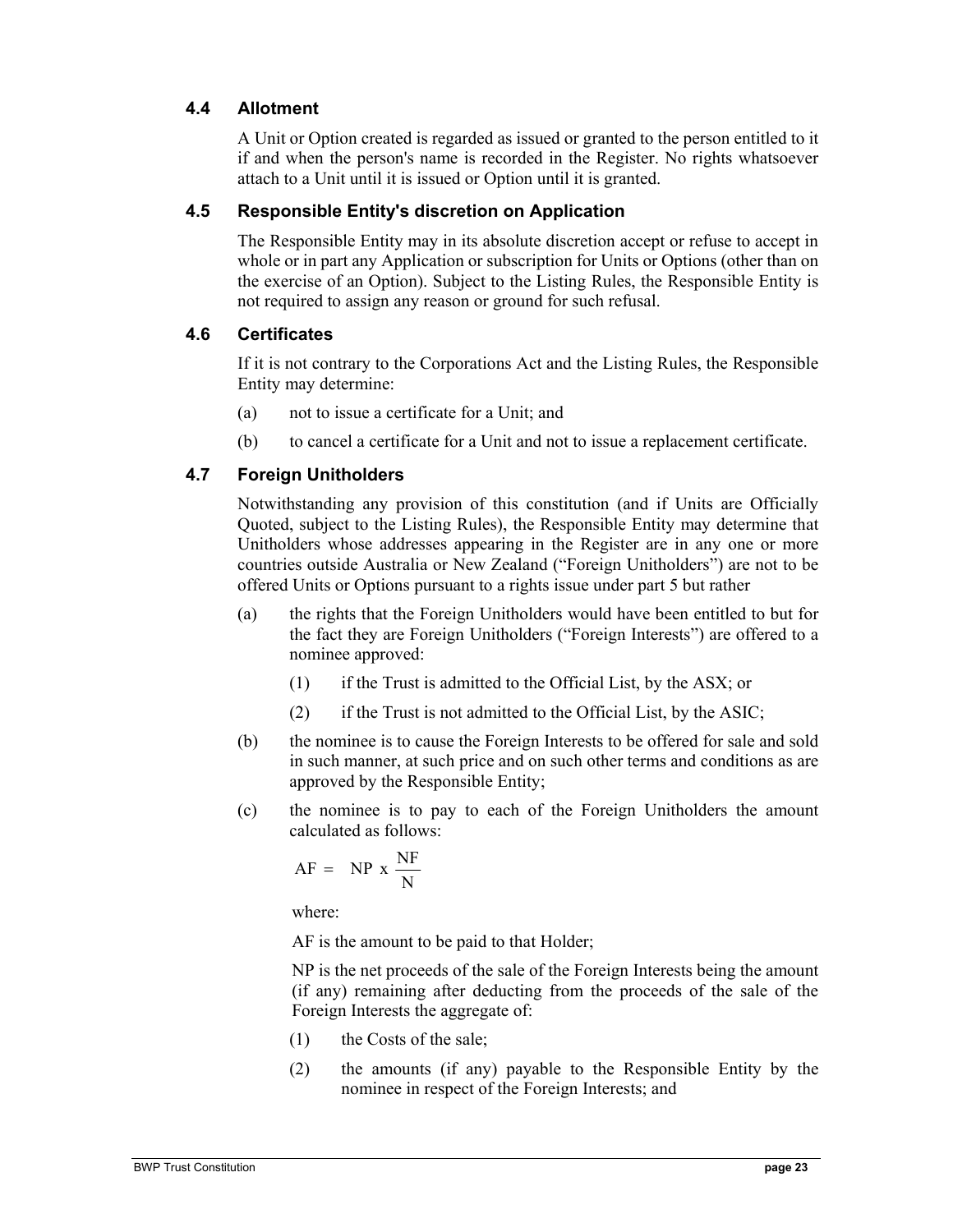### 4.4 Allotment

A Unit or Option created is regarded as issued or granted to the person entitled to it if and when the person's name is recorded in the Register. No rights whatsoever attach to a Unit until it is issued or Option until it is granted.

### 4.5 Responsible Entity's discretion on Application

The Responsible Entity may in its absolute discretion accept or refuse to accept in whole or in part any Application or subscription for Units or Options (other than on the exercise of an Option). Subject to the Listing Rules, the Responsible Entity is not required to assign any reason or ground for such refusal.

### 4.6 Certificates

If it is not contrary to the Corporations Act and the Listing Rules, the Responsible Entity may determine:

(a) not to issue a certificate for a Unit; and

(b) to cancel a certificate for a Unit and not to issue a replacement certificate.

### 4.7 Foreign Unitholders

Notwithstanding any provision of this constitution (and if Units are Officially Quoted, subject to the Listing Rules), the Responsible Entity may determine that Unitholders whose addresses appearing in the Register are in any one or more countries outside Australia or New Zealand ("Foreign Unitholders") are not to be offered Units or Options pursuant to a rights issue under part 5 but rather

(a) the rights that the Foreign Unitholders would have been entitled to but for the fact they are Foreign Unitholders ("Foreign Interests") are offered to a nominee approved:

(1) if the Trust is admitted to the Official List, by the ASX; or

(2) if the Trust is not admitted to the Official List, by the ASIC;

(b) the nominee is to cause the Foreign Interests to be offered for sale and sold in such manner, at such price and on such other terms and conditions as are approved by the Responsible Entity;

(c) the nominee is to pay to each of the Foreign Unitholders the amount calculated as follows:

$$AF = NP \times \frac{NF}{N}$$

where:

AF is the amount to be paid to that Holder;

NP is the net proceeds of the sale of the Foreign Interests being the amount (if any) remaining after deducting from the proceeds of the sale of the Foreign Interests the aggregate of:

(1) the Costs of the sale;

(2) the amounts (if any) payable to the Responsible Entity by the nominee in respect of the Foreign Interests; and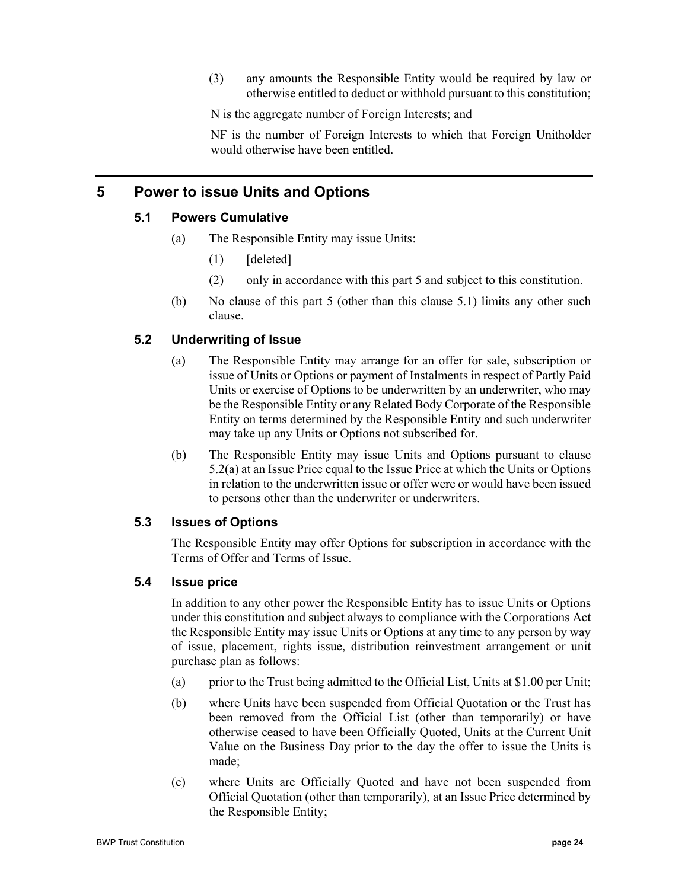(3) any amounts the Responsible Entity would be required by law or otherwise entitled to deduct or withhold pursuant to this constitution;

N is the aggregate number of Foreign Interests; and

NF is the number of Foreign Interests to which that Foreign Unitholder would otherwise have been entitled.

# 5 Power to issue Units and Options

## 5.1 Powers Cumulative

(a) The Responsible Entity may issue Units:

(1) [deleted]

(2) only in accordance with this part 5 and subject to this constitution.

(b) No clause of this part 5 (other than this clause 5.1) limits any other such clause.

## 5.2 Underwriting of Issue

(a) The Responsible Entity may arrange for an offer for sale, subscription or issue of Units or Options or payment of Instalments in respect of Partly Paid Units or exercise of Options to be underwritten by an underwriter, who may be the Responsible Entity or any Related Body Corporate of the Responsible Entity on terms determined by the Responsible Entity and such underwriter may take up any Units or Options not subscribed for.

(b) The Responsible Entity may issue Units and Options pursuant to clause 5.2(a) at an Issue Price equal to the Issue Price at which the Units or Options in relation to the underwritten issue or offer were or would have been issued to persons other than the underwriter or underwriters.

## 5.3 Issues of Options

The Responsible Entity may offer Options for subscription in accordance with the Terms of Offer and Terms of Issue.

## 5.4 Issue price

In addition to any other power the Responsible Entity has to issue Units or Options under this constitution and subject always to compliance with the Corporations Act the Responsible Entity may issue Units or Options at any time to any person by way of issue, placement, rights issue, distribution reinvestment arrangement or unit purchase plan as follows:

(a) prior to the Trust being admitted to the Official List, Units at $1.00 per Unit;

(b) where Units have been suspended from Official Quotation or the Trust has been removed from the Official List (other than temporarily) or have otherwise ceased to have been Officially Quoted, Units at the Current Unit Value on the Business Day prior to the day the offer to issue the Units is made;

(c) where Units are Officially Quoted and have not been suspended from Official Quotation (other than temporarily), at an Issue Price determined by the Responsible Entity;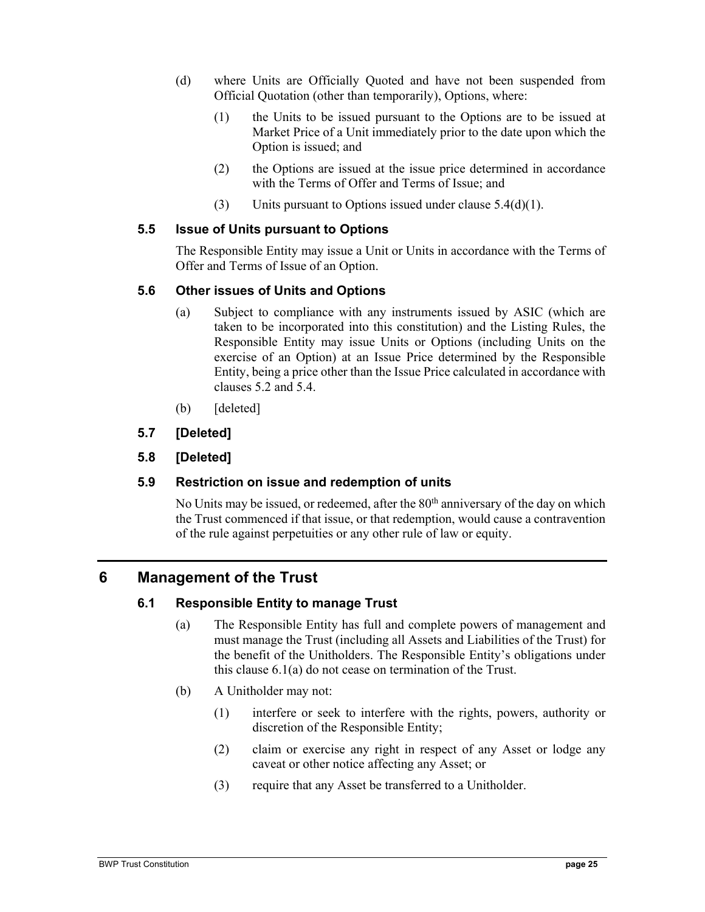(d) where Units are Officially Quoted and have not been suspended from Official Quotation (other than temporarily), Options, where:

  (1) the Units to be issued pursuant to the Options are to be issued at Market Price of a Unit immediately prior to the date upon which the Option is issued; and

  (2) the Options are issued at the issue price determined in accordance with the Terms of Offer and Terms of Issue; and

  (3) Units pursuant to Options issued under clause 5.4(d)(1).

### 5.5 Issue of Units pursuant to Options

The Responsible Entity may issue a Unit or Units in accordance with the Terms of Offer and Terms of Issue of an Option.

### 5.6 Other issues of Units and Options

(a) Subject to compliance with any instruments issued by ASIC (which are taken to be incorporated into this constitution) and the Listing Rules, the Responsible Entity may issue Units or Options (including Units on the exercise of an Option) at an Issue Price determined by the Responsible Entity, being a price other than the Issue Price calculated in accordance with clauses 5.2 and 5.4.

(b) [deleted]

### 5.7 [Deleted]

### 5.8 [Deleted]

### 5.9 Restriction on issue and redemption of units

No Units may be issued, or redeemed, after the 80th anniversary of the day on which the Trust commenced if that issue, or that redemption, would cause a contravention of the rule against perpetuities or any other rule of law or equity.

## 6 Management of the Trust

### 6.1 Responsible Entity to manage Trust

(a) The Responsible Entity has full and complete powers of management and must manage the Trust (including all Assets and Liabilities of the Trust) for the benefit of the Unitholders. The Responsible Entity's obligations under this clause 6.1(a) do not cease on termination of the Trust.

(b) A Unitholder may not:

  (1) interfere or seek to interfere with the rights, powers, authority or discretion of the Responsible Entity;

  (2) claim or exercise any right in respect of any Asset or lodge any caveat or other notice affecting any Asset; or

  (3) require that any Asset be transferred to a Unitholder.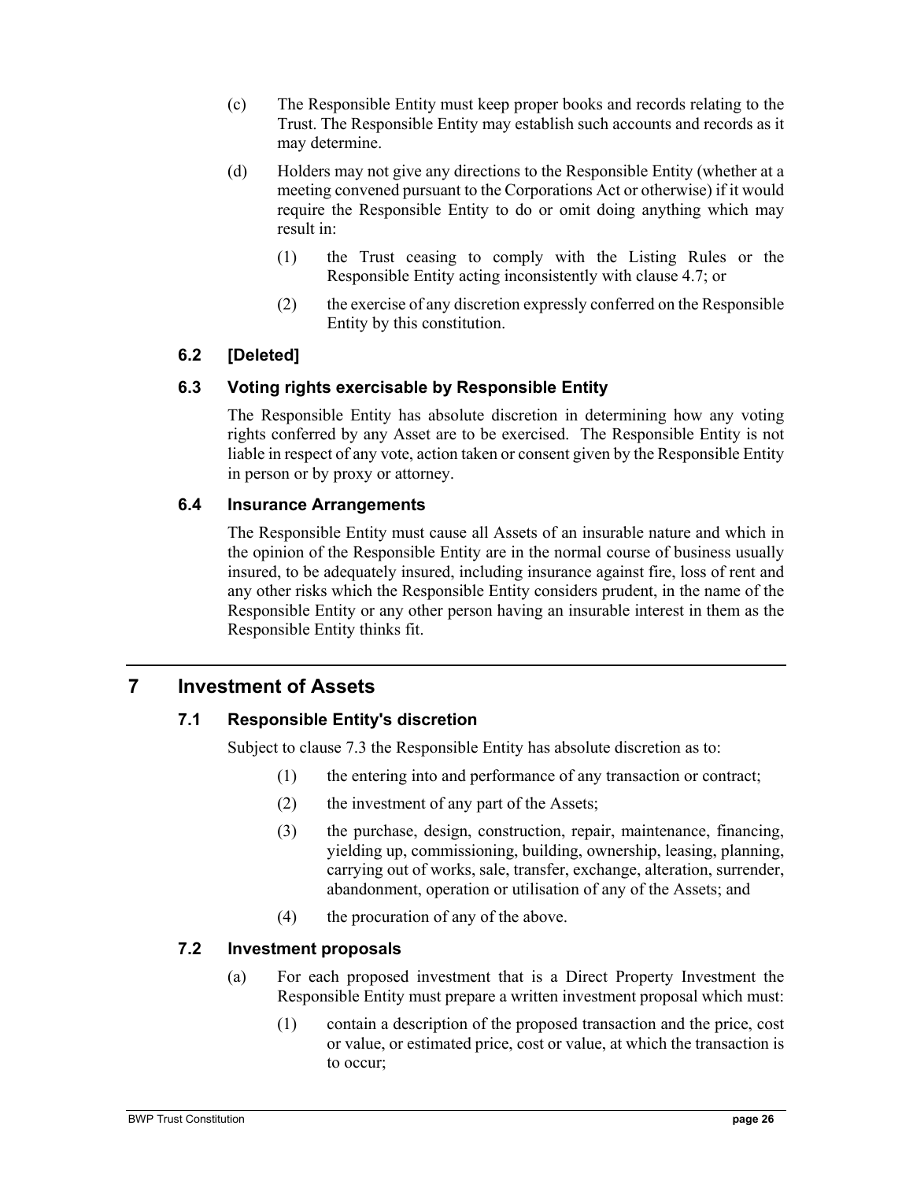(c) The Responsible Entity must keep proper books and records relating to the Trust. The Responsible Entity may establish such accounts and records as it may determine.

(d) Holders may not give any directions to the Responsible Entity (whether at a meeting convened pursuant to the Corporations Act or otherwise) if it would require the Responsible Entity to do or omit doing anything which may result in:

(1) the Trust ceasing to comply with the Listing Rules or the Responsible Entity acting inconsistently with clause 4.7; or

(2) the exercise of any discretion expressly conferred on the Responsible Entity by this constitution.

### 6.2 [Deleted]

### 6.3 Voting rights exercisable by Responsible Entity

The Responsible Entity has absolute discretion in determining how any voting rights conferred by any Asset are to be exercised. The Responsible Entity is not liable in respect of any vote, action taken or consent given by the Responsible Entity in person or by proxy or attorney.

### 6.4 Insurance Arrangements

The Responsible Entity must cause all Assets of an insurable nature and which in the opinion of the Responsible Entity are in the normal course of business usually insured, to be adequately insured, including insurance against fire, loss of rent and any other risks which the Responsible Entity considers prudent, in the name of the Responsible Entity or any other person having an insurable interest in them as the Responsible Entity thinks fit.

## 7 Investment of Assets

### 7.1 Responsible Entity's discretion

Subject to clause 7.3 the Responsible Entity has absolute discretion as to:

(1) the entering into and performance of any transaction or contract;

(2) the investment of any part of the Assets;

(3) the purchase, design, construction, repair, maintenance, financing, yielding up, commissioning, building, ownership, leasing, planning, carrying out of works, sale, transfer, exchange, alteration, surrender, abandonment, operation or utilisation of any of the Assets; and

(4) the procuration of any of the above.

### 7.2 Investment proposals

(a) For each proposed investment that is a Direct Property Investment the Responsible Entity must prepare a written investment proposal which must:

(1) contain a description of the proposed transaction and the price, cost or value, or estimated price, cost or value, at which the transaction is to occur;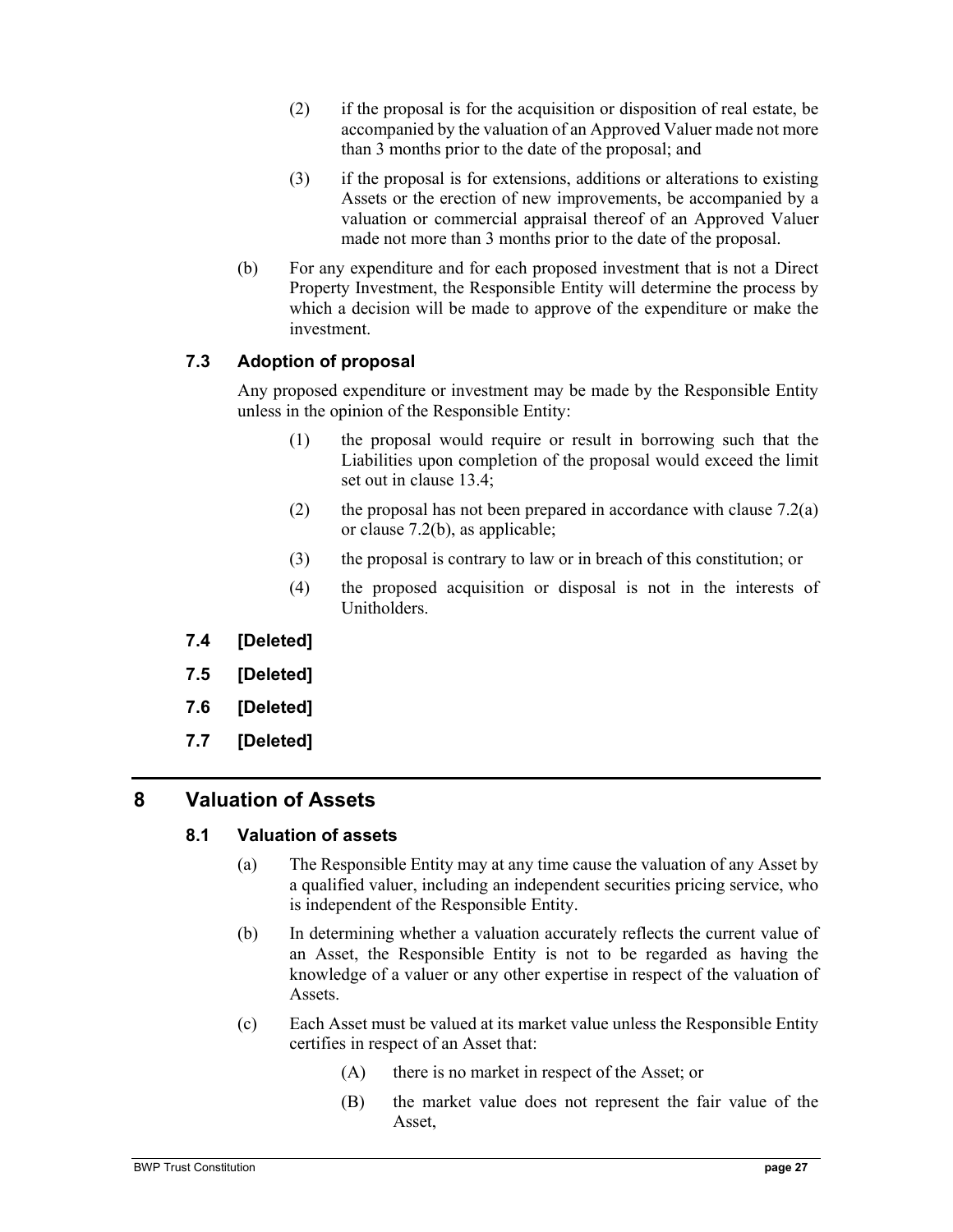(2) if the proposal is for the acquisition or disposition of real estate, be accompanied by the valuation of an Approved Valuer made not more than 3 months prior to the date of the proposal; and

(3) if the proposal is for extensions, additions or alterations to existing Assets or the erection of new improvements, be accompanied by a valuation or commercial appraisal thereof of an Approved Valuer made not more than 3 months prior to the date of the proposal.

(b) For any expenditure and for each proposed investment that is not a Direct Property Investment, the Responsible Entity will determine the process by which a decision will be made to approve of the expenditure or make the investment.

### 7.3 Adoption of proposal

Any proposed expenditure or investment may be made by the Responsible Entity unless in the opinion of the Responsible Entity:

(1) the proposal would require or result in borrowing such that the Liabilities upon completion of the proposal would exceed the limit set out in clause 13.4;

(2) the proposal has not been prepared in accordance with clause 7.2(a) or clause 7.2(b), as applicable;

(3) the proposal is contrary to law or in breach of this constitution; or

(4) the proposed acquisition or disposal is not in the interests of Unitholders.

### 7.4 [Deleted]

### 7.5 [Deleted]

### 7.6 [Deleted]

### 7.7 [Deleted]

## 8 Valuation of Assets

### 8.1 Valuation of assets

(a) The Responsible Entity may at any time cause the valuation of any Asset by a qualified valuer, including an independent securities pricing service, who is independent of the Responsible Entity.

(b) In determining whether a valuation accurately reflects the current value of an Asset, the Responsible Entity is not to be regarded as having the knowledge of a valuer or any other expertise in respect of the valuation of Assets.

(c) Each Asset must be valued at its market value unless the Responsible Entity certifies in respect of an Asset that:

(A) there is no market in respect of the Asset; or

(B) the market value does not represent the fair value of the Asset,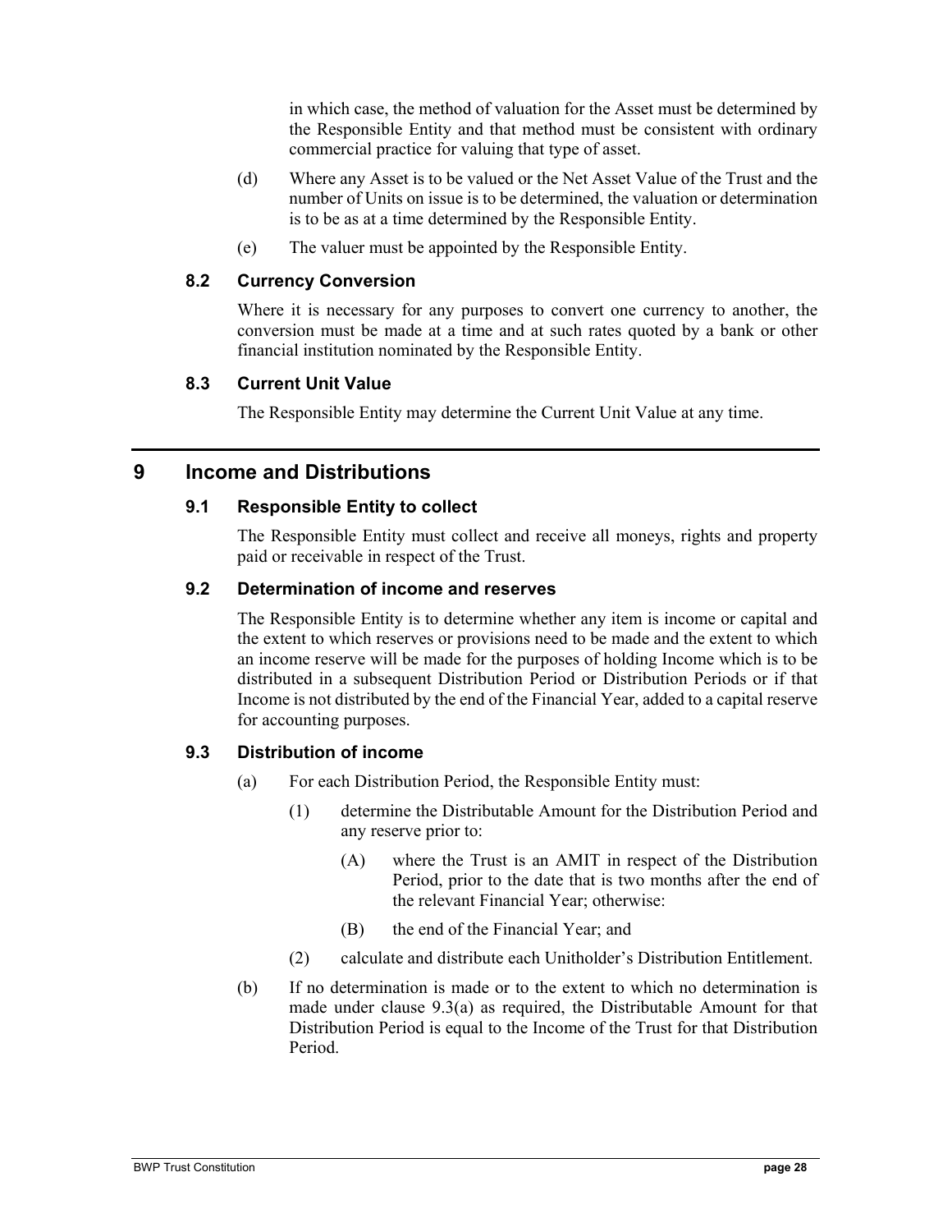in which case, the method of valuation for the Asset must be determined by the Responsible Entity and that method must be consistent with ordinary commercial practice for valuing that type of asset.

(d) Where any Asset is to be valued or the Net Asset Value of the Trust and the number of Units on issue is to be determined, the valuation or determination is to be as at a time determined by the Responsible Entity.

(e) The valuer must be appointed by the Responsible Entity.

### 8.2 Currency Conversion

Where it is necessary for any purposes to convert one currency to another, the conversion must be made at a time and at such rates quoted by a bank or other financial institution nominated by the Responsible Entity.

### 8.3 Current Unit Value

The Responsible Entity may determine the Current Unit Value at any time.

## 9 Income and Distributions

### 9.1 Responsible Entity to collect

The Responsible Entity must collect and receive all moneys, rights and property paid or receivable in respect of the Trust.

### 9.2 Determination of income and reserves

The Responsible Entity is to determine whether any item is income or capital and the extent to which reserves or provisions need to be made and the extent to which an income reserve will be made for the purposes of holding Income which is to be distributed in a subsequent Distribution Period or Distribution Periods or if that Income is not distributed by the end of the Financial Year, added to a capital reserve for accounting purposes.

### 9.3 Distribution of income

(a) For each Distribution Period, the Responsible Entity must:

   (1) determine the Distributable Amount for the Distribution Period and any reserve prior to:

      (A) where the Trust is an AMIT in respect of the Distribution Period, prior to the date that is two months after the end of the relevant Financial Year; otherwise:

      (B) the end of the Financial Year; and

   (2) calculate and distribute each Unitholder's Distribution Entitlement.

(b) If no determination is made or to the extent to which no determination is made under clause 9.3(a) as required, the Distributable Amount for that Distribution Period is equal to the Income of the Trust for that Distribution Period.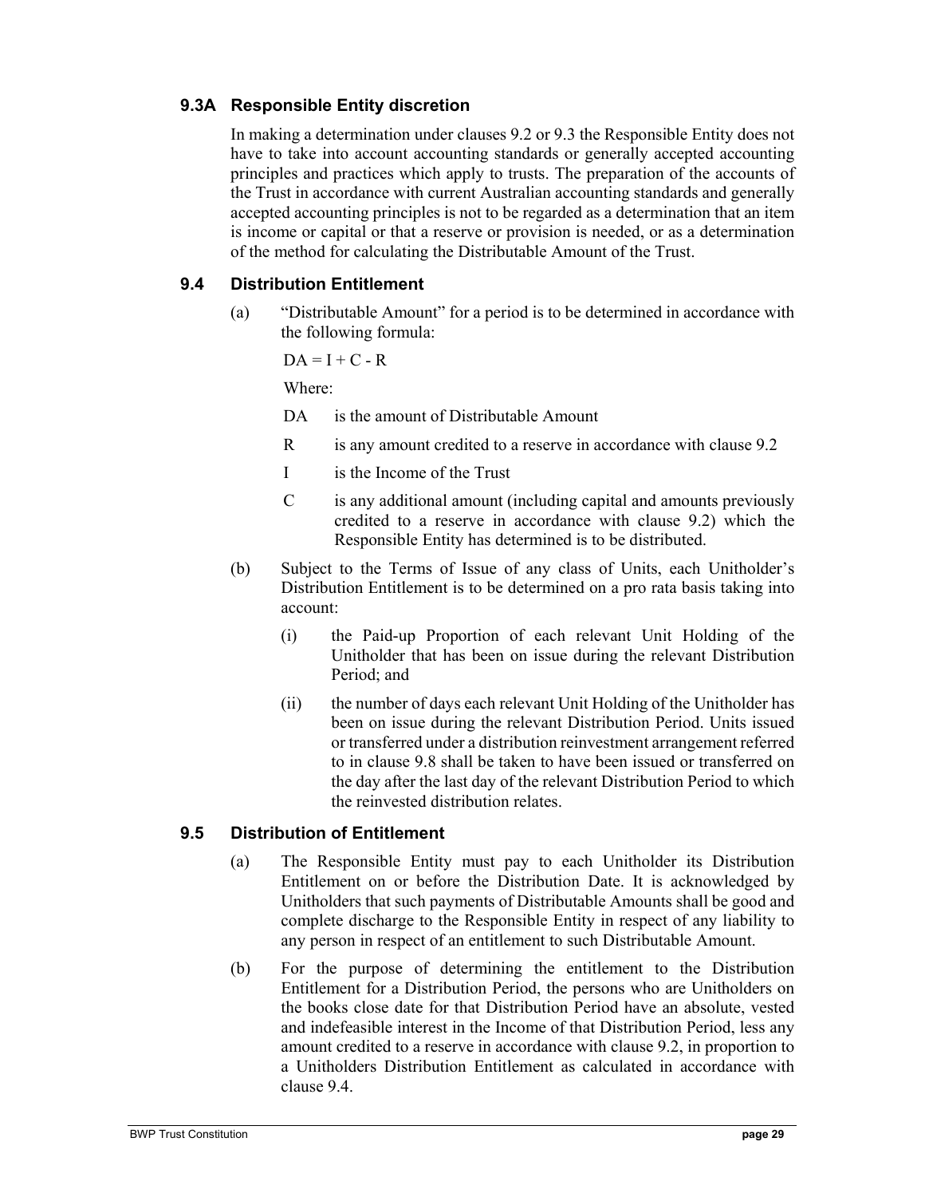### 9.3A Responsible Entity discretion

In making a determination under clauses 9.2 or 9.3 the Responsible Entity does not have to take into account accounting standards or generally accepted accounting principles and practices which apply to trusts. The preparation of the accounts of the Trust in accordance with current Australian accounting standards and generally accepted accounting principles is not to be regarded as a determination that an item is income or capital or that a reserve or provision is needed, or as a determination of the method for calculating the Distributable Amount of the Trust.

### 9.4 Distribution Entitlement

(a) "Distributable Amount" for a period is to be determined in accordance with the following formula:

$DA = I + C - R$

Where:

DA is the amount of Distributable Amount

R is any amount credited to a reserve in accordance with clause 9.2

I is the Income of the Trust

C is any additional amount (including capital and amounts previously credited to a reserve in accordance with clause 9.2) which the Responsible Entity has determined is to be distributed.

(b) Subject to the Terms of Issue of any class of Units, each Unitholder's Distribution Entitlement is to be determined on a pro rata basis taking into account:

(i) the Paid-up Proportion of each relevant Unit Holding of the Unitholder that has been on issue during the relevant Distribution Period; and

(ii) the number of days each relevant Unit Holding of the Unitholder has been on issue during the relevant Distribution Period. Units issued or transferred under a distribution reinvestment arrangement referred to in clause 9.8 shall be taken to have been issued or transferred on the day after the last day of the relevant Distribution Period to which the reinvested distribution relates.

### 9.5 Distribution of Entitlement

(a) The Responsible Entity must pay to each Unitholder its Distribution Entitlement on or before the Distribution Date. It is acknowledged by Unitholders that such payments of Distributable Amounts shall be good and complete discharge to the Responsible Entity in respect of any liability to any person in respect of an entitlement to such Distributable Amount.

(b) For the purpose of determining the entitlement to the Distribution Entitlement for a Distribution Period, the persons who are Unitholders on the books close date for that Distribution Period have an absolute, vested and indefeasible interest in the Income of that Distribution Period, less any amount credited to a reserve in accordance with clause 9.2, in proportion to a Unitholders Distribution Entitlement as calculated in accordance with clause 9.4.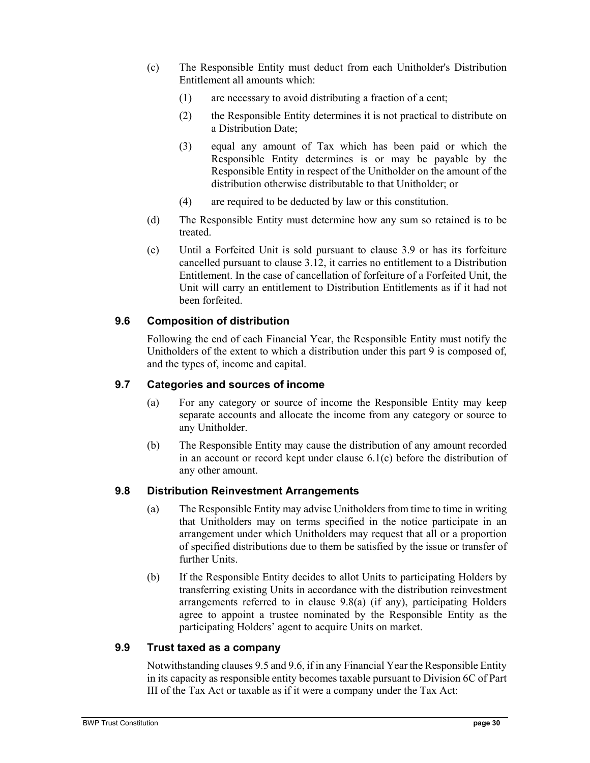(c) The Responsible Entity must deduct from each Unitholder's Distribution Entitlement all amounts which:

  (1) are necessary to avoid distributing a fraction of a cent;

  (2) the Responsible Entity determines it is not practical to distribute on a Distribution Date;

  (3) equal any amount of Tax which has been paid or which the Responsible Entity determines is or may be payable by the Responsible Entity in respect of the Unitholder on the amount of the distribution otherwise distributable to that Unitholder; or

  (4) are required to be deducted by law or this constitution.

(d) The Responsible Entity must determine how any sum so retained is to be treated.

(e) Until a Forfeited Unit is sold pursuant to clause 3.9 or has its forfeiture cancelled pursuant to clause 3.12, it carries no entitlement to a Distribution Entitlement. In the case of cancellation of forfeiture of a Forfeited Unit, the Unit will carry an entitlement to Distribution Entitlements as if it had not been forfeited.

### 9.6 Composition of distribution

Following the end of each Financial Year, the Responsible Entity must notify the Unitholders of the extent to which a distribution under this part 9 is composed of, and the types of, income and capital.

### 9.7 Categories and sources of income

(a) For any category or source of income the Responsible Entity may keep separate accounts and allocate the income from any category or source to any Unitholder.

(b) The Responsible Entity may cause the distribution of any amount recorded in an account or record kept under clause 6.1(c) before the distribution of any other amount.

### 9.8 Distribution Reinvestment Arrangements

(a) The Responsible Entity may advise Unitholders from time to time in writing that Unitholders may on terms specified in the notice participate in an arrangement under which Unitholders may request that all or a proportion of specified distributions due to them be satisfied by the issue or transfer of further Units.

(b) If the Responsible Entity decides to allot Units to participating Holders by transferring existing Units in accordance with the distribution reinvestment arrangements referred to in clause 9.8(a) (if any), participating Holders agree to appoint a trustee nominated by the Responsible Entity as the participating Holders' agent to acquire Units on market.

### 9.9 Trust taxed as a company

Notwithstanding clauses 9.5 and 9.6, if in any Financial Year the Responsible Entity in its capacity as responsible entity becomes taxable pursuant to Division 6C of Part III of the Tax Act or taxable as if it were a company under the Tax Act: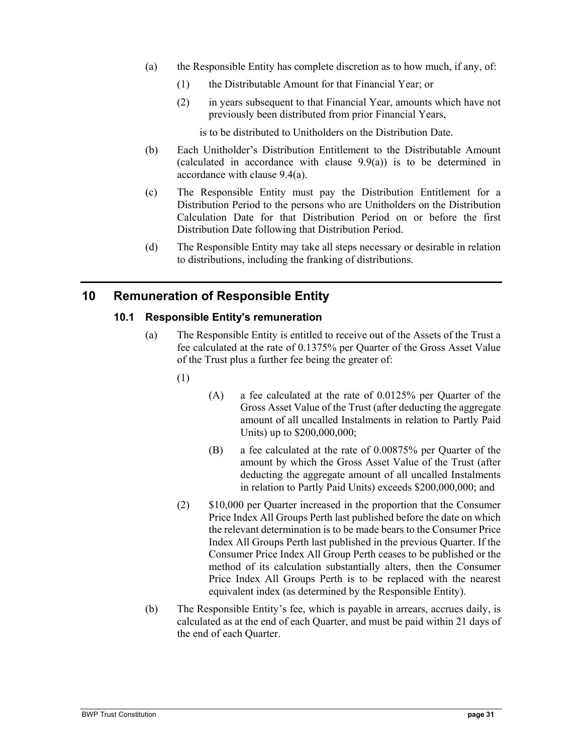(a) the Responsible Entity has complete discretion as to how much, if any, of:

  (1) the Distributable Amount for that Financial Year; or

  (2) in years subsequent to that Financial Year, amounts which have not previously been distributed from prior Financial Years,

  is to be distributed to Unitholders on the Distribution Date.

(b) Each Unitholder's Distribution Entitlement to the Distributable Amount (calculated in accordance with clause 9.9(a)) is to be determined in accordance with clause 9.4(a).

(c) The Responsible Entity must pay the Distribution Entitlement for a Distribution Period to the persons who are Unitholders on the Distribution Calculation Date for that Distribution Period on or before the first Distribution Date following that Distribution Period.

(d) The Responsible Entity may take all steps necessary or desirable in relation to distributions, including the franking of distributions.

# 10 Remuneration of Responsible Entity

## 10.1 Responsible Entity's remuneration

(a) The Responsible Entity is entitled to receive out of the Assets of the Trust a fee calculated at the rate of 0.1375% per Quarter of the Gross Asset Value of the Trust plus a further fee being the greater of:

  (1)

    (A) a fee calculated at the rate of 0.0125% per Quarter of the Gross Asset Value of the Trust (after deducting the aggregate amount of all uncalled Instalments in relation to Partly Paid Units) up to $200,000,000;

    (B) a fee calculated at the rate of 0.00875% per Quarter of the amount by which the Gross Asset Value of the Trust (after deducting the aggregate amount of all uncalled Instalments in relation to Partly Paid Units) exceeds $200,000,000; and

  (2) $10,000 per Quarter increased in the proportion that the Consumer Price Index All Groups Perth last published before the date on which the relevant determination is to be made bears to the Consumer Price Index All Groups Perth last published in the previous Quarter. If the Consumer Price Index All Group Perth ceases to be published or the method of its calculation substantially alters, then the Consumer Price Index All Groups Perth is to be replaced with the nearest equivalent index (as determined by the Responsible Entity).

(b) The Responsible Entity's fee, which is payable in arrears, accrues daily, is calculated as at the end of each Quarter, and must be paid within 21 days of the end of each Quarter.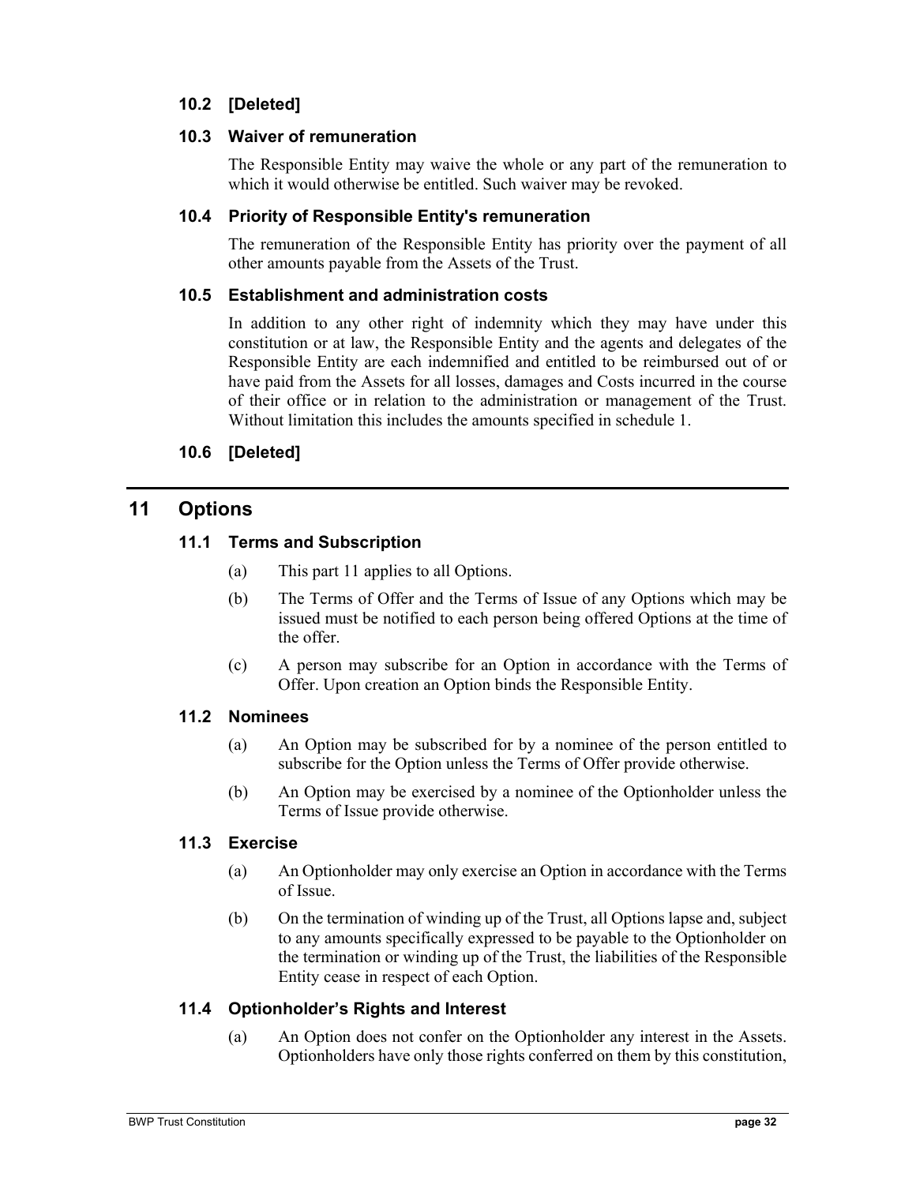### 10.2 [Deleted]

### 10.3 Waiver of remuneration

The Responsible Entity may waive the whole or any part of the remuneration to which it would otherwise be entitled. Such waiver may be revoked.

### 10.4 Priority of Responsible Entity's remuneration

The remuneration of the Responsible Entity has priority over the payment of all other amounts payable from the Assets of the Trust.

### 10.5 Establishment and administration costs

In addition to any other right of indemnity which they may have under this constitution or at law, the Responsible Entity and the agents and delegates of the Responsible Entity are each indemnified and entitled to be reimbursed out of or have paid from the Assets for all losses, damages and Costs incurred in the course of their office or in relation to the administration or management of the Trust. Without limitation this includes the amounts specified in schedule 1.

### 10.6 [Deleted]

## 11 Options

### 11.1 Terms and Subscription

(a) This part 11 applies to all Options.

(b) The Terms of Offer and the Terms of Issue of any Options which may be issued must be notified to each person being offered Options at the time of the offer.

(c) A person may subscribe for an Option in accordance with the Terms of Offer. Upon creation an Option binds the Responsible Entity.

### 11.2 Nominees

(a) An Option may be subscribed for by a nominee of the person entitled to subscribe for the Option unless the Terms of Offer provide otherwise.

(b) An Option may be exercised by a nominee of the Optionholder unless the Terms of Issue provide otherwise.

### 11.3 Exercise

(a) An Optionholder may only exercise an Option in accordance with the Terms of Issue.

(b) On the termination of winding up of the Trust, all Options lapse and, subject to any amounts specifically expressed to be payable to the Optionholder on the termination or winding up of the Trust, the liabilities of the Responsible Entity cease in respect of each Option.

### 11.4 Optionholder's Rights and Interest

(a) An Option does not confer on the Optionholder any interest in the Assets. Optionholders have only those rights conferred on them by this constitution,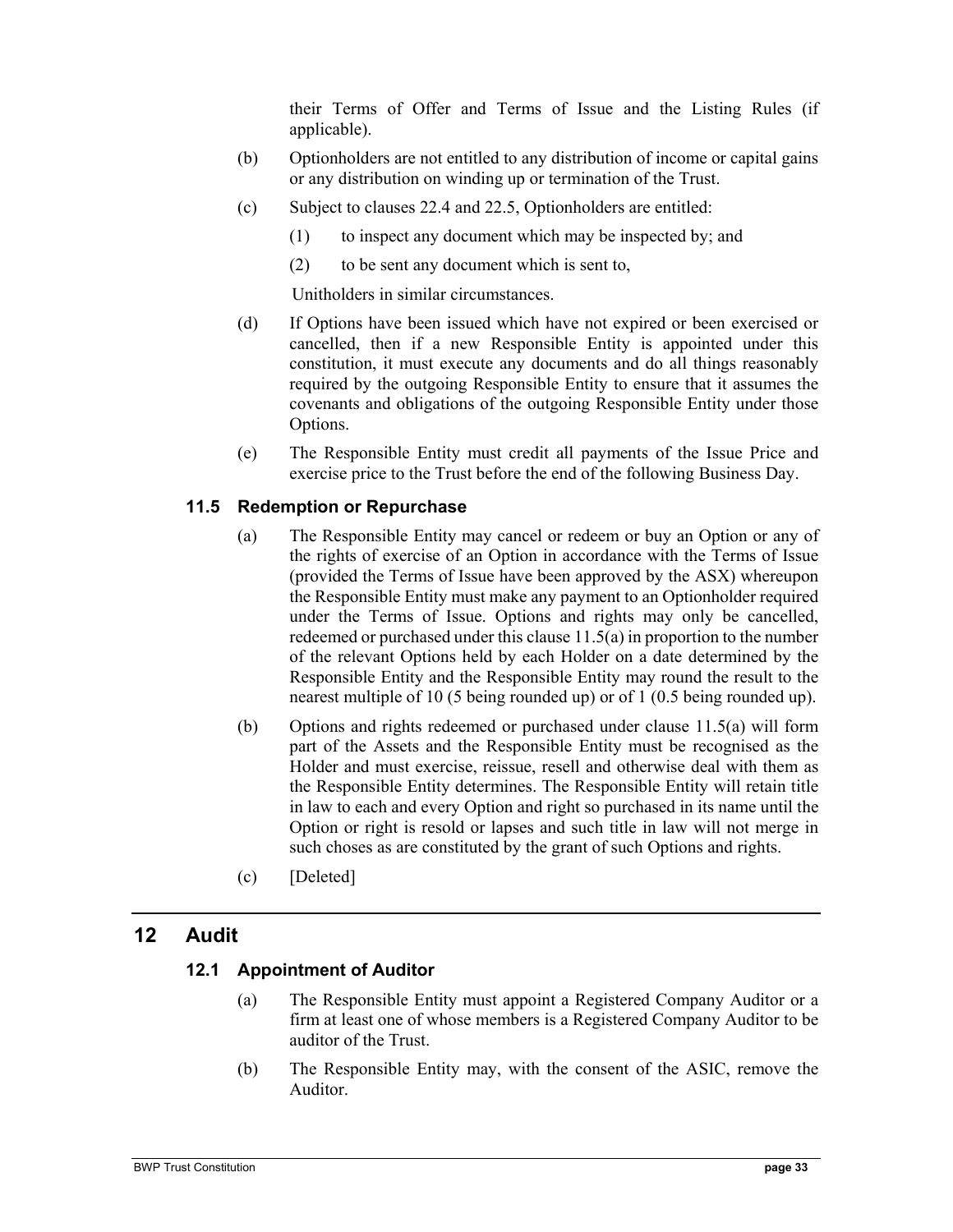their Terms of Offer and Terms of Issue and the Listing Rules (if applicable).

(b) Optionholders are not entitled to any distribution of income or capital gains or any distribution on winding up or termination of the Trust.

(c) Subject to clauses 22.4 and 22.5, Optionholders are entitled:

(1) to inspect any document which may be inspected by; and

(2) to be sent any document which is sent to,

Unitholders in similar circumstances.

(d) If Options have been issued which have not expired or been exercised or cancelled, then if a new Responsible Entity is appointed under this constitution, it must execute any documents and do all things reasonably required by the outgoing Responsible Entity to ensure that it assumes the covenants and obligations of the outgoing Responsible Entity under those Options.

(e) The Responsible Entity must credit all payments of the Issue Price and exercise price to the Trust before the end of the following Business Day.

### 11.5 Redemption or Repurchase

(a) The Responsible Entity may cancel or redeem or buy an Option or any of the rights of exercise of an Option in accordance with the Terms of Issue (provided the Terms of Issue have been approved by the ASX) whereupon the Responsible Entity must make any payment to an Optionholder required under the Terms of Issue. Options and rights may only be cancelled, redeemed or purchased under this clause 11.5(a) in proportion to the number of the relevant Options held by each Holder on a date determined by the Responsible Entity and the Responsible Entity may round the result to the nearest multiple of 10 (5 being rounded up) or of 1 (0.5 being rounded up).

(b) Options and rights redeemed or purchased under clause 11.5(a) will form part of the Assets and the Responsible Entity must be recognised as the Holder and must exercise, reissue, resell and otherwise deal with them as the Responsible Entity determines. The Responsible Entity will retain title in law to each and every Option and right so purchased in its name until the Option or right is resold or lapses and such title in law will not merge in such choses as are constituted by the grant of such Options and rights.

(c) [Deleted]

## 12 Audit

### 12.1 Appointment of Auditor

(a) The Responsible Entity must appoint a Registered Company Auditor or a firm at least one of whose members is a Registered Company Auditor to be auditor of the Trust.

(b) The Responsible Entity may, with the consent of the ASIC, remove the Auditor.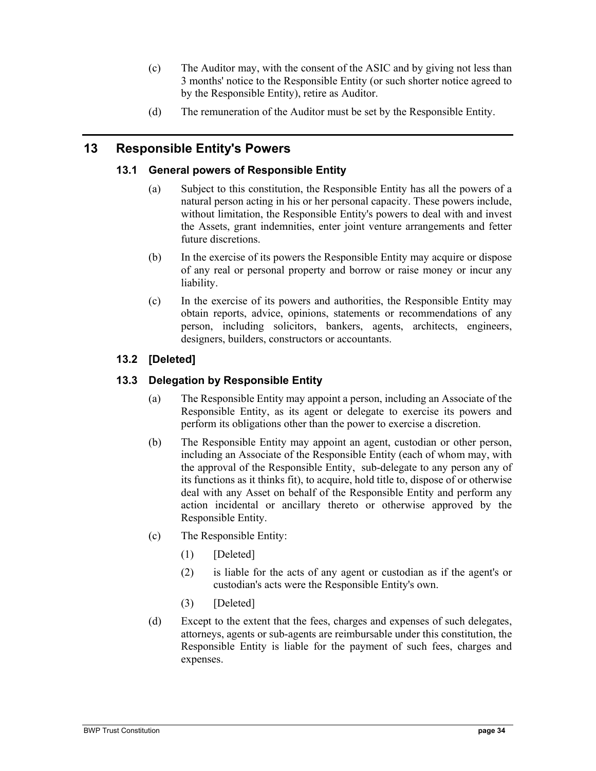(c) The Auditor may, with the consent of the ASIC and by giving not less than 3 months' notice to the Responsible Entity (or such shorter notice agreed to by the Responsible Entity), retire as Auditor.

(d) The remuneration of the Auditor must be set by the Responsible Entity.

## 13 Responsible Entity's Powers

### 13.1 General powers of Responsible Entity

(a) Subject to this constitution, the Responsible Entity has all the powers of a natural person acting in his or her personal capacity. These powers include, without limitation, the Responsible Entity's powers to deal with and invest the Assets, grant indemnities, enter joint venture arrangements and fetter future discretions.

(b) In the exercise of its powers the Responsible Entity may acquire or dispose of any real or personal property and borrow or raise money or incur any liability.

(c) In the exercise of its powers and authorities, the Responsible Entity may obtain reports, advice, opinions, statements or recommendations of any person, including solicitors, bankers, agents, architects, engineers, designers, builders, constructors or accountants.

### 13.2 [Deleted]

### 13.3 Delegation by Responsible Entity

(a) The Responsible Entity may appoint a person, including an Associate of the Responsible Entity, as its agent or delegate to exercise its powers and perform its obligations other than the power to exercise a discretion.

(b) The Responsible Entity may appoint an agent, custodian or other person, including an Associate of the Responsible Entity (each of whom may, with the approval of the Responsible Entity, sub-delegate to any person any of its functions as it thinks fit), to acquire, hold title to, dispose of or otherwise deal with any Asset on behalf of the Responsible Entity and perform any action incidental or ancillary thereto or otherwise approved by the Responsible Entity.

(c) The Responsible Entity:

(1) [Deleted]

(2) is liable for the acts of any agent or custodian as if the agent's or custodian's acts were the Responsible Entity's own.

(3) [Deleted]

(d) Except to the extent that the fees, charges and expenses of such delegates, attorneys, agents or sub-agents are reimbursable under this constitution, the Responsible Entity is liable for the payment of such fees, charges and expenses.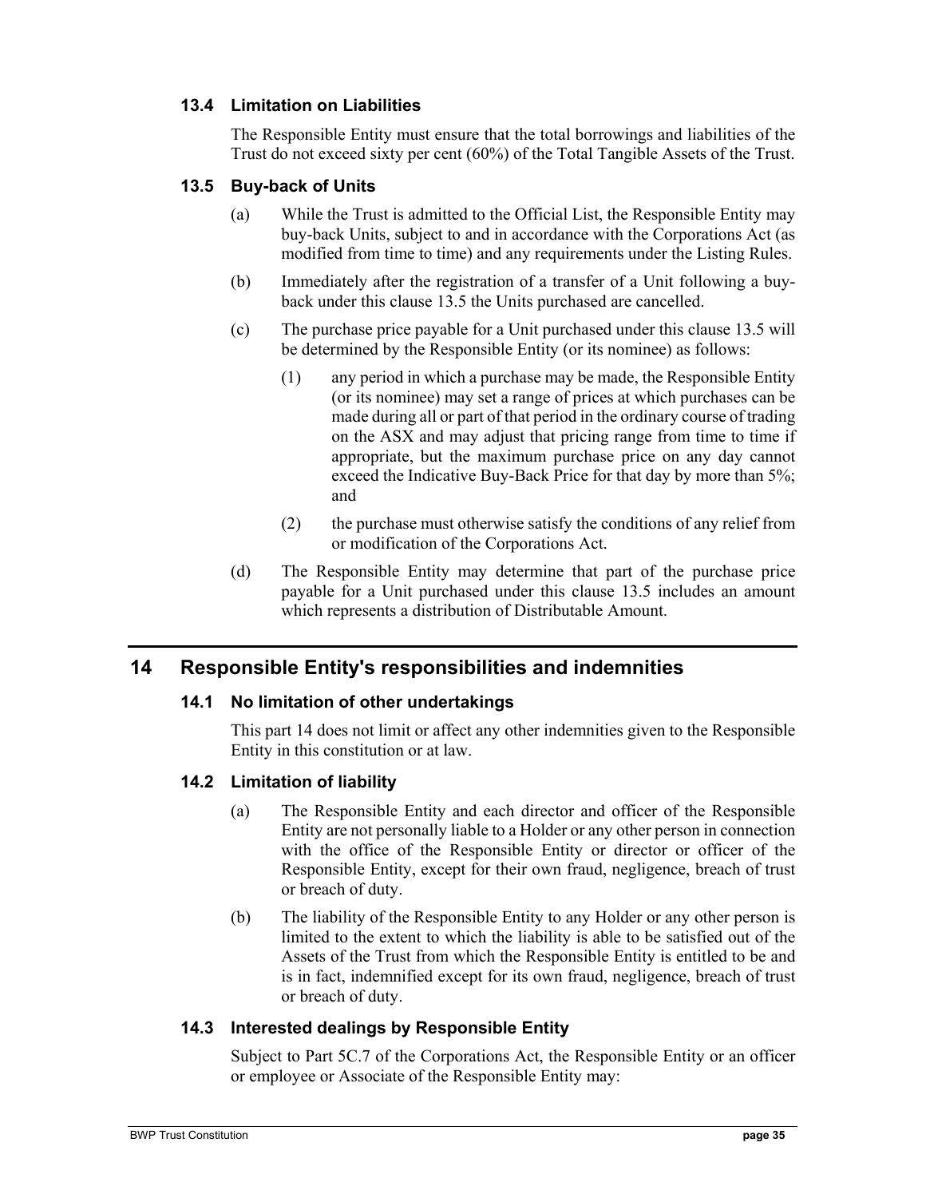### 13.4 Limitation on Liabilities

The Responsible Entity must ensure that the total borrowings and liabilities of the Trust do not exceed sixty per cent (60%) of the Total Tangible Assets of the Trust.

### 13.5 Buy-back of Units

(a) While the Trust is admitted to the Official List, the Responsible Entity may buy-back Units, subject to and in accordance with the Corporations Act (as modified from time to time) and any requirements under the Listing Rules.

(b) Immediately after the registration of a transfer of a Unit following a buy-back under this clause 13.5 the Units purchased are cancelled.

(c) The purchase price payable for a Unit purchased under this clause 13.5 will be determined by the Responsible Entity (or its nominee) as follows:

(1) any period in which a purchase may be made, the Responsible Entity (or its nominee) may set a range of prices at which purchases can be made during all or part of that period in the ordinary course of trading on the ASX and may adjust that pricing range from time to time if appropriate, but the maximum purchase price on any day cannot exceed the Indicative Buy-Back Price for that day by more than 5%; and

(2) the purchase must otherwise satisfy the conditions of any relief from or modification of the Corporations Act.

(d) The Responsible Entity may determine that part of the purchase price payable for a Unit purchased under this clause 13.5 includes an amount which represents a distribution of Distributable Amount.

## 14 Responsible Entity's responsibilities and indemnities

### 14.1 No limitation of other undertakings

This part 14 does not limit or affect any other indemnities given to the Responsible Entity in this constitution or at law.

### 14.2 Limitation of liability

(a) The Responsible Entity and each director and officer of the Responsible Entity are not personally liable to a Holder or any other person in connection with the office of the Responsible Entity or director or officer of the Responsible Entity, except for their own fraud, negligence, breach of trust or breach of duty.

(b) The liability of the Responsible Entity to any Holder or any other person is limited to the extent to which the liability is able to be satisfied out of the Assets of the Trust from which the Responsible Entity is entitled to be and is in fact, indemnified except for its own fraud, negligence, breach of trust or breach of duty.

### 14.3 Interested dealings by Responsible Entity

Subject to Part 5C.7 of the Corporations Act, the Responsible Entity or an officer or employee or Associate of the Responsible Entity may: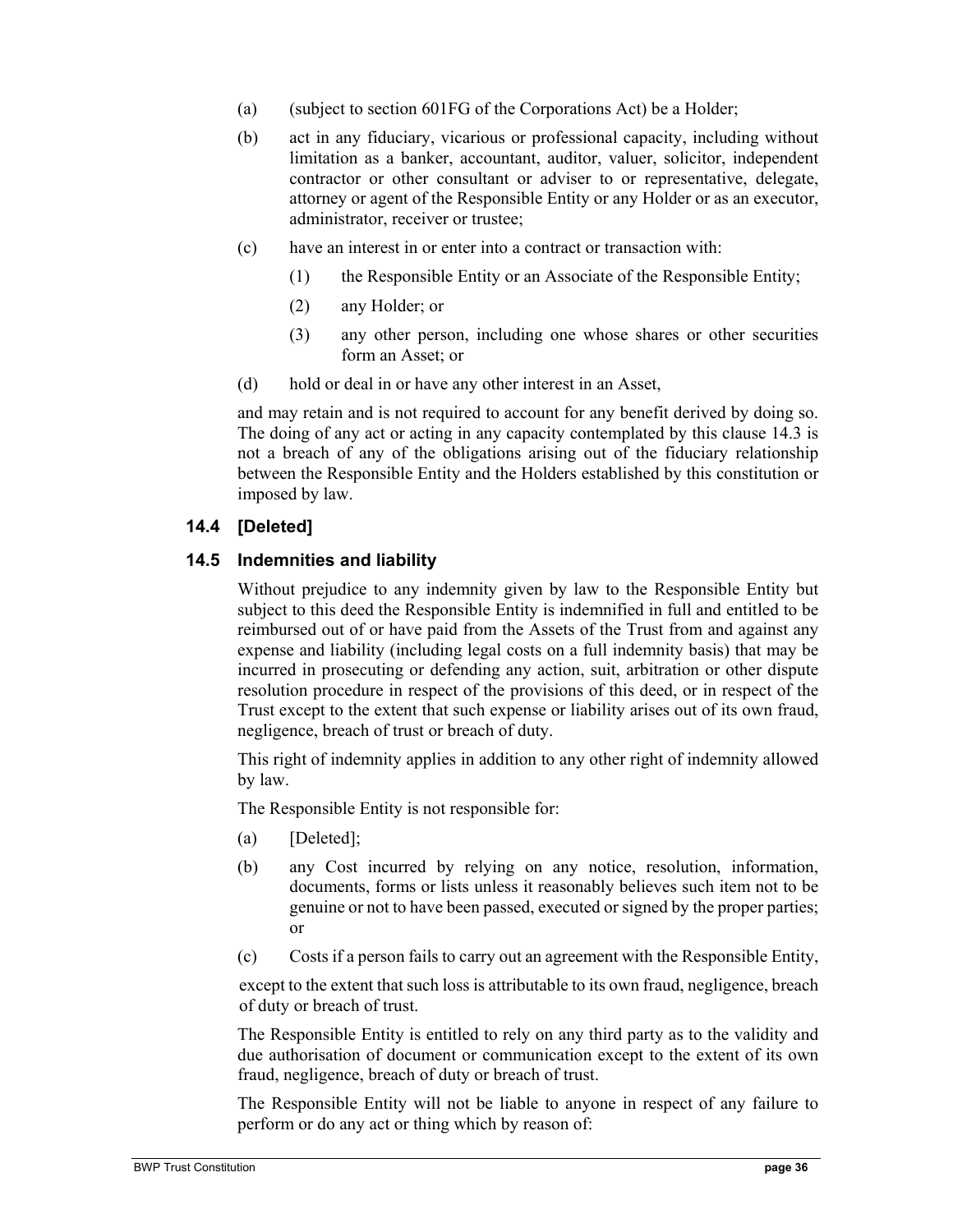(a) (subject to section 601FG of the Corporations Act) be a Holder;

(b) act in any fiduciary, vicarious or professional capacity, including without limitation as a banker, accountant, auditor, valuer, solicitor, independent contractor or other consultant or adviser to or representative, delegate, attorney or agent of the Responsible Entity or any Holder or as an executor, administrator, receiver or trustee;

(c) have an interest in or enter into a contract or transaction with:

  (1) the Responsible Entity or an Associate of the Responsible Entity;

  (2) any Holder; or

  (3) any other person, including one whose shares or other securities form an Asset; or

(d) hold or deal in or have any other interest in an Asset,

and may retain and is not required to account for any benefit derived by doing so. The doing of any act or acting in any capacity contemplated by this clause 14.3 is not a breach of any of the obligations arising out of the fiduciary relationship between the Responsible Entity and the Holders established by this constitution or imposed by law.

## 14.4 [Deleted]

## 14.5 Indemnities and liability

Without prejudice to any indemnity given by law to the Responsible Entity but subject to this deed the Responsible Entity is indemnified in full and entitled to be reimbursed out of or have paid from the Assets of the Trust from and against any expense and liability (including legal costs on a full indemnity basis) that may be incurred in prosecuting or defending any action, suit, arbitration or other dispute resolution procedure in respect of the provisions of this deed, or in respect of the Trust except to the extent that such expense or liability arises out of its own fraud, negligence, breach of trust or breach of duty.

This right of indemnity applies in addition to any other right of indemnity allowed by law.

The Responsible Entity is not responsible for:

(a) [Deleted];

(b) any Cost incurred by relying on any notice, resolution, information, documents, forms or lists unless it reasonably believes such item not to be genuine or not to have been passed, executed or signed by the proper parties; or

(c) Costs if a person fails to carry out an agreement with the Responsible Entity,

except to the extent that such loss is attributable to its own fraud, negligence, breach of duty or breach of trust.

The Responsible Entity is entitled to rely on any third party as to the validity and due authorisation of document or communication except to the extent of its own fraud, negligence, breach of duty or breach of trust.

The Responsible Entity will not be liable to anyone in respect of any failure to perform or do any act or thing which by reason of: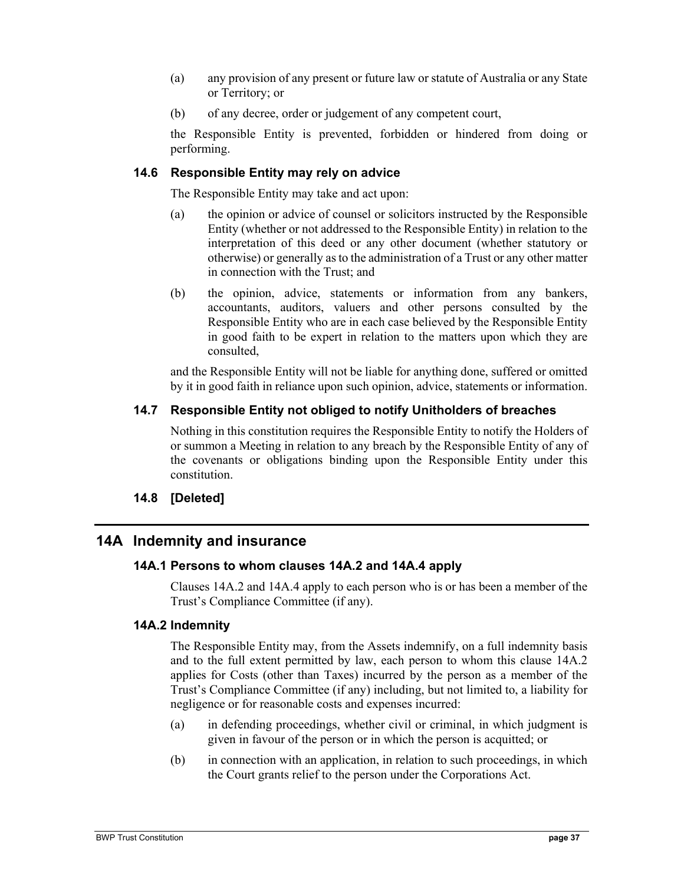(a) any provision of any present or future law or statute of Australia or any State or Territory; or

(b) of any decree, order or judgement of any competent court,

the Responsible Entity is prevented, forbidden or hindered from doing or performing.

### 14.6 Responsible Entity may rely on advice

The Responsible Entity may take and act upon:

(a) the opinion or advice of counsel or solicitors instructed by the Responsible Entity (whether or not addressed to the Responsible Entity) in relation to the interpretation of this deed or any other document (whether statutory or otherwise) or generally as to the administration of a Trust or any other matter in connection with the Trust; and

(b) the opinion, advice, statements or information from any bankers, accountants, auditors, valuers and other persons consulted by the Responsible Entity who are in each case believed by the Responsible Entity in good faith to be expert in relation to the matters upon which they are consulted,

and the Responsible Entity will not be liable for anything done, suffered or omitted by it in good faith in reliance upon such opinion, advice, statements or information.

### 14.7 Responsible Entity not obliged to notify Unitholders of breaches

Nothing in this constitution requires the Responsible Entity to notify the Holders of or summon a Meeting in relation to any breach by the Responsible Entity of any of the covenants or obligations binding upon the Responsible Entity under this constitution.

### 14.8 [Deleted]

## 14A Indemnity and insurance

### 14A.1 Persons to whom clauses 14A.2 and 14A.4 apply

Clauses 14A.2 and 14A.4 apply to each person who is or has been a member of the Trust's Compliance Committee (if any).

### 14A.2 Indemnity

The Responsible Entity may, from the Assets indemnify, on a full indemnity basis and to the full extent permitted by law, each person to whom this clause 14A.2 applies for Costs (other than Taxes) incurred by the person as a member of the Trust's Compliance Committee (if any) including, but not limited to, a liability for negligence or for reasonable costs and expenses incurred:

(a) in defending proceedings, whether civil or criminal, in which judgment is given in favour of the person or in which the person is acquitted; or

(b) in connection with an application, in relation to such proceedings, in which the Court grants relief to the person under the Corporations Act.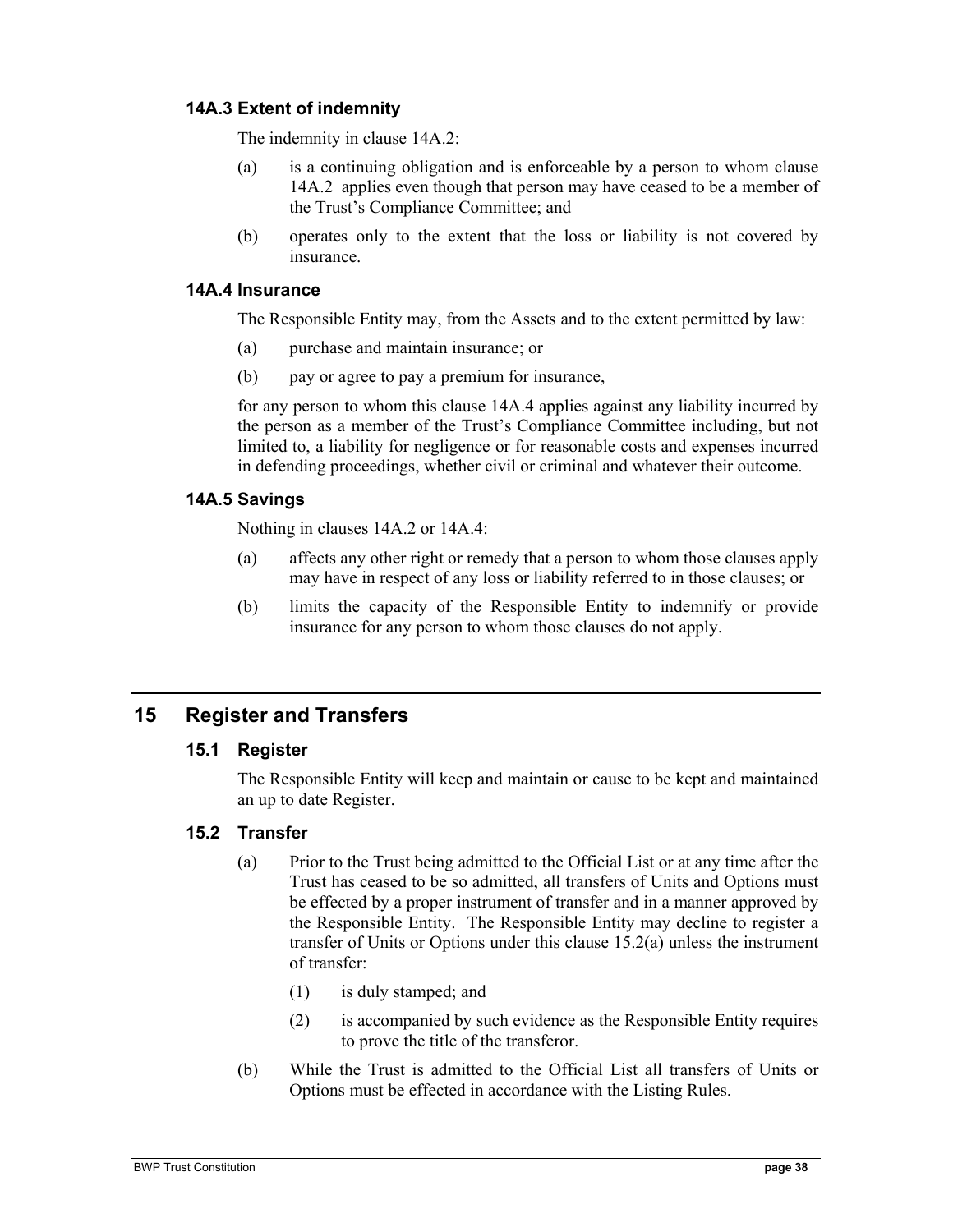### 14A.3 Extent of indemnity

The indemnity in clause 14A.2:

(a) is a continuing obligation and is enforceable by a person to whom clause 14A.2 applies even though that person may have ceased to be a member of the Trust's Compliance Committee; and

(b) operates only to the extent that the loss or liability is not covered by insurance.

### 14A.4 Insurance

The Responsible Entity may, from the Assets and to the extent permitted by law:

(a) purchase and maintain insurance; or

(b) pay or agree to pay a premium for insurance,

for any person to whom this clause 14A.4 applies against any liability incurred by the person as a member of the Trust's Compliance Committee including, but not limited to, a liability for negligence or for reasonable costs and expenses incurred in defending proceedings, whether civil or criminal and whatever their outcome.

### 14A.5 Savings

Nothing in clauses 14A.2 or 14A.4:

(a) affects any other right or remedy that a person to whom those clauses apply may have in respect of any loss or liability referred to in those clauses; or

(b) limits the capacity of the Responsible Entity to indemnify or provide insurance for any person to whom those clauses do not apply.

## 15 Register and Transfers

### 15.1 Register

The Responsible Entity will keep and maintain or cause to be kept and maintained an up to date Register.

### 15.2 Transfer

(a) Prior to the Trust being admitted to the Official List or at any time after the Trust has ceased to be so admitted, all transfers of Units and Options must be effected by a proper instrument of transfer and in a manner approved by the Responsible Entity. The Responsible Entity may decline to register a transfer of Units or Options under this clause 15.2(a) unless the instrument of transfer:

(1) is duly stamped; and

(2) is accompanied by such evidence as the Responsible Entity requires to prove the title of the transferor.

(b) While the Trust is admitted to the Official List all transfers of Units or Options must be effected in accordance with the Listing Rules.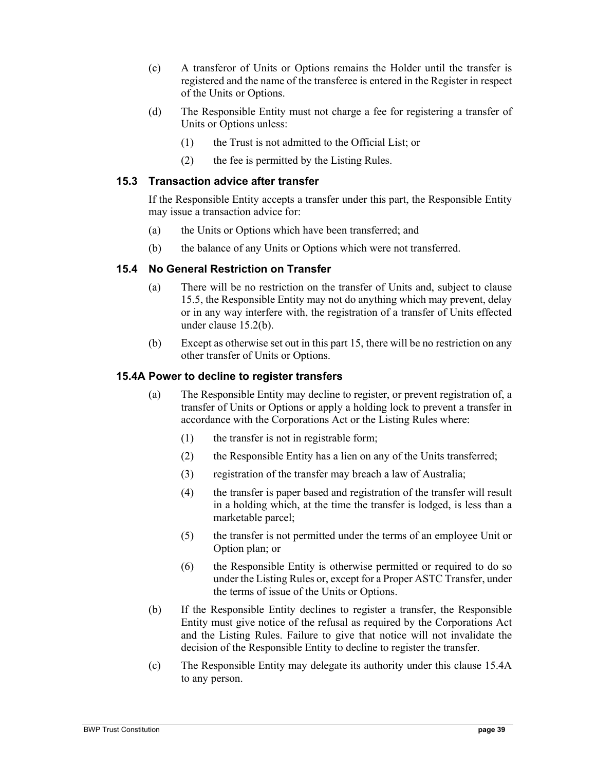(c) A transferor of Units or Options remains the Holder until the transfer is registered and the name of the transferee is entered in the Register in respect of the Units or Options.

(d) The Responsible Entity must not charge a fee for registering a transfer of Units or Options unless:

   (1) the Trust is not admitted to the Official List; or

   (2) the fee is permitted by the Listing Rules.

### 15.3 Transaction advice after transfer

If the Responsible Entity accepts a transfer under this part, the Responsible Entity may issue a transaction advice for:

(a) the Units or Options which have been transferred; and

(b) the balance of any Units or Options which were not transferred.

### 15.4 No General Restriction on Transfer

(a) There will be no restriction on the transfer of Units and, subject to clause 15.5, the Responsible Entity may not do anything which may prevent, delay or in any way interfere with, the registration of a transfer of Units effected under clause 15.2(b).

(b) Except as otherwise set out in this part 15, there will be no restriction on any other transfer of Units or Options.

### 15.4A Power to decline to register transfers

(a) The Responsible Entity may decline to register, or prevent registration of, a transfer of Units or Options or apply a holding lock to prevent a transfer in accordance with the Corporations Act or the Listing Rules where:

   (1) the transfer is not in registrable form;

   (2) the Responsible Entity has a lien on any of the Units transferred;

   (3) registration of the transfer may breach a law of Australia;

   (4) the transfer is paper based and registration of the transfer will result in a holding which, at the time the transfer is lodged, is less than a marketable parcel;

   (5) the transfer is not permitted under the terms of an employee Unit or Option plan; or

   (6) the Responsible Entity is otherwise permitted or required to do so under the Listing Rules or, except for a Proper ASTC Transfer, under the terms of issue of the Units or Options.

(b) If the Responsible Entity declines to register a transfer, the Responsible Entity must give notice of the refusal as required by the Corporations Act and the Listing Rules. Failure to give that notice will not invalidate the decision of the Responsible Entity to decline to register the transfer.

(c) The Responsible Entity may delegate its authority under this clause 15.4A to any person.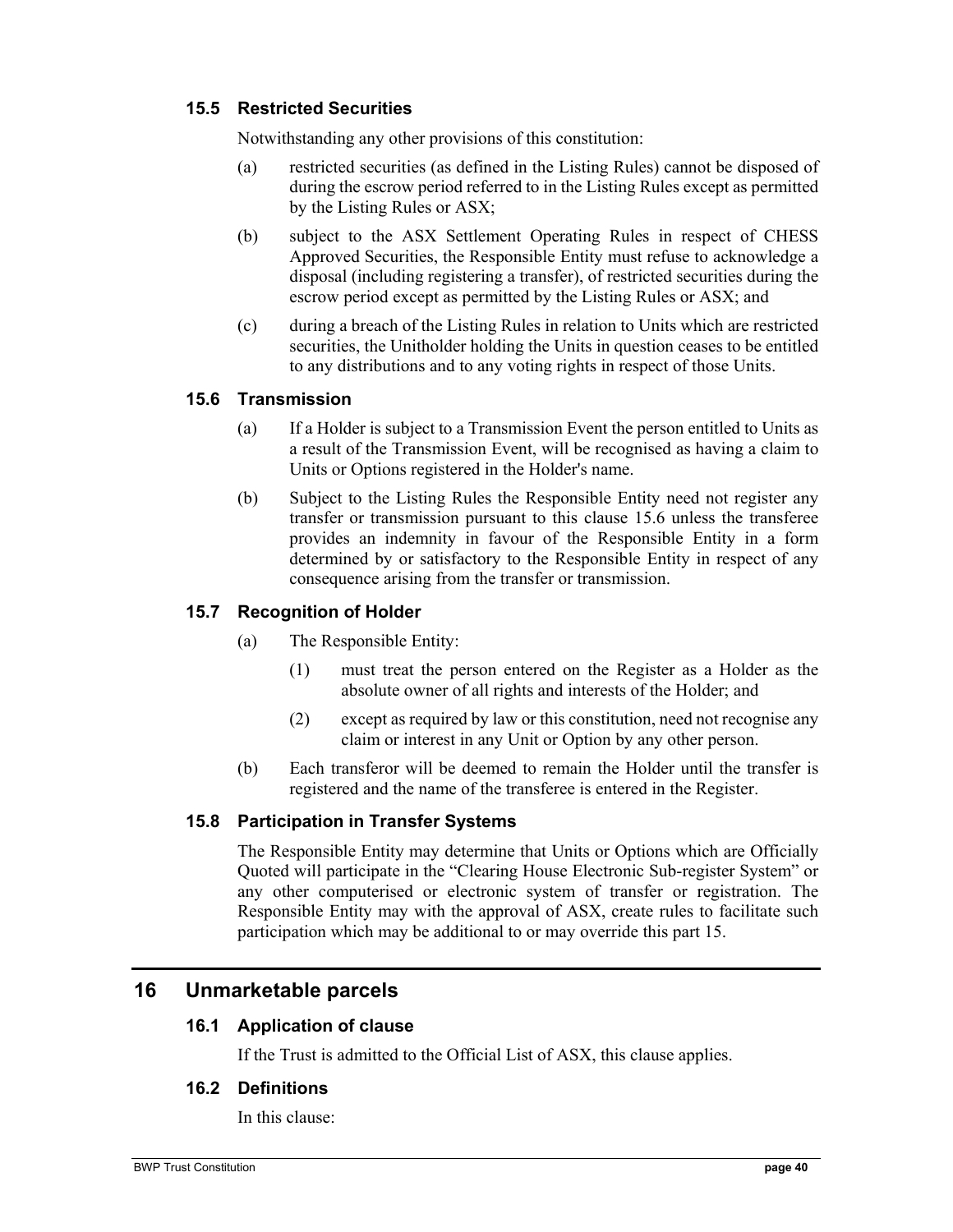### 15.5 Restricted Securities

Notwithstanding any other provisions of this constitution:

(a) restricted securities (as defined in the Listing Rules) cannot be disposed of during the escrow period referred to in the Listing Rules except as permitted by the Listing Rules or ASX;

(b) subject to the ASX Settlement Operating Rules in respect of CHESS Approved Securities, the Responsible Entity must refuse to acknowledge a disposal (including registering a transfer), of restricted securities during the escrow period except as permitted by the Listing Rules or ASX; and

(c) during a breach of the Listing Rules in relation to Units which are restricted securities, the Unitholder holding the Units in question ceases to be entitled to any distributions and to any voting rights in respect of those Units.

### 15.6 Transmission

(a) If a Holder is subject to a Transmission Event the person entitled to Units as a result of the Transmission Event, will be recognised as having a claim to Units or Options registered in the Holder's name.

(b) Subject to the Listing Rules the Responsible Entity need not register any transfer or transmission pursuant to this clause 15.6 unless the transferee provides an indemnity in favour of the Responsible Entity in a form determined by or satisfactory to the Responsible Entity in respect of any consequence arising from the transfer or transmission.

### 15.7 Recognition of Holder

(a) The Responsible Entity:

(1) must treat the person entered on the Register as a Holder as the absolute owner of all rights and interests of the Holder; and

(2) except as required by law or this constitution, need not recognise any claim or interest in any Unit or Option by any other person.

(b) Each transferor will be deemed to remain the Holder until the transfer is registered and the name of the transferee is entered in the Register.

### 15.8 Participation in Transfer Systems

The Responsible Entity may determine that Units or Options which are Officially Quoted will participate in the "Clearing House Electronic Sub-register System" or any other computerised or electronic system of transfer or registration. The Responsible Entity may with the approval of ASX, create rules to facilitate such participation which may be additional to or may override this part 15.

## 16 Unmarketable parcels

### 16.1 Application of clause

If the Trust is admitted to the Official List of ASX, this clause applies.

### 16.2 Definitions

In this clause: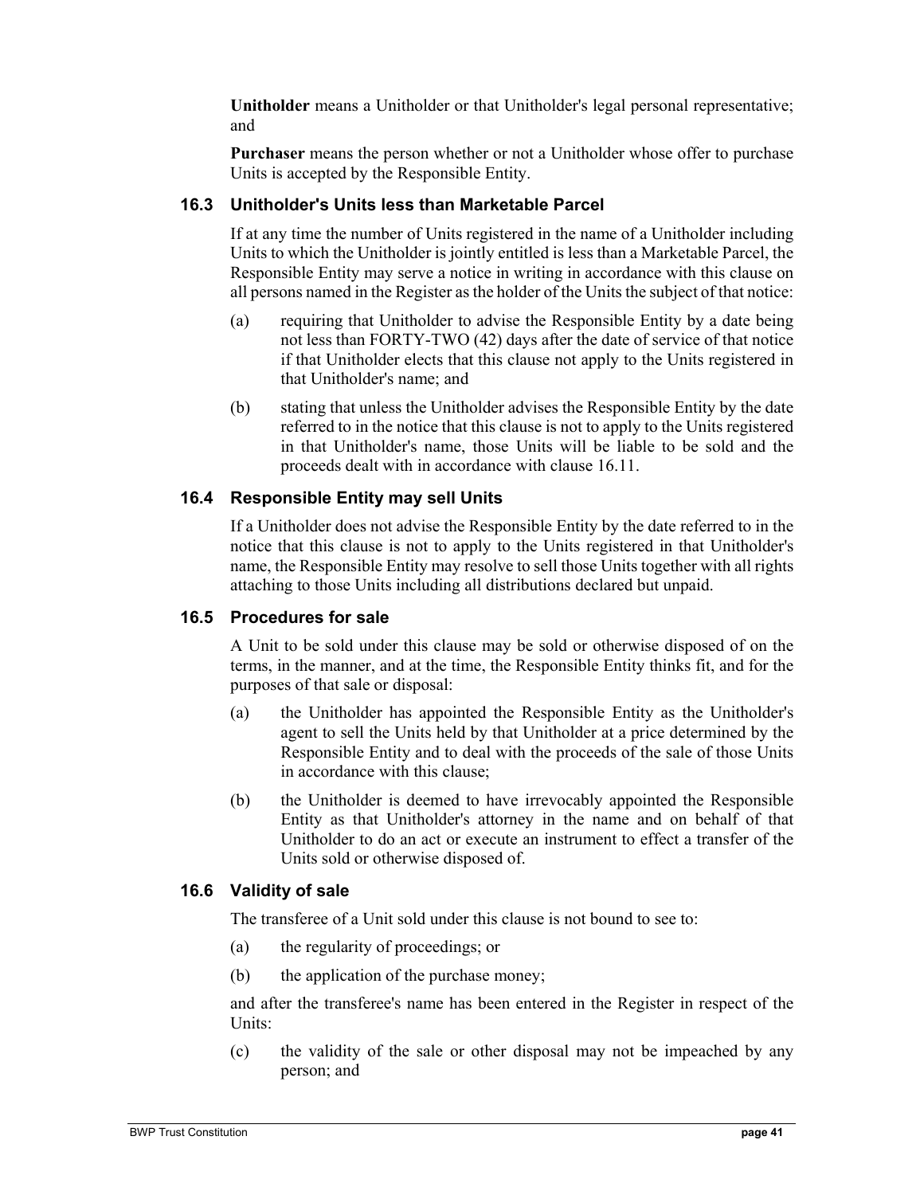**Unitholder** means a Unitholder or that Unitholder's legal personal representative; and

**Purchaser** means the person whether or not a Unitholder whose offer to purchase Units is accepted by the Responsible Entity.

### 16.3 Unitholder's Units less than Marketable Parcel

If at any time the number of Units registered in the name of a Unitholder including Units to which the Unitholder is jointly entitled is less than a Marketable Parcel, the Responsible Entity may serve a notice in writing in accordance with this clause on all persons named in the Register as the holder of the Units the subject of that notice:

(a) requiring that Unitholder to advise the Responsible Entity by a date being not less than FORTY-TWO (42) days after the date of service of that notice if that Unitholder elects that this clause not apply to the Units registered in that Unitholder's name; and

(b) stating that unless the Unitholder advises the Responsible Entity by the date referred to in the notice that this clause is not to apply to the Units registered in that Unitholder's name, those Units will be liable to be sold and the proceeds dealt with in accordance with clause 16.11.

### 16.4 Responsible Entity may sell Units

If a Unitholder does not advise the Responsible Entity by the date referred to in the notice that this clause is not to apply to the Units registered in that Unitholder's name, the Responsible Entity may resolve to sell those Units together with all rights attaching to those Units including all distributions declared but unpaid.

### 16.5 Procedures for sale

A Unit to be sold under this clause may be sold or otherwise disposed of on the terms, in the manner, and at the time, the Responsible Entity thinks fit, and for the purposes of that sale or disposal:

(a) the Unitholder has appointed the Responsible Entity as the Unitholder's agent to sell the Units held by that Unitholder at a price determined by the Responsible Entity and to deal with the proceeds of the sale of those Units in accordance with this clause;

(b) the Unitholder is deemed to have irrevocably appointed the Responsible Entity as that Unitholder's attorney in the name and on behalf of that Unitholder to do an act or execute an instrument to effect a transfer of the Units sold or otherwise disposed of.

### 16.6 Validity of sale

The transferee of a Unit sold under this clause is not bound to see to:

(a) the regularity of proceedings; or

(b) the application of the purchase money;

and after the transferee's name has been entered in the Register in respect of the Units:

(c) the validity of the sale or other disposal may not be impeached by any person; and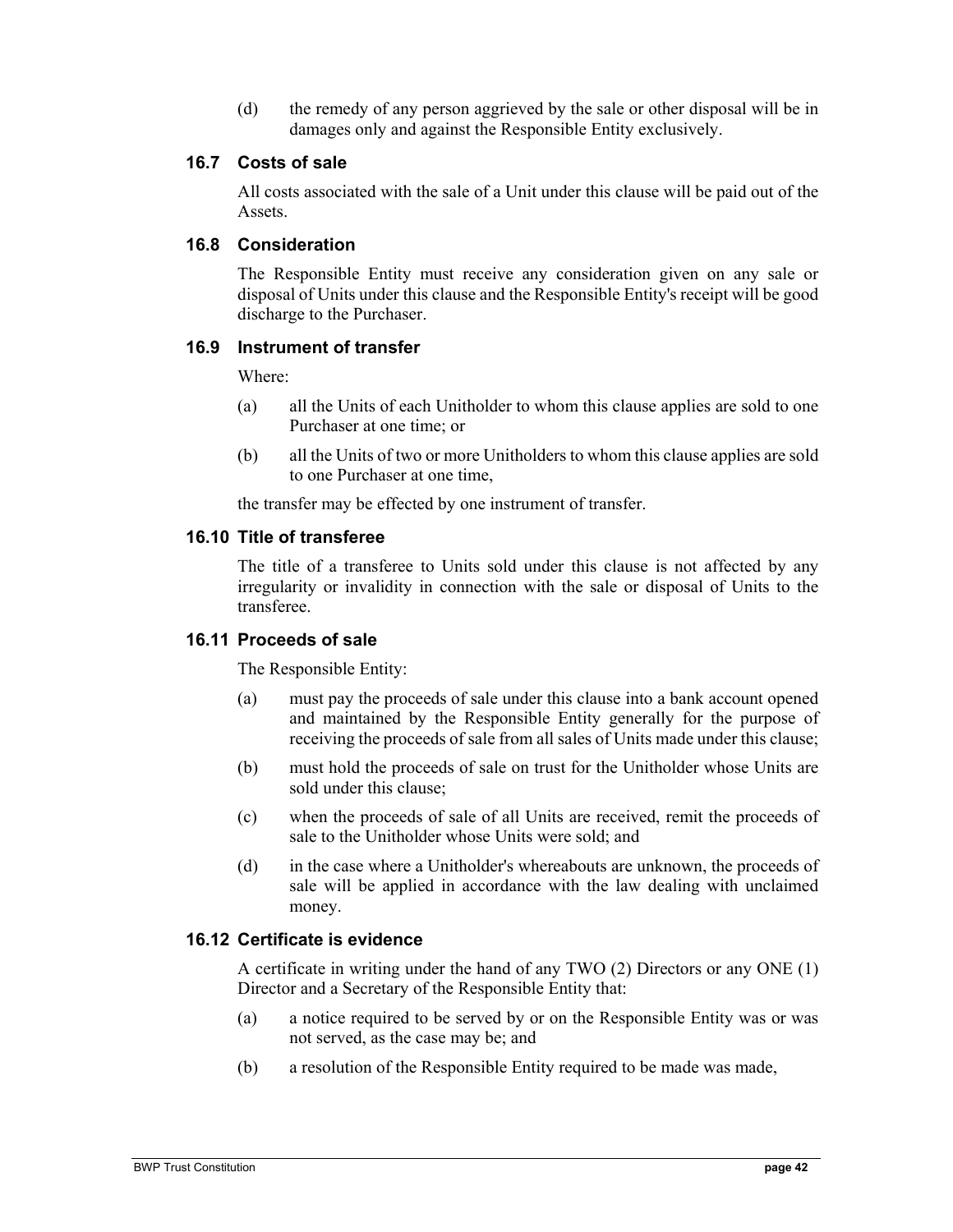(d) the remedy of any person aggrieved by the sale or other disposal will be in damages only and against the Responsible Entity exclusively.

### 16.7 Costs of sale

All costs associated with the sale of a Unit under this clause will be paid out of the Assets.

### 16.8 Consideration

The Responsible Entity must receive any consideration given on any sale or disposal of Units under this clause and the Responsible Entity's receipt will be good discharge to the Purchaser.

### 16.9 Instrument of transfer

Where:

(a) all the Units of each Unitholder to whom this clause applies are sold to one Purchaser at one time; or

(b) all the Units of two or more Unitholders to whom this clause applies are sold to one Purchaser at one time,

the transfer may be effected by one instrument of transfer.

### 16.10 Title of transferee

The title of a transferee to Units sold under this clause is not affected by any irregularity or invalidity in connection with the sale or disposal of Units to the transferee.

### 16.11 Proceeds of sale

The Responsible Entity:

(a) must pay the proceeds of sale under this clause into a bank account opened and maintained by the Responsible Entity generally for the purpose of receiving the proceeds of sale from all sales of Units made under this clause;

(b) must hold the proceeds of sale on trust for the Unitholder whose Units are sold under this clause;

(c) when the proceeds of sale of all Units are received, remit the proceeds of sale to the Unitholder whose Units were sold; and

(d) in the case where a Unitholder's whereabouts are unknown, the proceeds of sale will be applied in accordance with the law dealing with unclaimed money.

### 16.12 Certificate is evidence

A certificate in writing under the hand of any TWO (2) Directors or any ONE (1) Director and a Secretary of the Responsible Entity that:

(a) a notice required to be served by or on the Responsible Entity was or was not served, as the case may be; and

(b) a resolution of the Responsible Entity required to be made was made,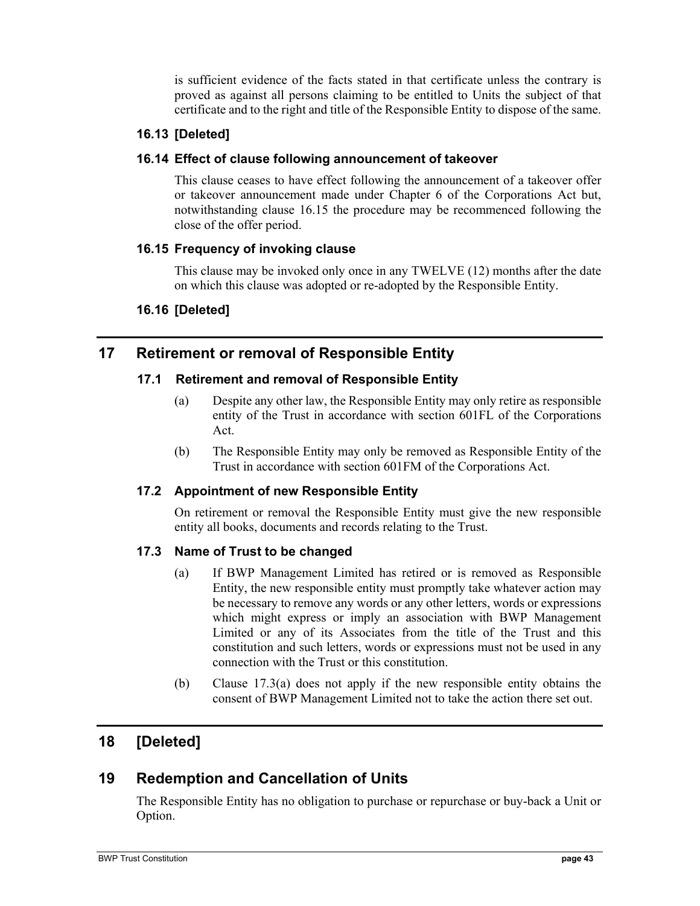is sufficient evidence of the facts stated in that certificate unless the contrary is proved as against all persons claiming to be entitled to Units the subject of that certificate and to the right and title of the Responsible Entity to dispose of the same.

### 16.13 [Deleted]

### 16.14 Effect of clause following announcement of takeover

This clause ceases to have effect following the announcement of a takeover offer or takeover announcement made under Chapter 6 of the Corporations Act but, notwithstanding clause 16.15 the procedure may be recommenced following the close of the offer period.

### 16.15 Frequency of invoking clause

This clause may be invoked only once in any TWELVE (12) months after the date on which this clause was adopted or re-adopted by the Responsible Entity.

### 16.16 [Deleted]

## 17 Retirement or removal of Responsible Entity

### 17.1 Retirement and removal of Responsible Entity

(a) Despite any other law, the Responsible Entity may only retire as responsible entity of the Trust in accordance with section 601FL of the Corporations Act.

(b) The Responsible Entity may only be removed as Responsible Entity of the Trust in accordance with section 601FM of the Corporations Act.

### 17.2 Appointment of new Responsible Entity

On retirement or removal the Responsible Entity must give the new responsible entity all books, documents and records relating to the Trust.

### 17.3 Name of Trust to be changed

(a) If BWP Management Limited has retired or is removed as Responsible Entity, the new responsible entity must promptly take whatever action may be necessary to remove any words or any other letters, words or expressions which might express or imply an association with BWP Management Limited or any of its Associates from the title of the Trust and this constitution and such letters, words or expressions must not be used in any connection with the Trust or this constitution.

(b) Clause 17.3(a) does not apply if the new responsible entity obtains the consent of BWP Management Limited not to take the action there set out.

## 18 [Deleted]

## 19 Redemption and Cancellation of Units

The Responsible Entity has no obligation to purchase or repurchase or buy-back a Unit or Option.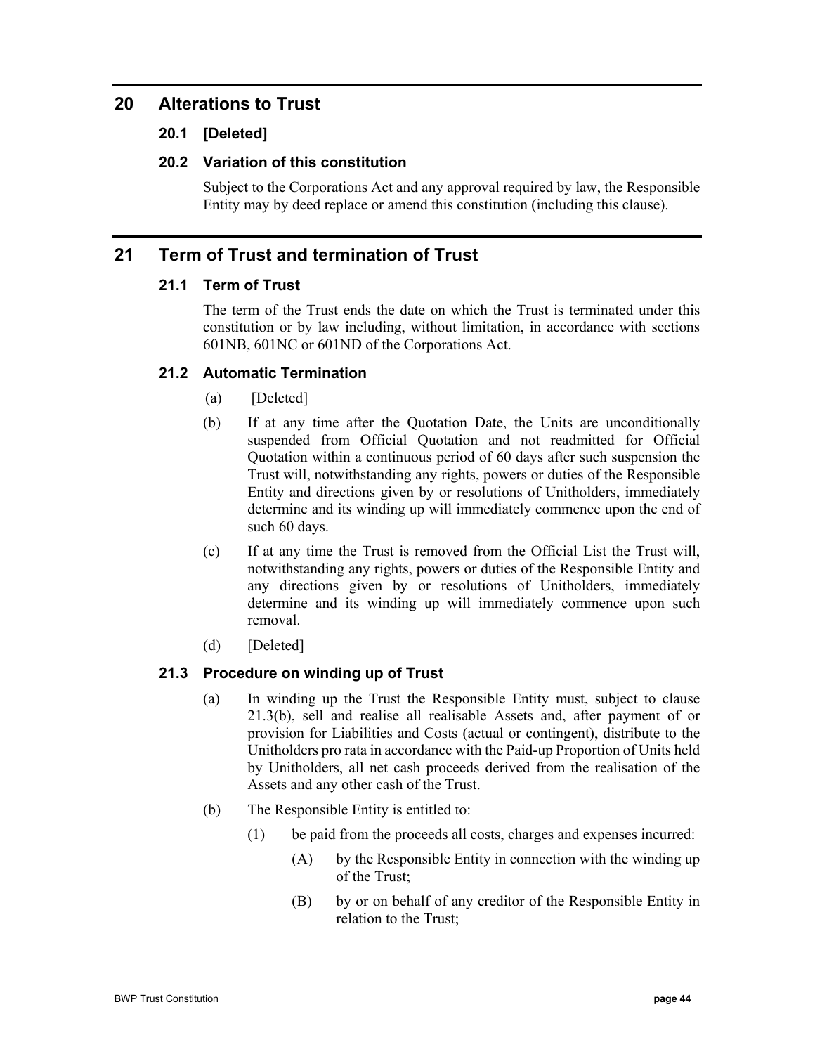# 20 Alterations to Trust

## 20.1 [Deleted]

## 20.2 Variation of this constitution

Subject to the Corporations Act and any approval required by law, the Responsible Entity may by deed replace or amend this constitution (including this clause).

# 21 Term of Trust and termination of Trust

## 21.1 Term of Trust

The term of the Trust ends the date on which the Trust is terminated under this constitution or by law including, without limitation, in accordance with sections 601NB, 601NC or 601ND of the Corporations Act.

## 21.2 Automatic Termination

(a) [Deleted]

(b) If at any time after the Quotation Date, the Units are unconditionally suspended from Official Quotation and not readmitted for Official Quotation within a continuous period of 60 days after such suspension the Trust will, notwithstanding any rights, powers or duties of the Responsible Entity and directions given by or resolutions of Unitholders, immediately determine and its winding up will immediately commence upon the end of such 60 days.

(c) If at any time the Trust is removed from the Official List the Trust will, notwithstanding any rights, powers or duties of the Responsible Entity and any directions given by or resolutions of Unitholders, immediately determine and its winding up will immediately commence upon such removal.

(d) [Deleted]

## 21.3 Procedure on winding up of Trust

(a) In winding up the Trust the Responsible Entity must, subject to clause 21.3(b), sell and realise all realisable Assets and, after payment of or provision for Liabilities and Costs (actual or contingent), distribute to the Unitholders pro rata in accordance with the Paid-up Proportion of Units held by Unitholders, all net cash proceeds derived from the realisation of the Assets and any other cash of the Trust.

(b) The Responsible Entity is entitled to:

(1) be paid from the proceeds all costs, charges and expenses incurred:

(A) by the Responsible Entity in connection with the winding up of the Trust;

(B) by or on behalf of any creditor of the Responsible Entity in relation to the Trust;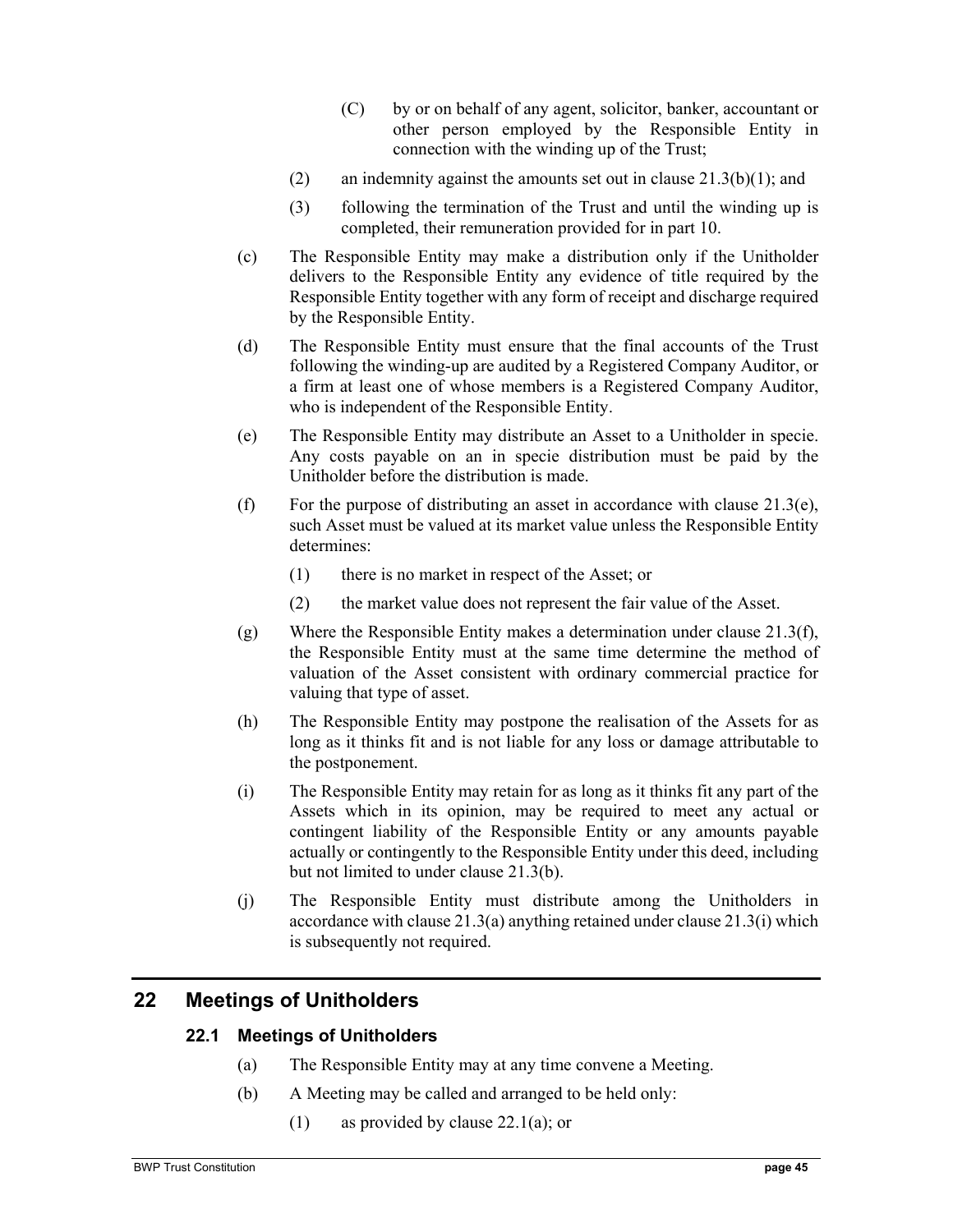(C) by or on behalf of any agent, solicitor, banker, accountant or other person employed by the Responsible Entity in connection with the winding up of the Trust;

(2) an indemnity against the amounts set out in clause 21.3(b)(1); and

(3) following the termination of the Trust and until the winding up is completed, their remuneration provided for in part 10.

(c) The Responsible Entity may make a distribution only if the Unitholder delivers to the Responsible Entity any evidence of title required by the Responsible Entity together with any form of receipt and discharge required by the Responsible Entity.

(d) The Responsible Entity must ensure that the final accounts of the Trust following the winding-up are audited by a Registered Company Auditor, or a firm at least one of whose members is a Registered Company Auditor, who is independent of the Responsible Entity.

(e) The Responsible Entity may distribute an Asset to a Unitholder in specie. Any costs payable on an in specie distribution must be paid by the Unitholder before the distribution is made.

(f) For the purpose of distributing an asset in accordance with clause 21.3(e), such Asset must be valued at its market value unless the Responsible Entity determines:

(1) there is no market in respect of the Asset; or

(2) the market value does not represent the fair value of the Asset.

(g) Where the Responsible Entity makes a determination under clause 21.3(f), the Responsible Entity must at the same time determine the method of valuation of the Asset consistent with ordinary commercial practice for valuing that type of asset.

(h) The Responsible Entity may postpone the realisation of the Assets for as long as it thinks fit and is not liable for any loss or damage attributable to the postponement.

(i) The Responsible Entity may retain for as long as it thinks fit any part of the Assets which in its opinion, may be required to meet any actual or contingent liability of the Responsible Entity or any amounts payable actually or contingently to the Responsible Entity under this deed, including but not limited to under clause 21.3(b).

(j) The Responsible Entity must distribute among the Unitholders in accordance with clause 21.3(a) anything retained under clause 21.3(i) which is subsequently not required.

# 22 Meetings of Unitholders

## 22.1 Meetings of Unitholders

(a) The Responsible Entity may at any time convene a Meeting.

(b) A Meeting may be called and arranged to be held only:

(1) as provided by clause 22.1(a); or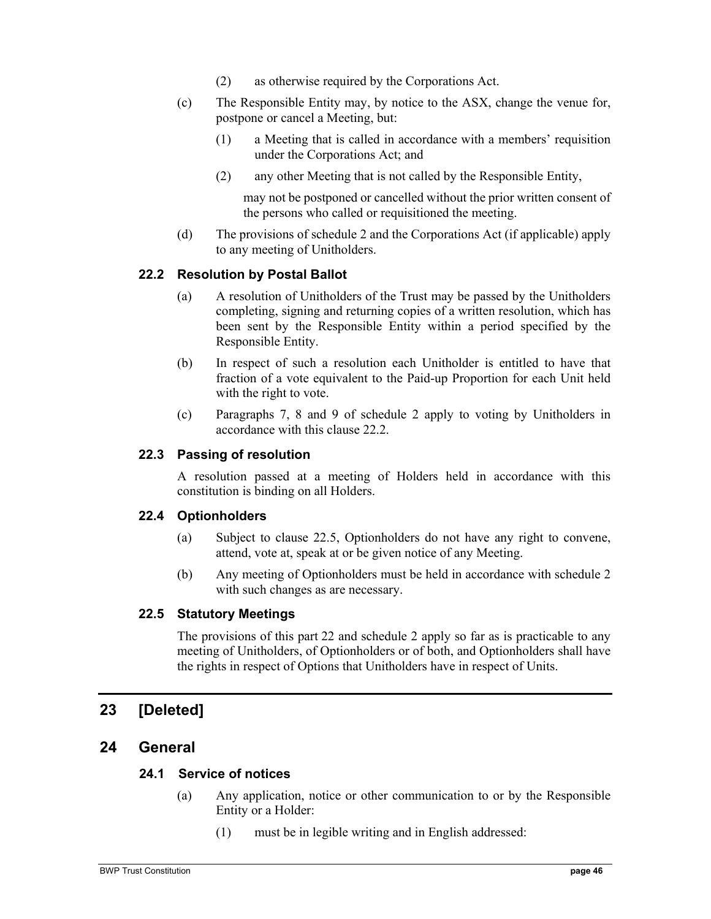(2) as otherwise required by the Corporations Act.

(c) The Responsible Entity may, by notice to the ASX, change the venue for, postpone or cancel a Meeting, but:

(1) a Meeting that is called in accordance with a members' requisition under the Corporations Act; and

(2) any other Meeting that is not called by the Responsible Entity,

may not be postponed or cancelled without the prior written consent of the persons who called or requisitioned the meeting.

(d) The provisions of schedule 2 and the Corporations Act (if applicable) apply to any meeting of Unitholders.

### 22.2 Resolution by Postal Ballot

(a) A resolution of Unitholders of the Trust may be passed by the Unitholders completing, signing and returning copies of a written resolution, which has been sent by the Responsible Entity within a period specified by the Responsible Entity.

(b) In respect of such a resolution each Unitholder is entitled to have that fraction of a vote equivalent to the Paid-up Proportion for each Unit held with the right to vote.

(c) Paragraphs 7, 8 and 9 of schedule 2 apply to voting by Unitholders in accordance with this clause 22.2.

### 22.3 Passing of resolution

A resolution passed at a meeting of Holders held in accordance with this constitution is binding on all Holders.

### 22.4 Optionholders

(a) Subject to clause 22.5, Optionholders do not have any right to convene, attend, vote at, speak at or be given notice of any Meeting.

(b) Any meeting of Optionholders must be held in accordance with schedule 2 with such changes as are necessary.

### 22.5 Statutory Meetings

The provisions of this part 22 and schedule 2 apply so far as is practicable to any meeting of Unitholders, of Optionholders or of both, and Optionholders shall have the rights in respect of Options that Unitholders have in respect of Units.

## 23 [Deleted]

## 24 General

### 24.1 Service of notices

(a) Any application, notice or other communication to or by the Responsible Entity or a Holder:

(1) must be in legible writing and in English addressed: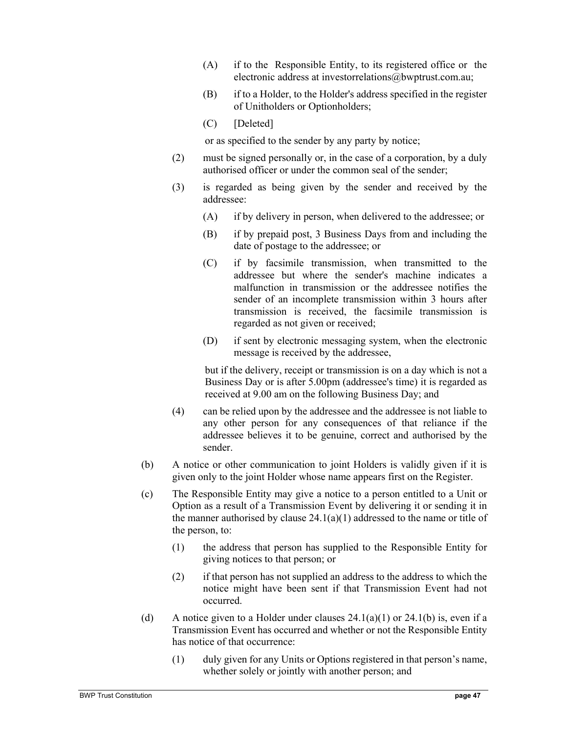(A) if to the Responsible Entity, to its registered office or the electronic address at investorrelations@bwptrust.com.au;

(B) if to a Holder, to the Holder's address specified in the register of Unitholders or Optionholders;

(C) [Deleted]

or as specified to the sender by any party by notice;

(2) must be signed personally or, in the case of a corporation, by a duly authorised officer or under the common seal of the sender;

(3) is regarded as being given by the sender and received by the addressee:

(A) if by delivery in person, when delivered to the addressee; or

(B) if by prepaid post, 3 Business Days from and including the date of postage to the addressee; or

(C) if by facsimile transmission, when transmitted to the addressee but where the sender's machine indicates a malfunction in transmission or the addressee notifies the sender of an incomplete transmission within 3 hours after transmission is received, the facsimile transmission is regarded as not given or received;

(D) if sent by electronic messaging system, when the electronic message is received by the addressee,

but if the delivery, receipt or transmission is on a day which is not a Business Day or is after 5.00pm (addressee's time) it is regarded as received at 9.00 am on the following Business Day; and

(4) can be relied upon by the addressee and the addressee is not liable to any other person for any consequences of that reliance if the addressee believes it to be genuine, correct and authorised by the sender.

(b) A notice or other communication to joint Holders is validly given if it is given only to the joint Holder whose name appears first on the Register.

(c) The Responsible Entity may give a notice to a person entitled to a Unit or Option as a result of a Transmission Event by delivering it or sending it in the manner authorised by clause 24.1(a)(1) addressed to the name or title of the person, to:

(1) the address that person has supplied to the Responsible Entity for giving notices to that person; or

(2) if that person has not supplied an address to the address to which the notice might have been sent if that Transmission Event had not occurred.

(d) A notice given to a Holder under clauses 24.1(a)(1) or 24.1(b) is, even if a Transmission Event has occurred and whether or not the Responsible Entity has notice of that occurrence:

(1) duly given for any Units or Options registered in that person's name, whether solely or jointly with another person; and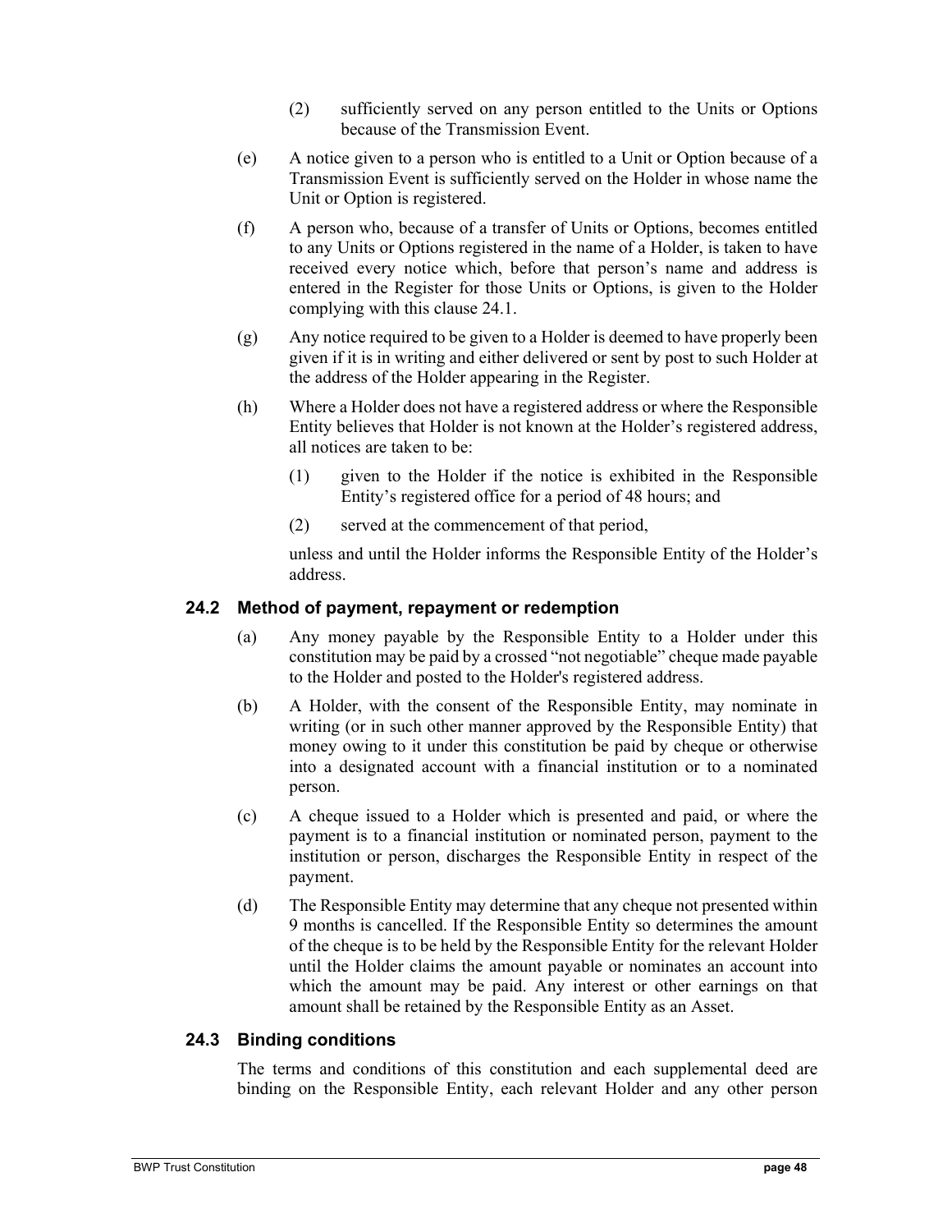(2) sufficiently served on any person entitled to the Units or Options because of the Transmission Event.

(e) A notice given to a person who is entitled to a Unit or Option because of a Transmission Event is sufficiently served on the Holder in whose name the Unit or Option is registered.

(f) A person who, because of a transfer of Units or Options, becomes entitled to any Units or Options registered in the name of a Holder, is taken to have received every notice which, before that person's name and address is entered in the Register for those Units or Options, is given to the Holder complying with this clause 24.1.

(g) Any notice required to be given to a Holder is deemed to have properly been given if it is in writing and either delivered or sent by post to such Holder at the address of the Holder appearing in the Register.

(h) Where a Holder does not have a registered address or where the Responsible Entity believes that Holder is not known at the Holder's registered address, all notices are taken to be:

(1) given to the Holder if the notice is exhibited in the Responsible Entity's registered office for a period of 48 hours; and

(2) served at the commencement of that period,

unless and until the Holder informs the Responsible Entity of the Holder's address.

### 24.2 Method of payment, repayment or redemption

(a) Any money payable by the Responsible Entity to a Holder under this constitution may be paid by a crossed "not negotiable" cheque made payable to the Holder and posted to the Holder's registered address.

(b) A Holder, with the consent of the Responsible Entity, may nominate in writing (or in such other manner approved by the Responsible Entity) that money owing to it under this constitution be paid by cheque or otherwise into a designated account with a financial institution or to a nominated person.

(c) A cheque issued to a Holder which is presented and paid, or where the payment is to a financial institution or nominated person, payment to the institution or person, discharges the Responsible Entity in respect of the payment.

(d) The Responsible Entity may determine that any cheque not presented within 9 months is cancelled. If the Responsible Entity so determines the amount of the cheque is to be held by the Responsible Entity for the relevant Holder until the Holder claims the amount payable or nominates an account into which the amount may be paid. Any interest or other earnings on that amount shall be retained by the Responsible Entity as an Asset.

### 24.3 Binding conditions

The terms and conditions of this constitution and each supplemental deed are binding on the Responsible Entity, each relevant Holder and any other person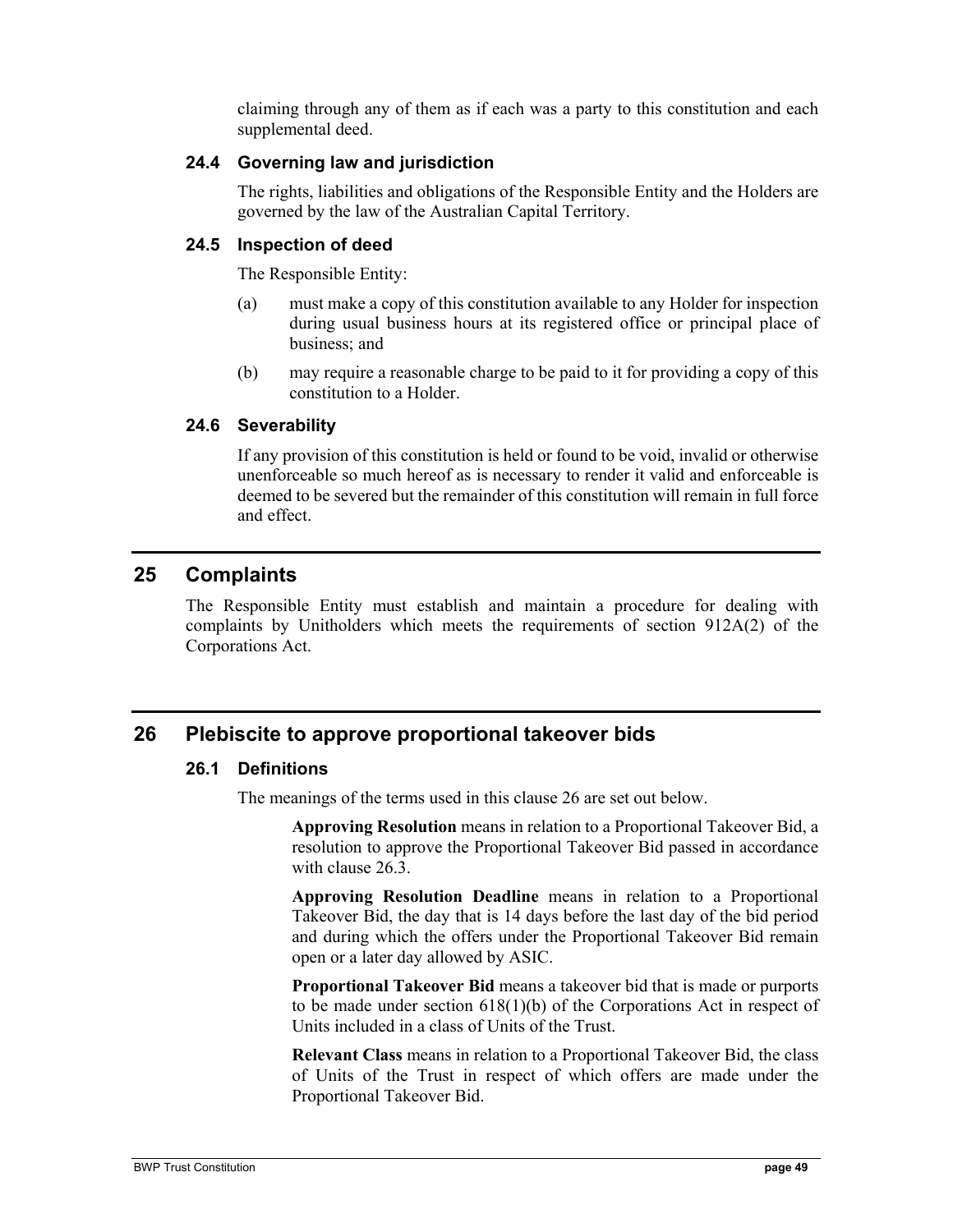claiming through any of them as if each was a party to this constitution and each supplemental deed.

### 24.4 Governing law and jurisdiction

The rights, liabilities and obligations of the Responsible Entity and the Holders are governed by the law of the Australian Capital Territory.

### 24.5 Inspection of deed

The Responsible Entity:

(a) must make a copy of this constitution available to any Holder for inspection during usual business hours at its registered office or principal place of business; and

(b) may require a reasonable charge to be paid to it for providing a copy of this constitution to a Holder.

### 24.6 Severability

If any provision of this constitution is held or found to be void, invalid or otherwise unenforceable so much hereof as is necessary to render it valid and enforceable is deemed to be severed but the remainder of this constitution will remain in full force and effect.

## 25 Complaints

The Responsible Entity must establish and maintain a procedure for dealing with complaints by Unitholders which meets the requirements of section 912A(2) of the Corporations Act.

## 26 Plebiscite to approve proportional takeover bids

### 26.1 Definitions

The meanings of the terms used in this clause 26 are set out below.

**Approving Resolution** means in relation to a Proportional Takeover Bid, a resolution to approve the Proportional Takeover Bid passed in accordance with clause 26.3.

**Approving Resolution Deadline** means in relation to a Proportional Takeover Bid, the day that is 14 days before the last day of the bid period and during which the offers under the Proportional Takeover Bid remain open or a later day allowed by ASIC.

**Proportional Takeover Bid** means a takeover bid that is made or purports to be made under section 618(1)(b) of the Corporations Act in respect of Units included in a class of Units of the Trust.

**Relevant Class** means in relation to a Proportional Takeover Bid, the class of Units of the Trust in respect of which offers are made under the Proportional Takeover Bid.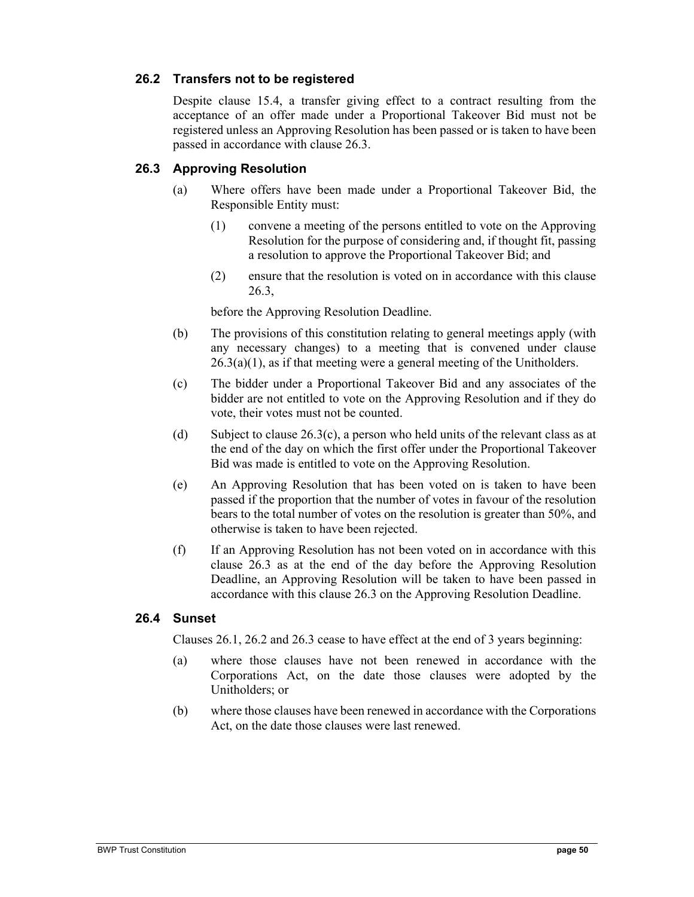### 26.2 Transfers not to be registered

Despite clause 15.4, a transfer giving effect to a contract resulting from the acceptance of an offer made under a Proportional Takeover Bid must not be registered unless an Approving Resolution has been passed or is taken to have been passed in accordance with clause 26.3.

### 26.3 Approving Resolution

(a) Where offers have been made under a Proportional Takeover Bid, the Responsible Entity must:

(1) convene a meeting of the persons entitled to vote on the Approving Resolution for the purpose of considering and, if thought fit, passing a resolution to approve the Proportional Takeover Bid; and

(2) ensure that the resolution is voted on in accordance with this clause 26.3,

before the Approving Resolution Deadline.

(b) The provisions of this constitution relating to general meetings apply (with any necessary changes) to a meeting that is convened under clause 26.3(a)(1), as if that meeting were a general meeting of the Unitholders.

(c) The bidder under a Proportional Takeover Bid and any associates of the bidder are not entitled to vote on the Approving Resolution and if they do vote, their votes must not be counted.

(d) Subject to clause 26.3(c), a person who held units of the relevant class as at the end of the day on which the first offer under the Proportional Takeover Bid was made is entitled to vote on the Approving Resolution.

(e) An Approving Resolution that has been voted on is taken to have been passed if the proportion that the number of votes in favour of the resolution bears to the total number of votes on the resolution is greater than 50%, and otherwise is taken to have been rejected.

(f) If an Approving Resolution has not been voted on in accordance with this clause 26.3 as at the end of the day before the Approving Resolution Deadline, an Approving Resolution will be taken to have been passed in accordance with this clause 26.3 on the Approving Resolution Deadline.

### 26.4 Sunset

Clauses 26.1, 26.2 and 26.3 cease to have effect at the end of 3 years beginning:

(a) where those clauses have not been renewed in accordance with the Corporations Act, on the date those clauses were adopted by the Unitholders; or

(b) where those clauses have been renewed in accordance with the Corporations Act, on the date those clauses were last renewed.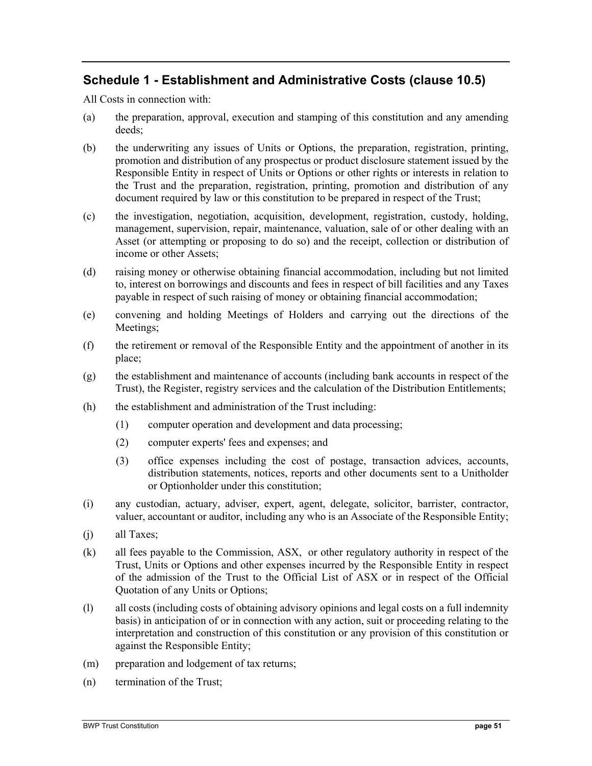## Schedule 1 - Establishment and Administrative Costs (clause 10.5)

All Costs in connection with:

(a) the preparation, approval, execution and stamping of this constitution and any amending deeds;

(b) the underwriting any issues of Units or Options, the preparation, registration, printing, promotion and distribution of any prospectus or product disclosure statement issued by the Responsible Entity in respect of Units or Options or other rights or interests in relation to the Trust and the preparation, registration, printing, promotion and distribution of any document required by law or this constitution to be prepared in respect of the Trust;

(c) the investigation, negotiation, acquisition, development, registration, custody, holding, management, supervision, repair, maintenance, valuation, sale of or other dealing with an Asset (or attempting or proposing to do so) and the receipt, collection or distribution of income or other Assets;

(d) raising money or otherwise obtaining financial accommodation, including but not limited to, interest on borrowings and discounts and fees in respect of bill facilities and any Taxes payable in respect of such raising of money or obtaining financial accommodation;

(e) convening and holding Meetings of Holders and carrying out the directions of the Meetings;

(f) the retirement or removal of the Responsible Entity and the appointment of another in its place;

(g) the establishment and maintenance of accounts (including bank accounts in respect of the Trust), the Register, registry services and the calculation of the Distribution Entitlements;

(h) the establishment and administration of the Trust including:

 (1) computer operation and development and data processing;

 (2) computer experts' fees and expenses; and

 (3) office expenses including the cost of postage, transaction advices, accounts, distribution statements, notices, reports and other documents sent to a Unitholder or Optionholder under this constitution;

(i) any custodian, actuary, adviser, expert, agent, delegate, solicitor, barrister, contractor, valuer, accountant or auditor, including any who is an Associate of the Responsible Entity;

(j) all Taxes;

(k) all fees payable to the Commission, ASX, or other regulatory authority in respect of the Trust, Units or Options and other expenses incurred by the Responsible Entity in respect of the admission of the Trust to the Official List of ASX or in respect of the Official Quotation of any Units or Options;

(l) all costs (including costs of obtaining advisory opinions and legal costs on a full indemnity basis) in anticipation of or in connection with any action, suit or proceeding relating to the interpretation and construction of this constitution or any provision of this constitution or against the Responsible Entity;

(m) preparation and lodgement of tax returns;

(n) termination of the Trust;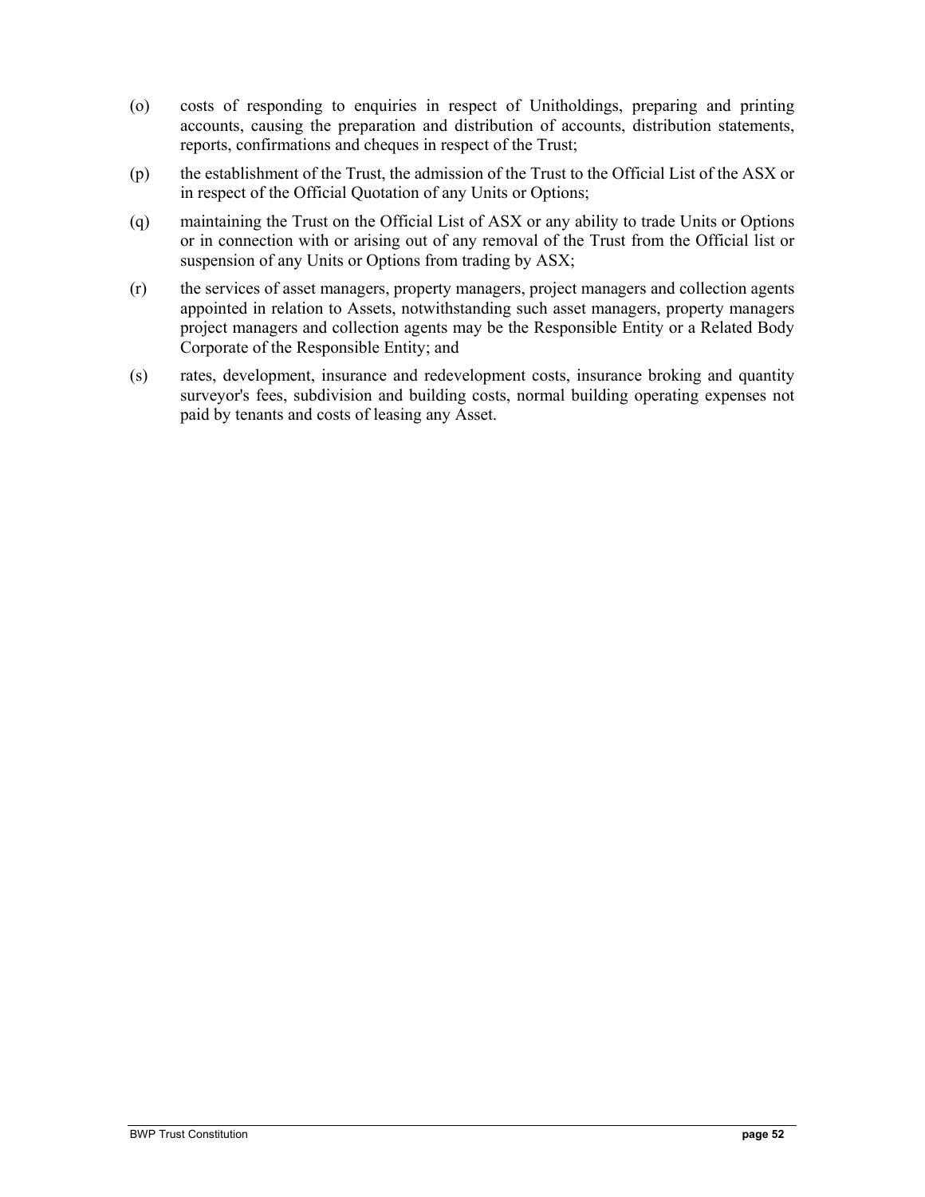(o) costs of responding to enquiries in respect of Unitholdings, preparing and printing accounts, causing the preparation and distribution of accounts, distribution statements, reports, confirmations and cheques in respect of the Trust;

(p) the establishment of the Trust, the admission of the Trust to the Official List of the ASX or in respect of the Official Quotation of any Units or Options;

(q) maintaining the Trust on the Official List of ASX or any ability to trade Units or Options or in connection with or arising out of any removal of the Trust from the Official list or suspension of any Units or Options from trading by ASX;

(r) the services of asset managers, property managers, project managers and collection agents appointed in relation to Assets, notwithstanding such asset managers, property managers project managers and collection agents may be the Responsible Entity or a Related Body Corporate of the Responsible Entity; and

(s) rates, development, insurance and redevelopment costs, insurance broking and quantity surveyor's fees, subdivision and building costs, normal building operating expenses not paid by tenants and costs of leasing any Asset.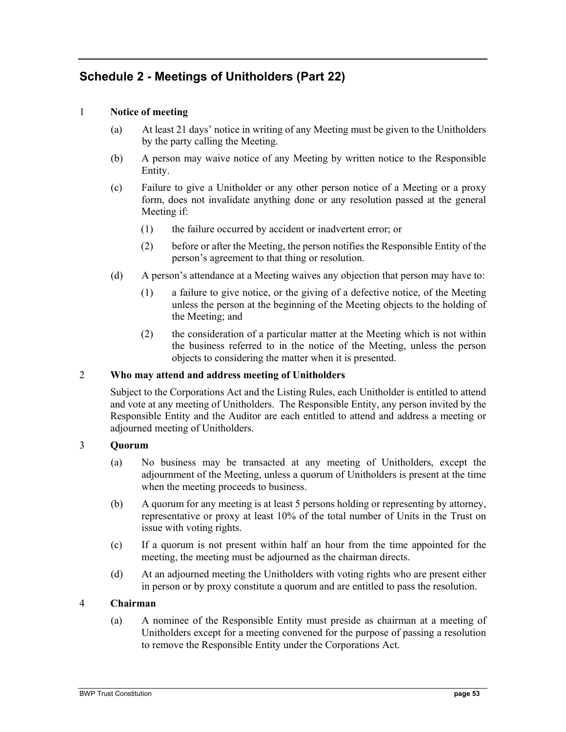## Schedule 2 - Meetings of Unitholders (Part 22)

1 **Notice of meeting**

(a) At least 21 days' notice in writing of any Meeting must be given to the Unitholders by the party calling the Meeting.

(b) A person may waive notice of any Meeting by written notice to the Responsible Entity.

(c) Failure to give a Unitholder or any other person notice of a Meeting or a proxy form, does not invalidate anything done or any resolution passed at the general Meeting if:

(1) the failure occurred by accident or inadvertent error; or

(2) before or after the Meeting, the person notifies the Responsible Entity of the person's agreement to that thing or resolution.

(d) A person's attendance at a Meeting waives any objection that person may have to:

(1) a failure to give notice, or the giving of a defective notice, of the Meeting unless the person at the beginning of the Meeting objects to the holding of the Meeting; and

(2) the consideration of a particular matter at the Meeting which is not within the business referred to in the notice of the Meeting, unless the person objects to considering the matter when it is presented.

2 **Who may attend and address meeting of Unitholders**

Subject to the Corporations Act and the Listing Rules, each Unitholder is entitled to attend and vote at any meeting of Unitholders. The Responsible Entity, any person invited by the Responsible Entity and the Auditor are each entitled to attend and address a meeting or adjourned meeting of Unitholders.

3 **Quorum**

(a) No business may be transacted at any meeting of Unitholders, except the adjournment of the Meeting, unless a quorum of Unitholders is present at the time when the meeting proceeds to business.

(b) A quorum for any meeting is at least 5 persons holding or representing by attorney, representative or proxy at least 10% of the total number of Units in the Trust on issue with voting rights.

(c) If a quorum is not present within half an hour from the time appointed for the meeting, the meeting must be adjourned as the chairman directs.

(d) At an adjourned meeting the Unitholders with voting rights who are present either in person or by proxy constitute a quorum and are entitled to pass the resolution.

4 **Chairman**

(a) A nominee of the Responsible Entity must preside as chairman at a meeting of Unitholders except for a meeting convened for the purpose of passing a resolution to remove the Responsible Entity under the Corporations Act.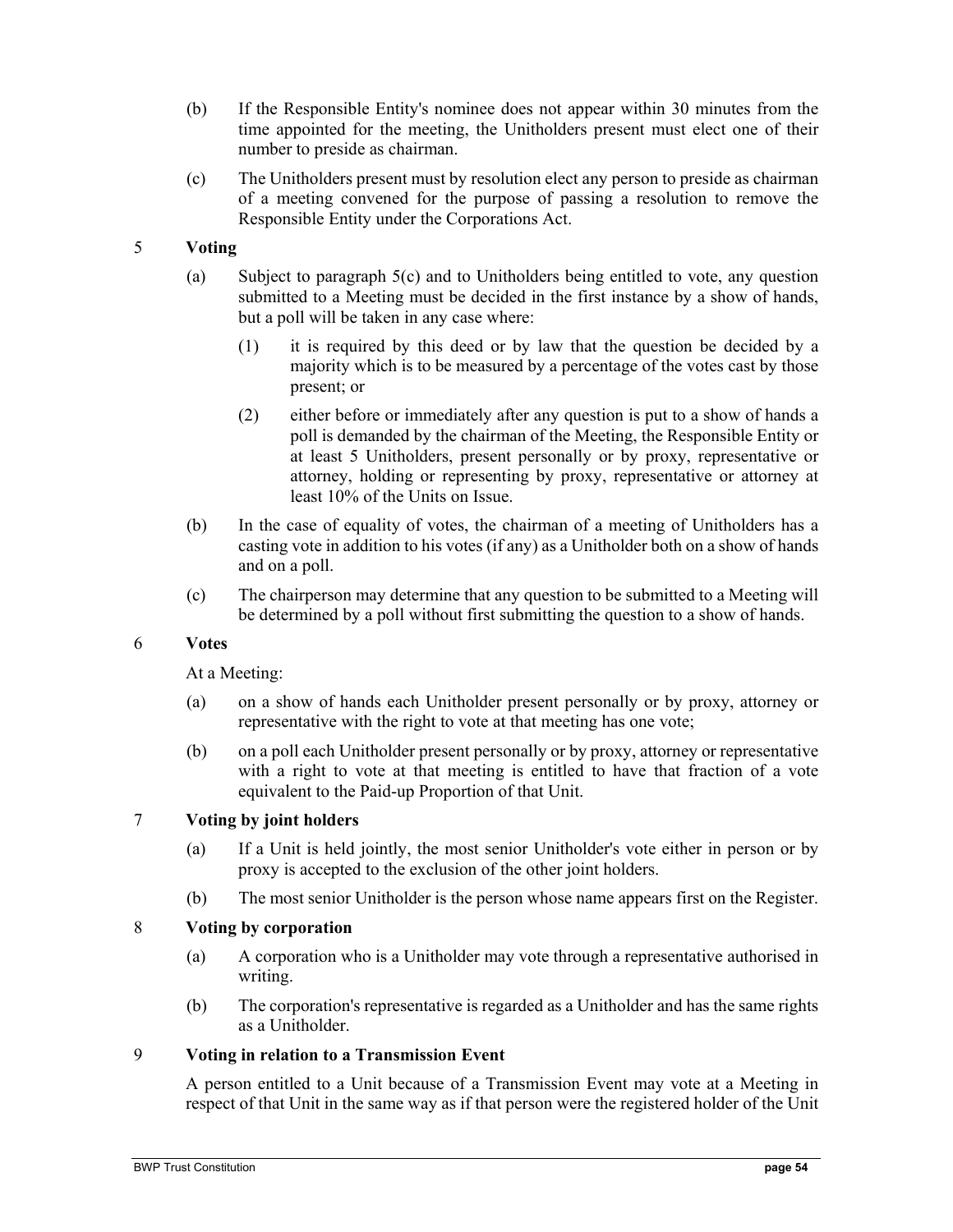(b) If the Responsible Entity's nominee does not appear within 30 minutes from the time appointed for the meeting, the Unitholders present must elect one of their number to preside as chairman.

(c) The Unitholders present must by resolution elect any person to preside as chairman of a meeting convened for the purpose of passing a resolution to remove the Responsible Entity under the Corporations Act.

## 5 Voting

(a) Subject to paragraph 5(c) and to Unitholders being entitled to vote, any question submitted to a Meeting must be decided in the first instance by a show of hands, but a poll will be taken in any case where:

   (1) it is required by this deed or by law that the question be decided by a majority which is to be measured by a percentage of the votes cast by those present; or

   (2) either before or immediately after any question is put to a show of hands a poll is demanded by the chairman of the Meeting, the Responsible Entity or at least 5 Unitholders, present personally or by proxy, representative or attorney, holding or representing by proxy, representative or attorney at least 10% of the Units on Issue.

(b) In the case of equality of votes, the chairman of a meeting of Unitholders has a casting vote in addition to his votes (if any) as a Unitholder both on a show of hands and on a poll.

(c) The chairperson may determine that any question to be submitted to a Meeting will be determined by a poll without first submitting the question to a show of hands.

## 6 Votes

At a Meeting:

(a) on a show of hands each Unitholder present personally or by proxy, attorney or representative with the right to vote at that meeting has one vote;

(b) on a poll each Unitholder present personally or by proxy, attorney or representative with a right to vote at that meeting is entitled to have that fraction of a vote equivalent to the Paid-up Proportion of that Unit.

## 7 Voting by joint holders

(a) If a Unit is held jointly, the most senior Unitholder's vote either in person or by proxy is accepted to the exclusion of the other joint holders.

(b) The most senior Unitholder is the person whose name appears first on the Register.

## 8 Voting by corporation

(a) A corporation who is a Unitholder may vote through a representative authorised in writing.

(b) The corporation's representative is regarded as a Unitholder and has the same rights as a Unitholder.

## 9 Voting in relation to a Transmission Event

A person entitled to a Unit because of a Transmission Event may vote at a Meeting in respect of that Unit in the same way as if that person were the registered holder of the Unit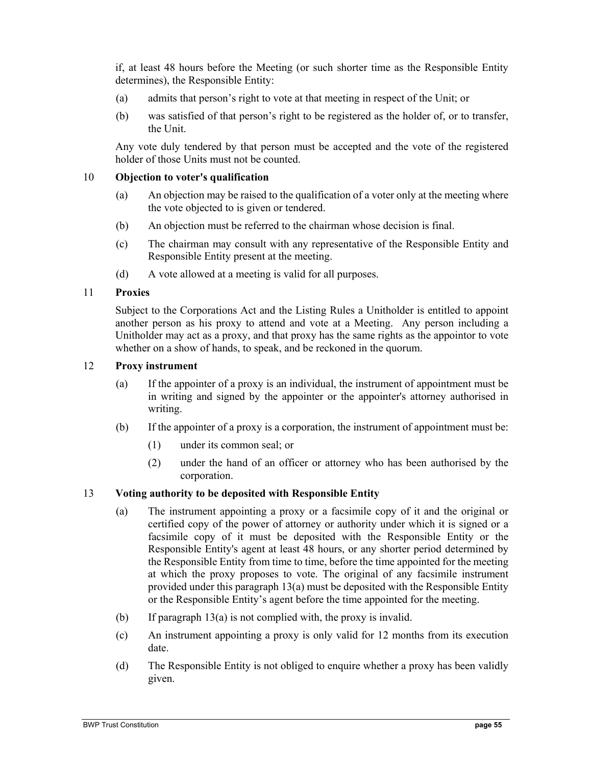if, at least 48 hours before the Meeting (or such shorter time as the Responsible Entity determines), the Responsible Entity:

(a) admits that person's right to vote at that meeting in respect of the Unit; or

(b) was satisfied of that person's right to be registered as the holder of, or to transfer, the Unit.

Any vote duly tendered by that person must be accepted and the vote of the registered holder of those Units must not be counted.

## 10 Objection to voter's qualification

(a) An objection may be raised to the qualification of a voter only at the meeting where the vote objected to is given or tendered.

(b) An objection must be referred to the chairman whose decision is final.

(c) The chairman may consult with any representative of the Responsible Entity and Responsible Entity present at the meeting.

(d) A vote allowed at a meeting is valid for all purposes.

## 11 Proxies

Subject to the Corporations Act and the Listing Rules a Unitholder is entitled to appoint another person as his proxy to attend and vote at a Meeting. Any person including a Unitholder may act as a proxy, and that proxy has the same rights as the appointor to vote whether on a show of hands, to speak, and be reckoned in the quorum.

## 12 Proxy instrument

(a) If the appointer of a proxy is an individual, the instrument of appointment must be in writing and signed by the appointer or the appointer's attorney authorised in writing.

(b) If the appointer of a proxy is a corporation, the instrument of appointment must be:

(1) under its common seal; or

(2) under the hand of an officer or attorney who has been authorised by the corporation.

## 13 Voting authority to be deposited with Responsible Entity

(a) The instrument appointing a proxy or a facsimile copy of it and the original or certified copy of the power of attorney or authority under which it is signed or a facsimile copy of it must be deposited with the Responsible Entity or the Responsible Entity's agent at least 48 hours, or any shorter period determined by the Responsible Entity from time to time, before the time appointed for the meeting at which the proxy proposes to vote. The original of any facsimile instrument provided under this paragraph 13(a) must be deposited with the Responsible Entity or the Responsible Entity's agent before the time appointed for the meeting.

(b) If paragraph 13(a) is not complied with, the proxy is invalid.

(c) An instrument appointing a proxy is only valid for 12 months from its execution date.

(d) The Responsible Entity is not obliged to enquire whether a proxy has been validly given.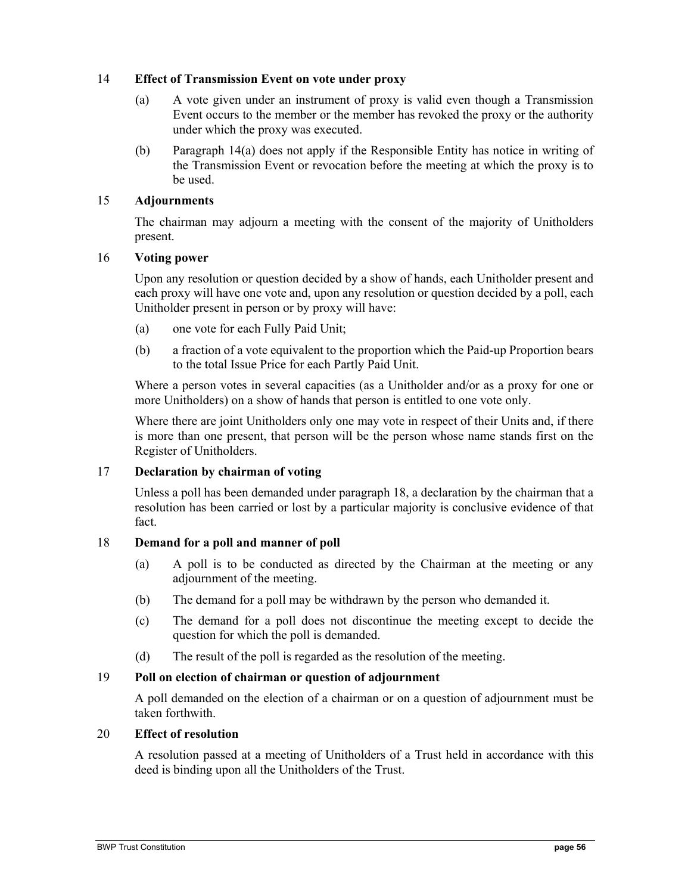14 **Effect of Transmission Event on vote under proxy**

(a) A vote given under an instrument of proxy is valid even though a Transmission Event occurs to the member or the member has revoked the proxy or the authority under which the proxy was executed.

(b) Paragraph 14(a) does not apply if the Responsible Entity has notice in writing of the Transmission Event or revocation before the meeting at which the proxy is to be used.

15 **Adjournments**

The chairman may adjourn a meeting with the consent of the majority of Unitholders present.

16 **Voting power**

Upon any resolution or question decided by a show of hands, each Unitholder present and each proxy will have one vote and, upon any resolution or question decided by a poll, each Unitholder present in person or by proxy will have:

(a) one vote for each Fully Paid Unit;

(b) a fraction of a vote equivalent to the proportion which the Paid-up Proportion bears to the total Issue Price for each Partly Paid Unit.

Where a person votes in several capacities (as a Unitholder and/or as a proxy for one or more Unitholders) on a show of hands that person is entitled to one vote only.

Where there are joint Unitholders only one may vote in respect of their Units and, if there is more than one present, that person will be the person whose name stands first on the Register of Unitholders.

17 **Declaration by chairman of voting**

Unless a poll has been demanded under paragraph 18, a declaration by the chairman that a resolution has been carried or lost by a particular majority is conclusive evidence of that fact.

18 **Demand for a poll and manner of poll**

(a) A poll is to be conducted as directed by the Chairman at the meeting or any adjournment of the meeting.

(b) The demand for a poll may be withdrawn by the person who demanded it.

(c) The demand for a poll does not discontinue the meeting except to decide the question for which the poll is demanded.

(d) The result of the poll is regarded as the resolution of the meeting.

19 **Poll on election of chairman or question of adjournment**

A poll demanded on the election of a chairman or on a question of adjournment must be taken forthwith.

20 **Effect of resolution**

A resolution passed at a meeting of Unitholders of a Trust held in accordance with this deed is binding upon all the Unitholders of the Trust.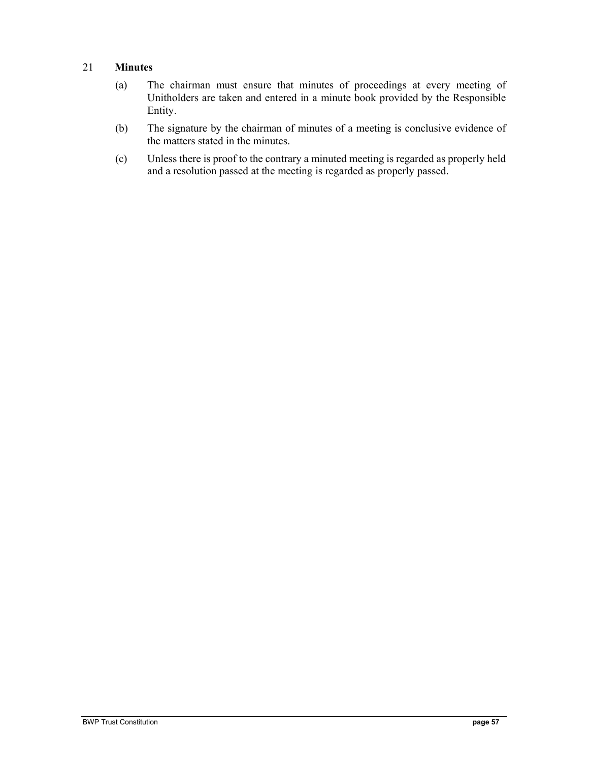## 21 Minutes

(a) The chairman must ensure that minutes of proceedings at every meeting of Unitholders are taken and entered in a minute book provided by the Responsible Entity.

(b) The signature by the chairman of minutes of a meeting is conclusive evidence of the matters stated in the minutes.

(c) Unless there is proof to the contrary a minuted meeting is regarded as properly held and a resolution passed at the meeting is regarded as properly passed.